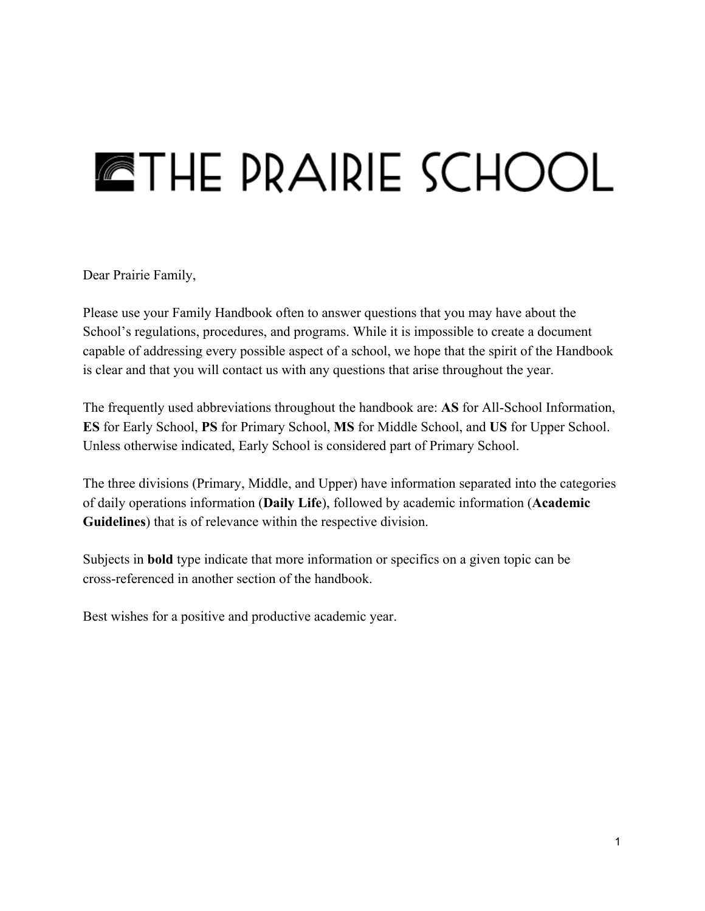# THE PRAIRIE SCHOOL

Dear Prairie Family,

Please use your Family Handbook often to answer questions that you may have about the School's regulations, procedures, and programs. While it is impossible to create a document capable of addressing every possible aspect of a school, we hope that the spirit of the Handbook is clear and that you will contact us with any questions that arise throughout the year.

The frequently used abbreviations throughout the handbook are: **AS** for All-School Information, **ES** for Early School, **PS** for Primary School, **MS** for Middle School, and **US** for Upper School. Unless otherwise indicated, Early School is considered part of Primary School.

The three divisions (Primary, Middle, and Upper) have information separated into the categories of daily operations information (**Daily Life**), followed by academic information (**Academic Guidelines**) that is of relevance within the respective division.

Subjects in **bold** type indicate that more information or specifics on a given topic can be cross-referenced in another section of the handbook.

Best wishes for a positive and productive academic year.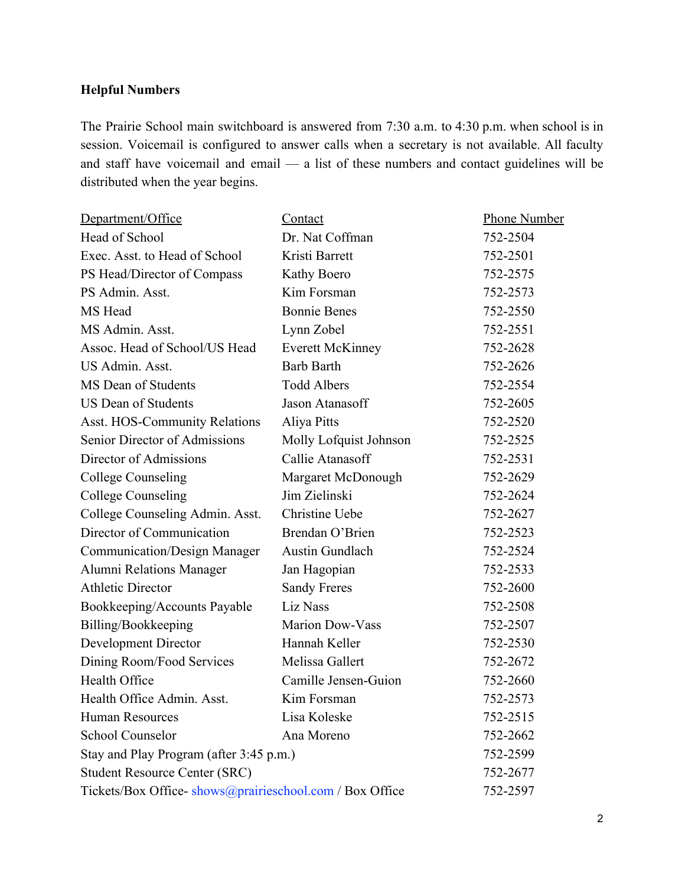**Helpful Numbers**

The Prairie School main switchboard is answered from 7:30 a.m. to 4:30 p.m. when school is in session. Voicemail is configured to answer calls when a secretary is not available. All faculty and staff have voicemail and email — a list of these numbers and contact guidelines will be distributed when the year begins.

| Department/Office | Contact | Phone Number |
|---|---|---|
| Head of School | Dr. Nat Coffman | 752-2504 |
| Exec. Asst. to Head of School | Kristi Barrett | 752-2501 |
| PS Head/Director of Compass | Kathy Boero | 752-2575 |
| PS Admin. Asst. | Kim Forsman | 752-2573 |
| MS Head | Bonnie Benes | 752-2550 |
| MS Admin. Asst. | Lynn Zobel | 752-2551 |
| Assoc. Head of School/US Head | Everett McKinney | 752-2628 |
| US Admin. Asst. | Barb Barth | 752-2626 |
| MS Dean of Students | Todd Albers | 752-2554 |
| US Dean of Students | Jason Atanasoff | 752-2605 |
| Asst. HOS-Community Relations | Aliya Pitts | 752-2520 |
| Senior Director of Admissions | Molly Lofquist Johnson | 752-2525 |
| Director of Admissions | Callie Atanasoff | 752-2531 |
| College Counseling | Margaret McDonough | 752-2629 |
| College Counseling | Jim Zielinski | 752-2624 |
| College Counseling Admin. Asst. | Christine Uebe | 752-2627 |
| Director of Communication | Brendan O'Brien | 752-2523 |
| Communication/Design Manager | Austin Gundlach | 752-2524 |
| Alumni Relations Manager | Jan Hagopian | 752-2533 |
| Athletic Director | Sandy Freres | 752-2600 |
| Bookkeeping/Accounts Payable | Liz Nass | 752-2508 |
| Billing/Bookkeeping | Marion Dow-Vass | 752-2507 |
| Development Director | Hannah Keller | 752-2530 |
| Dining Room/Food Services | Melissa Gallert | 752-2672 |
| Health Office | Camille Jensen-Guion | 752-2660 |
| Health Office Admin. Asst. | Kim Forsman | 752-2573 |
| Human Resources | Lisa Koleske | 752-2515 |
| School Counselor | Ana Moreno | 752-2662 |
| Stay and Play Program (after 3:45 p.m.) | | 752-2599 |
| Student Resource Center (SRC) | | 752-2677 |
| Tickets/Box Office- shows@prairieschool.com / Box Office | | 752-2597 |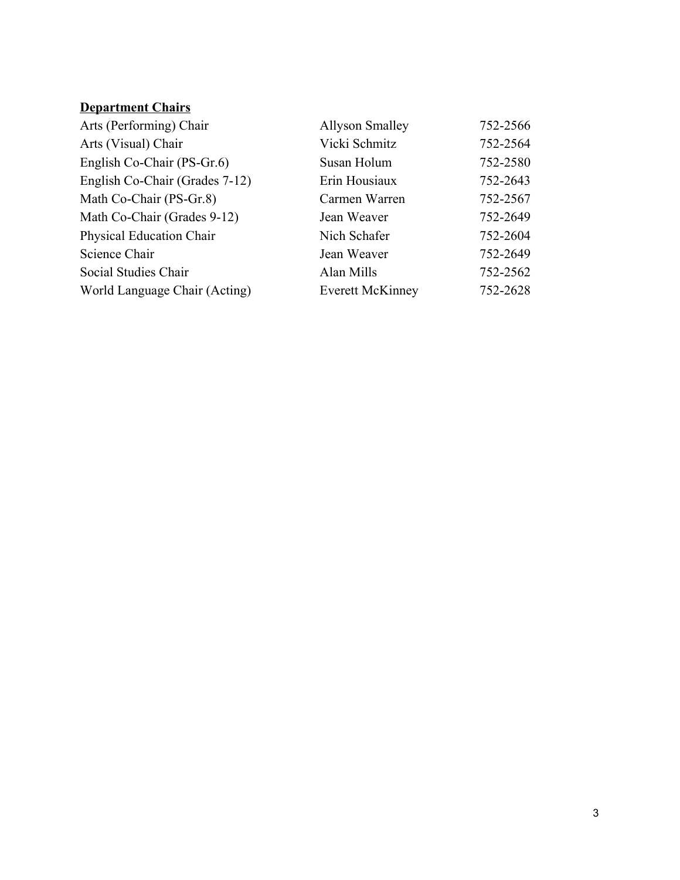**Department Chairs**

| | | |
|---|---|---|
| Arts (Performing) Chair | Allyson Smalley | 752-2566 |
| Arts (Visual) Chair | Vicki Schmitz | 752-2564 |
| English Co-Chair (PS-Gr.6) | Susan Holum | 752-2580 |
| English Co-Chair (Grades 7-12) | Erin Housiaux | 752-2643 |
| Math Co-Chair (PS-Gr.8) | Carmen Warren | 752-2567 |
| Math Co-Chair (Grades 9-12) | Jean Weaver | 752-2649 |
| Physical Education Chair | Nich Schafer | 752-2604 |
| Science Chair | Jean Weaver | 752-2649 |
| Social Studies Chair | Alan Mills | 752-2562 |
| World Language Chair (Acting) | Everett McKinney | 752-2628 |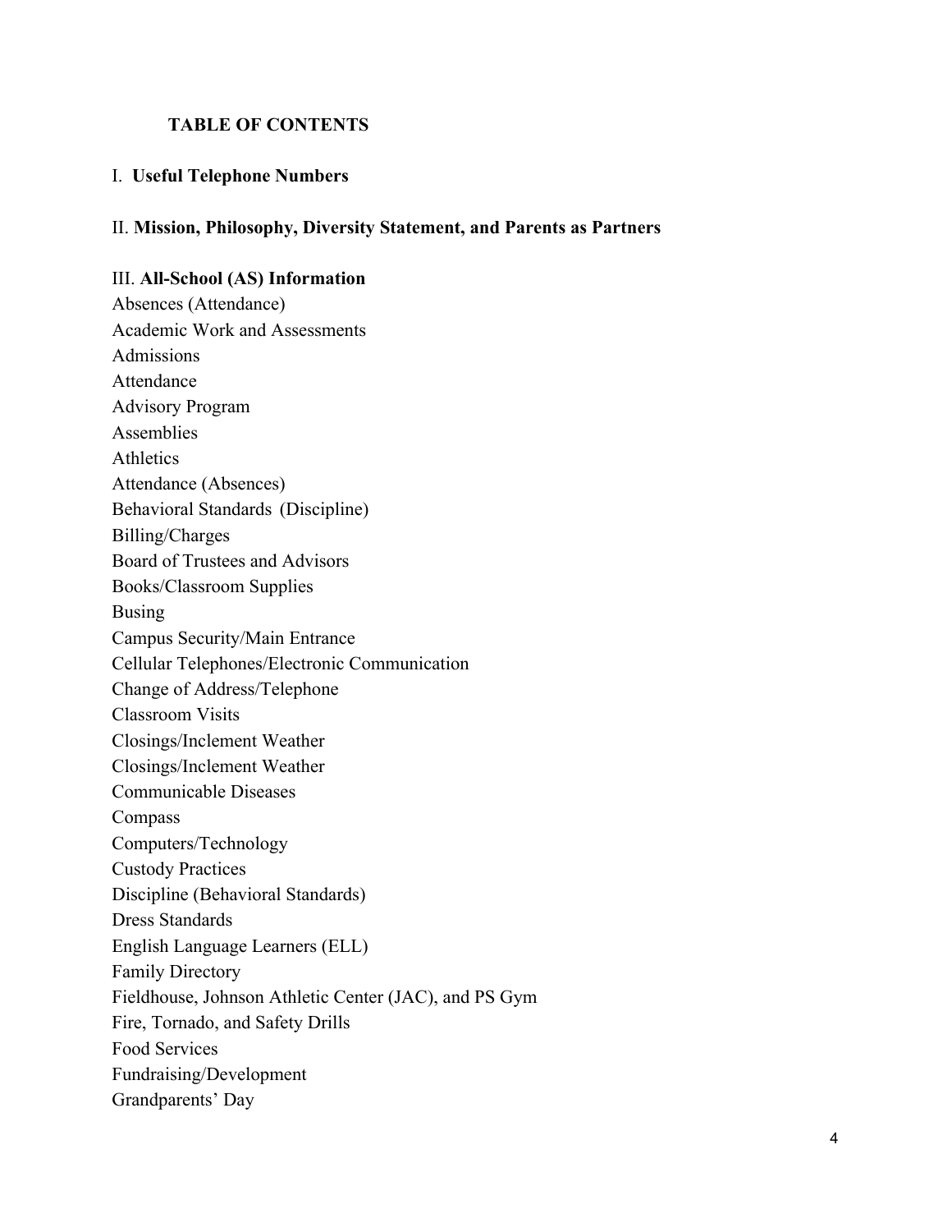## TABLE OF CONTENTS

I. **Useful Telephone Numbers**

II. **Mission, Philosophy, Diversity Statement, and Parents as Partners**

III. **All-School (AS) Information**

Absences (Attendance)  
Academic Work and Assessments  
Admissions  
Attendance  
Advisory Program  
Assemblies  
Athletics  
Attendance (Absences)  
Behavioral Standards (Discipline)  
Billing/Charges  
Board of Trustees and Advisors  
Books/Classroom Supplies  
Busing  
Campus Security/Main Entrance  
Cellular Telephones/Electronic Communication  
Change of Address/Telephone  
Classroom Visits  
Closings/Inclement Weather  
Closings/Inclement Weather  
Communicable Diseases  
Compass  
Computers/Technology  
Custody Practices  
Discipline (Behavioral Standards)  
Dress Standards  
English Language Learners (ELL)  
Family Directory  
Fieldhouse, Johnson Athletic Center (JAC), and PS Gym  
Fire, Tornado, and Safety Drills  
Food Services  
Fundraising/Development  
Grandparents' Day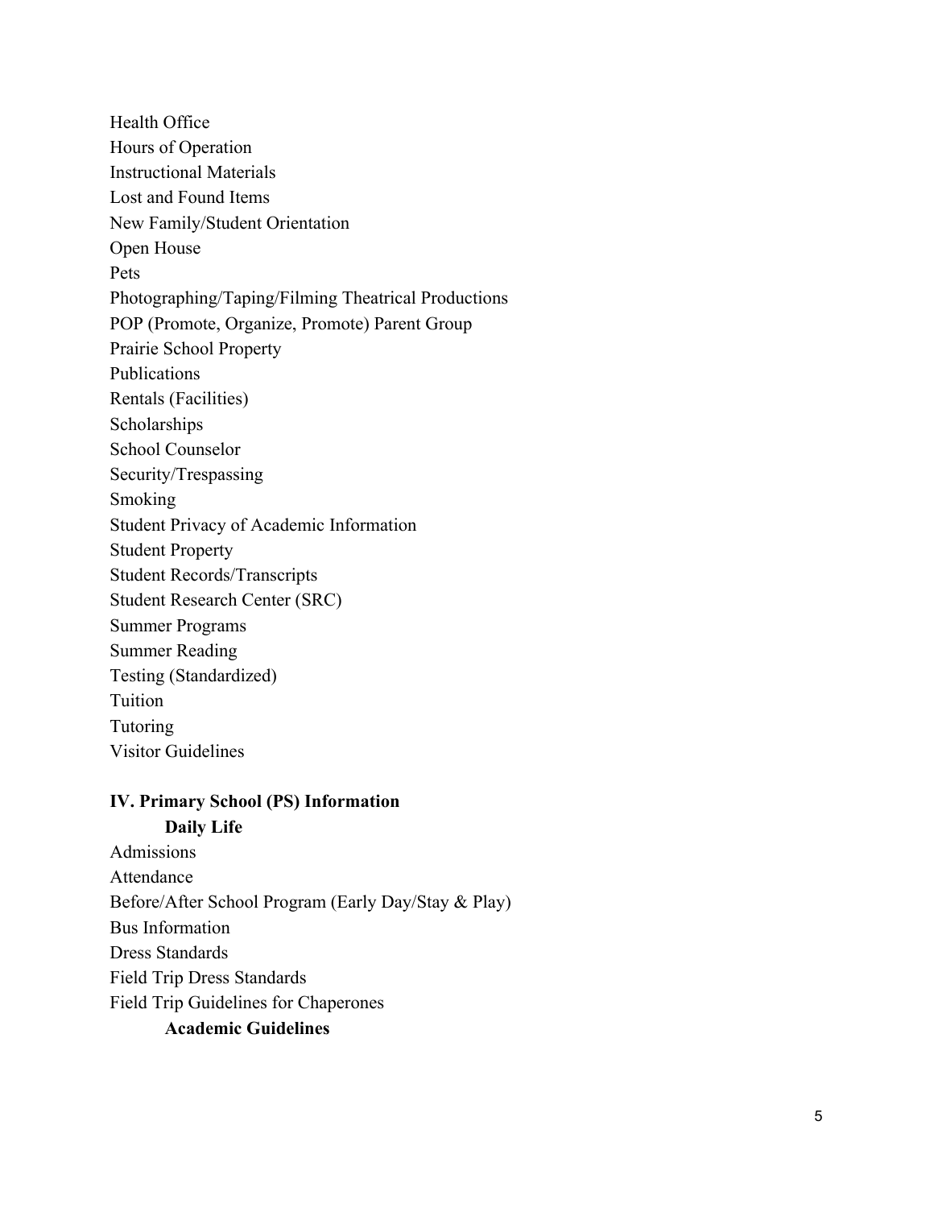Health Office
Hours of Operation
Instructional Materials
Lost and Found Items
New Family/Student Orientation
Open House
Pets
Photographing/Taping/Filming Theatrical Productions
POP (Promote, Organize, Promote) Parent Group
Prairie School Property
Publications
Rentals (Facilities)
Scholarships
School Counselor
Security/Trespassing
Smoking
Student Privacy of Academic Information
Student Property
Student Records/Transcripts
Student Research Center (SRC)
Summer Programs
Summer Reading
Testing (Standardized)
Tuition
Tutoring
Visitor Guidelines

**IV. Primary School (PS) Information**

**Daily Life**

Admissions
Attendance
Before/After School Program (Early Day/Stay & Play)
Bus Information
Dress Standards
Field Trip Dress Standards
Field Trip Guidelines for Chaperones

**Academic Guidelines**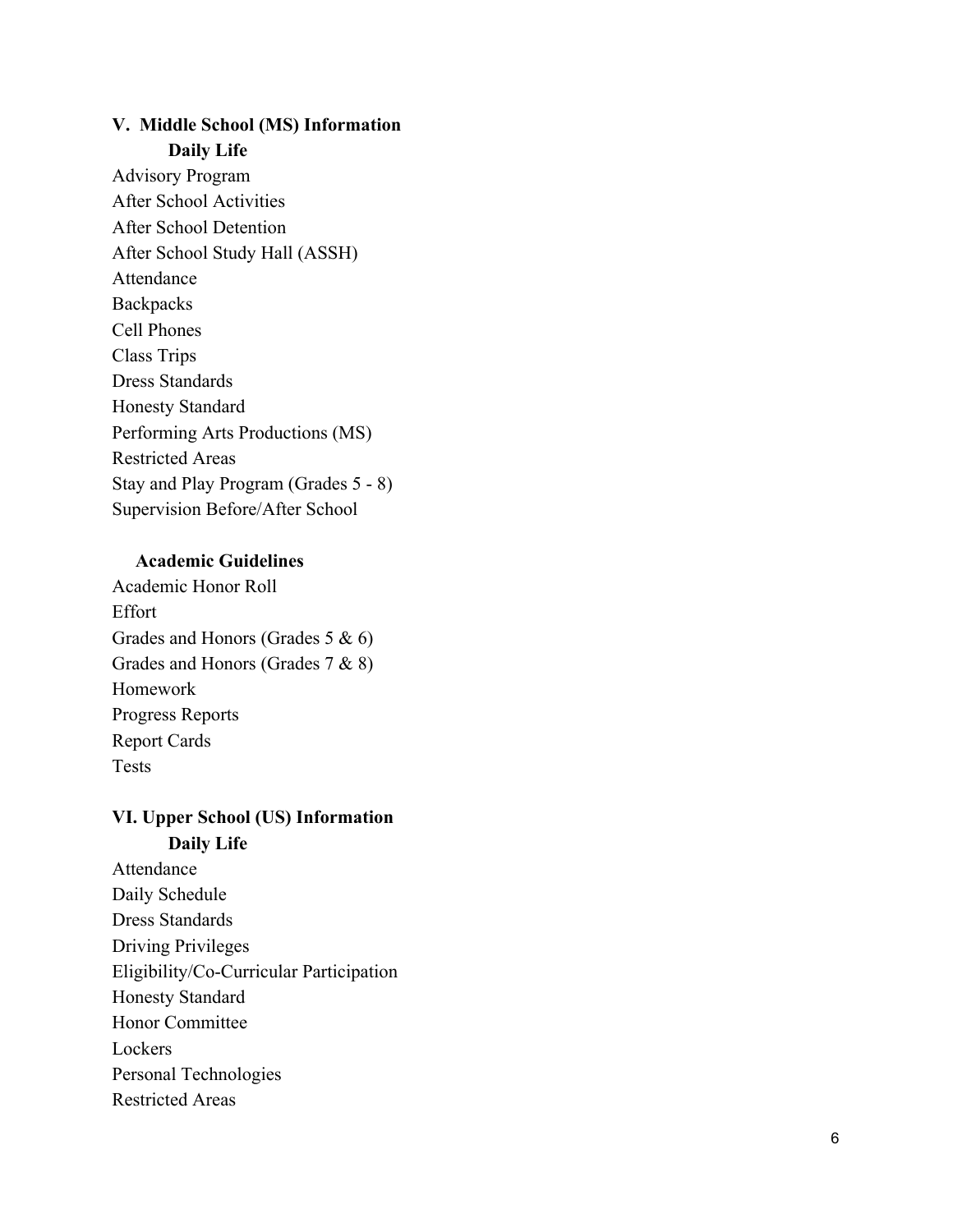## V. Middle School (MS) Information

### Daily Life

Advisory Program
After School Activities
After School Detention
After School Study Hall (ASSH)
Attendance
Backpacks
Cell Phones
Class Trips
Dress Standards
Honesty Standard
Performing Arts Productions (MS)
Restricted Areas
Stay and Play Program (Grades 5 - 8)
Supervision Before/After School

### Academic Guidelines

Academic Honor Roll
Effort
Grades and Honors (Grades 5 & 6)
Grades and Honors (Grades 7 & 8)
Homework
Progress Reports
Report Cards
Tests

## VI. Upper School (US) Information

### Daily Life

Attendance
Daily Schedule
Dress Standards
Driving Privileges
Eligibility/Co-Curricular Participation
Honesty Standard
Honor Committee
Lockers
Personal Technologies
Restricted Areas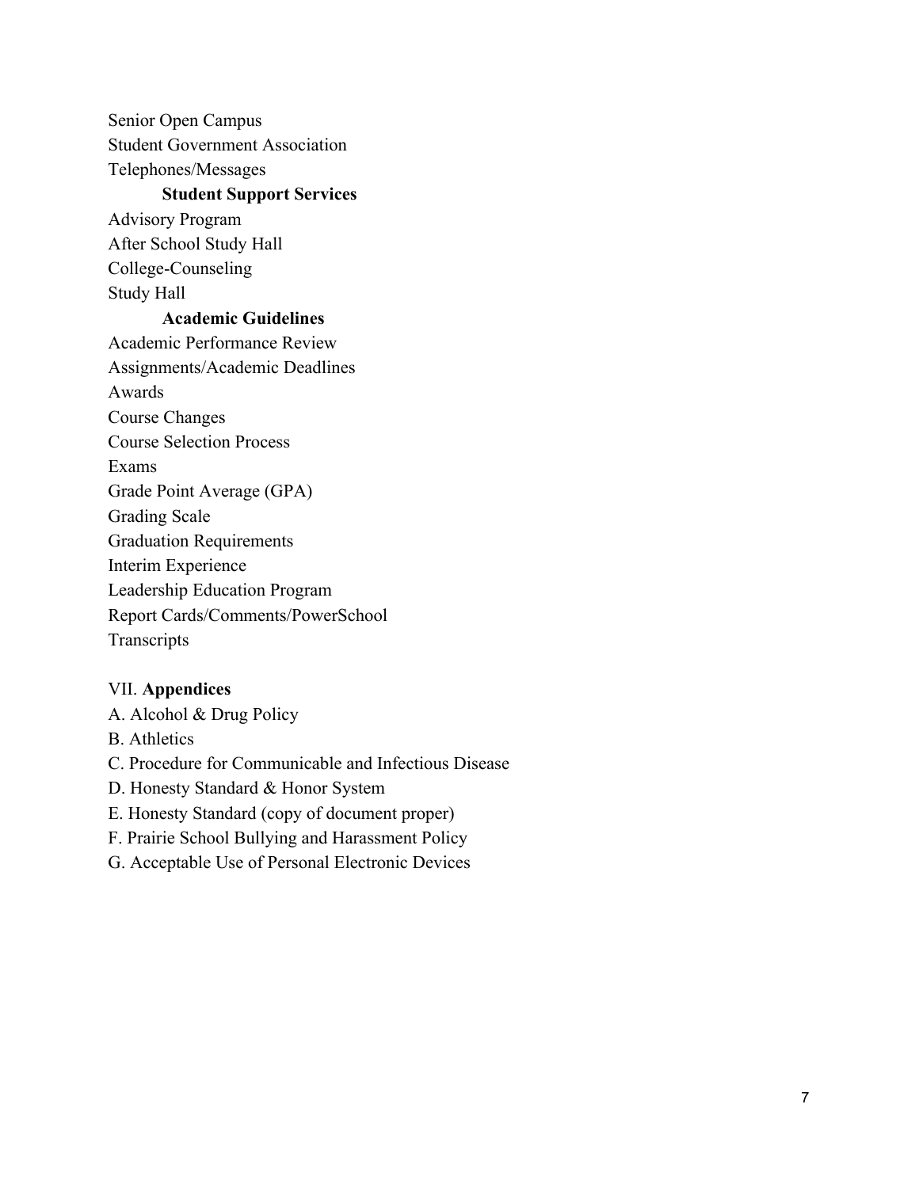Senior Open Campus
Student Government Association
Telephones/Messages

**Student Support Services**

Advisory Program
After School Study Hall
College-Counseling
Study Hall

**Academic Guidelines**

Academic Performance Review
Assignments/Academic Deadlines
Awards
Course Changes
Course Selection Process
Exams
Grade Point Average (GPA)
Grading Scale
Graduation Requirements
Interim Experience
Leadership Education Program
Report Cards/Comments/PowerSchool
Transcripts

VII. **Appendices**

A. Alcohol & Drug Policy
B. Athletics
C. Procedure for Communicable and Infectious Disease
D. Honesty Standard & Honor System
E. Honesty Standard (copy of document proper)
F. Prairie School Bullying and Harassment Policy
G. Acceptable Use of Personal Electronic Devices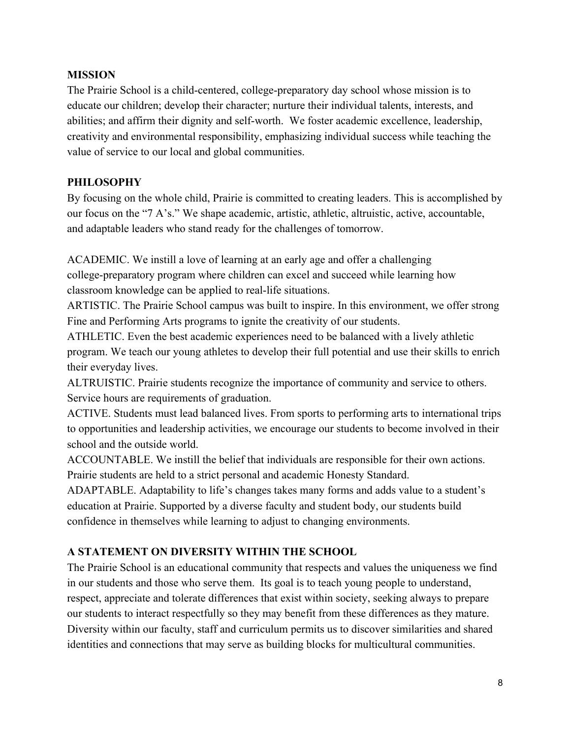## MISSION

The Prairie School is a child-centered, college-preparatory day school whose mission is to educate our children; develop their character; nurture their individual talents, interests, and abilities; and affirm their dignity and self-worth. We foster academic excellence, leadership, creativity and environmental responsibility, emphasizing individual success while teaching the value of service to our local and global communities.

## PHILOSOPHY

By focusing on the whole child, Prairie is committed to creating leaders. This is accomplished by our focus on the "7 A's." We shape academic, artistic, athletic, altruistic, active, accountable, and adaptable leaders who stand ready for the challenges of tomorrow.

ACADEMIC. We instill a love of learning at an early age and offer a challenging college-preparatory program where children can excel and succeed while learning how classroom knowledge can be applied to real-life situations.
ARTISTIC. The Prairie School campus was built to inspire. In this environment, we offer strong Fine and Performing Arts programs to ignite the creativity of our students.
ATHLETIC. Even the best academic experiences need to be balanced with a lively athletic program. We teach our young athletes to develop their full potential and use their skills to enrich their everyday lives.
ALTRUISTIC. Prairie students recognize the importance of community and service to others. Service hours are requirements of graduation.
ACTIVE. Students must lead balanced lives. From sports to performing arts to international trips to opportunities and leadership activities, we encourage our students to become involved in their school and the outside world.
ACCOUNTABLE. We instill the belief that individuals are responsible for their own actions. Prairie students are held to a strict personal and academic Honesty Standard.
ADAPTABLE. Adaptability to life's changes takes many forms and adds value to a student's education at Prairie. Supported by a diverse faculty and student body, our students build confidence in themselves while learning to adjust to changing environments.

## A STATEMENT ON DIVERSITY WITHIN THE SCHOOL

The Prairie School is an educational community that respects and values the uniqueness we find in our students and those who serve them. Its goal is to teach young people to understand, respect, appreciate and tolerate differences that exist within society, seeking always to prepare our students to interact respectfully so they may benefit from these differences as they mature. Diversity within our faculty, staff and curriculum permits us to discover similarities and shared identities and connections that may serve as building blocks for multicultural communities.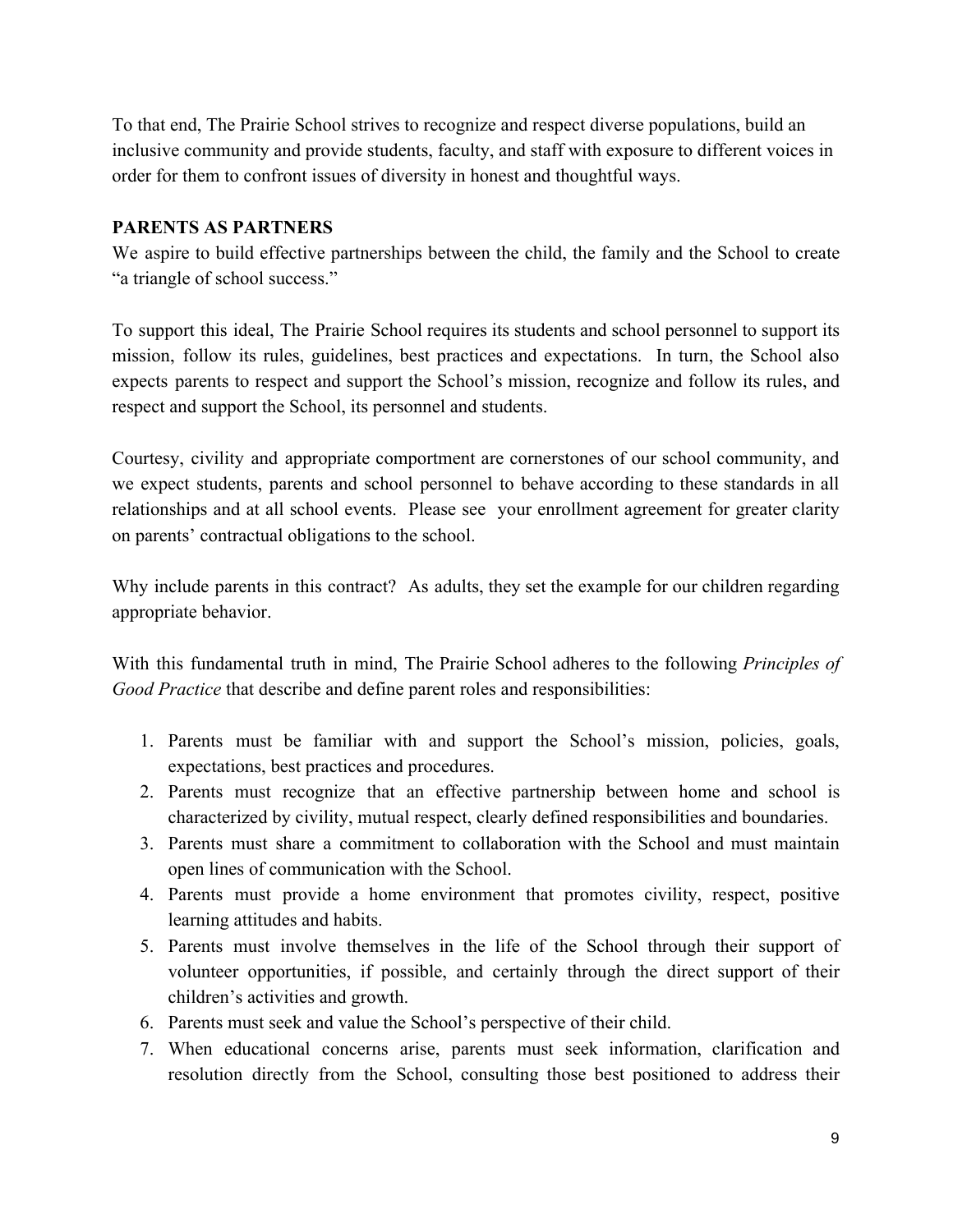To that end, The Prairie School strives to recognize and respect diverse populations, build an inclusive community and provide students, faculty, and staff with exposure to different voices in order for them to confront issues of diversity in honest and thoughtful ways.

**PARENTS AS PARTNERS**

We aspire to build effective partnerships between the child, the family and the School to create "a triangle of school success."

To support this ideal, The Prairie School requires its students and school personnel to support its mission, follow its rules, guidelines, best practices and expectations. In turn, the School also expects parents to respect and support the School's mission, recognize and follow its rules, and respect and support the School, its personnel and students.

Courtesy, civility and appropriate comportment are cornerstones of our school community, and we expect students, parents and school personnel to behave according to these standards in all relationships and at all school events. Please see your enrollment agreement for greater clarity on parents' contractual obligations to the school.

Why include parents in this contract? As adults, they set the example for our children regarding appropriate behavior.

With this fundamental truth in mind, The Prairie School adheres to the following *Principles of Good Practice* that describe and define parent roles and responsibilities:

1. Parents must be familiar with and support the School's mission, policies, goals, expectations, best practices and procedures.
2. Parents must recognize that an effective partnership between home and school is characterized by civility, mutual respect, clearly defined responsibilities and boundaries.
3. Parents must share a commitment to collaboration with the School and must maintain open lines of communication with the School.
4. Parents must provide a home environment that promotes civility, respect, positive learning attitudes and habits.
5. Parents must involve themselves in the life of the School through their support of volunteer opportunities, if possible, and certainly through the direct support of their children's activities and growth.
6. Parents must seek and value the School's perspective of their child.
7. When educational concerns arise, parents must seek information, clarification and resolution directly from the School, consulting those best positioned to address their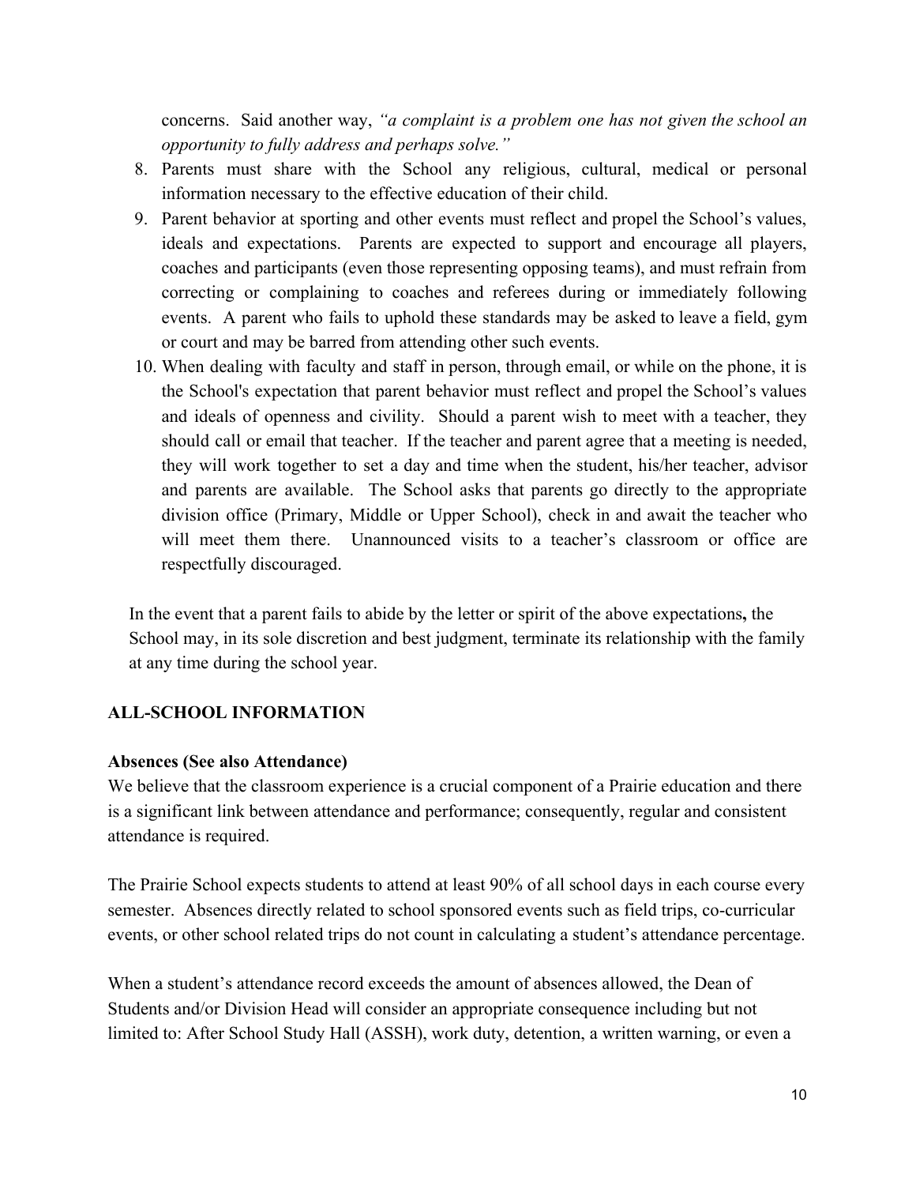concerns. Said another way, *"a complaint is a problem one has not given the school an opportunity to fully address and perhaps solve."*

8. Parents must share with the School any religious, cultural, medical or personal information necessary to the effective education of their child.
9. Parent behavior at sporting and other events must reflect and propel the School's values, ideals and expectations. Parents are expected to support and encourage all players, coaches and participants (even those representing opposing teams), and must refrain from correcting or complaining to coaches and referees during or immediately following events. A parent who fails to uphold these standards may be asked to leave a field, gym or court and may be barred from attending other such events.
10. When dealing with faculty and staff in person, through email, or while on the phone, it is the School's expectation that parent behavior must reflect and propel the School's values and ideals of openness and civility. Should a parent wish to meet with a teacher, they should call or email that teacher. If the teacher and parent agree that a meeting is needed, they will work together to set a day and time when the student, his/her teacher, advisor and parents are available. The School asks that parents go directly to the appropriate division office (Primary, Middle or Upper School), check in and await the teacher who will meet them there. Unannounced visits to a teacher's classroom or office are respectfully discouraged.

In the event that a parent fails to abide by the letter or spirit of the above expectations**,** the School may, in its sole discretion and best judgment, terminate its relationship with the family at any time during the school year.

## ALL-SCHOOL INFORMATION

### Absences (See also Attendance)

We believe that the classroom experience is a crucial component of a Prairie education and there is a significant link between attendance and performance; consequently, regular and consistent attendance is required.

The Prairie School expects students to attend at least 90% of all school days in each course every semester. Absences directly related to school sponsored events such as field trips, co-curricular events, or other school related trips do not count in calculating a student's attendance percentage.

When a student's attendance record exceeds the amount of absences allowed, the Dean of Students and/or Division Head will consider an appropriate consequence including but not limited to: After School Study Hall (ASSH), work duty, detention, a written warning, or even a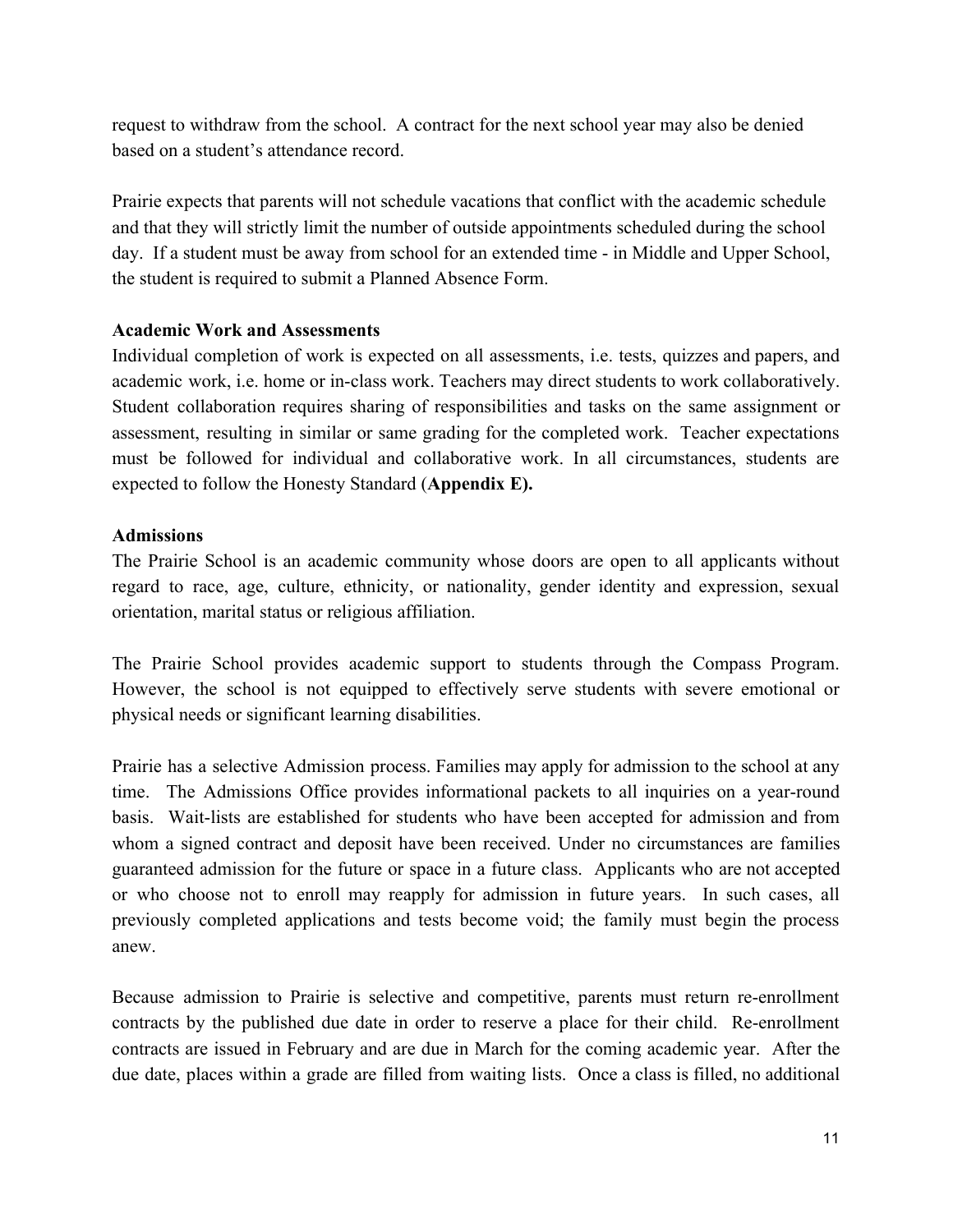request to withdraw from the school. A contract for the next school year may also be denied based on a student's attendance record.

Prairie expects that parents will not schedule vacations that conflict with the academic schedule and that they will strictly limit the number of outside appointments scheduled during the school day. If a student must be away from school for an extended time - in Middle and Upper School, the student is required to submit a Planned Absence Form.

**Academic Work and Assessments**

Individual completion of work is expected on all assessments, i.e. tests, quizzes and papers, and academic work, i.e. home or in-class work. Teachers may direct students to work collaboratively. Student collaboration requires sharing of responsibilities and tasks on the same assignment or assessment, resulting in similar or same grading for the completed work. Teacher expectations must be followed for individual and collaborative work. In all circumstances, students are expected to follow the Honesty Standard (**Appendix E).**

**Admissions**

The Prairie School is an academic community whose doors are open to all applicants without regard to race, age, culture, ethnicity, or nationality, gender identity and expression, sexual orientation, marital status or religious affiliation.

The Prairie School provides academic support to students through the Compass Program. However, the school is not equipped to effectively serve students with severe emotional or physical needs or significant learning disabilities.

Prairie has a selective Admission process. Families may apply for admission to the school at any time. The Admissions Office provides informational packets to all inquiries on a year-round basis. Wait-lists are established for students who have been accepted for admission and from whom a signed contract and deposit have been received. Under no circumstances are families guaranteed admission for the future or space in a future class. Applicants who are not accepted or who choose not to enroll may reapply for admission in future years. In such cases, all previously completed applications and tests become void; the family must begin the process anew.

Because admission to Prairie is selective and competitive, parents must return re-enrollment contracts by the published due date in order to reserve a place for their child. Re-enrollment contracts are issued in February and are due in March for the coming academic year. After the due date, places within a grade are filled from waiting lists. Once a class is filled, no additional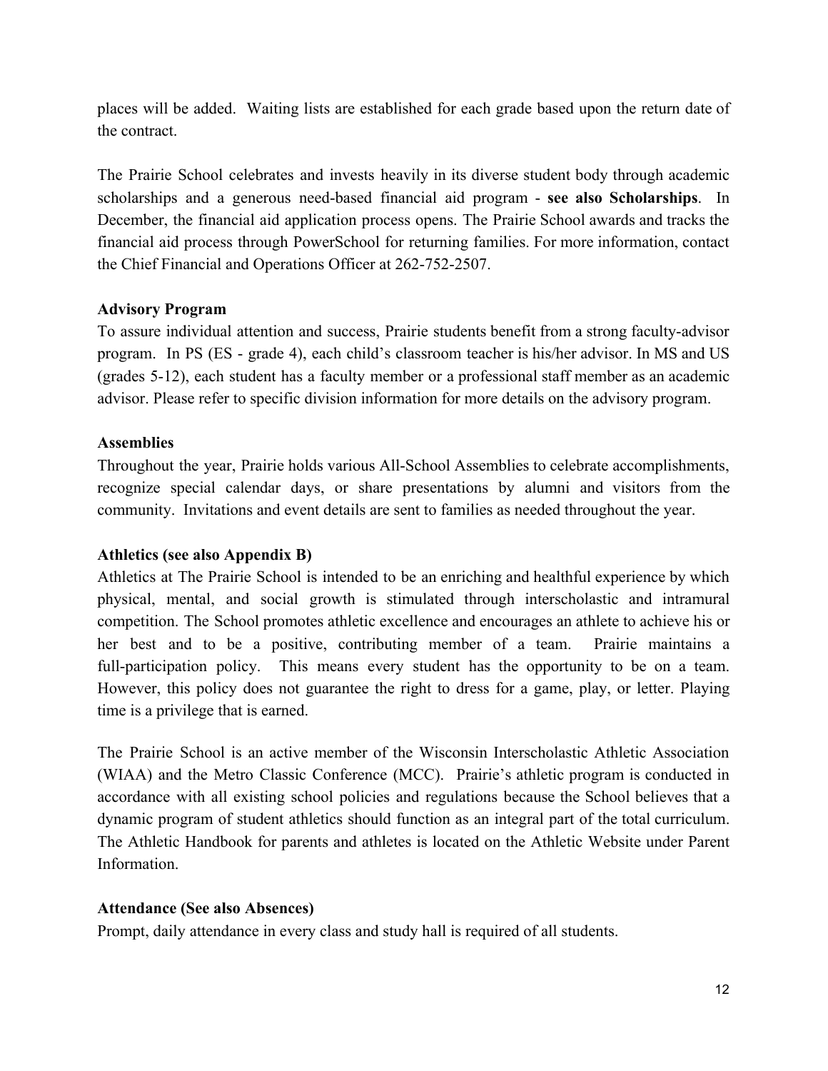places will be added. Waiting lists are established for each grade based upon the return date of the contract.

The Prairie School celebrates and invests heavily in its diverse student body through academic scholarships and a generous need-based financial aid program - **see also Scholarships**. In December, the financial aid application process opens. The Prairie School awards and tracks the financial aid process through PowerSchool for returning families. For more information, contact the Chief Financial and Operations Officer at 262-752-2507.

**Advisory Program**

To assure individual attention and success, Prairie students benefit from a strong faculty-advisor program. In PS (ES - grade 4), each child's classroom teacher is his/her advisor. In MS and US (grades 5-12), each student has a faculty member or a professional staff member as an academic advisor. Please refer to specific division information for more details on the advisory program.

**Assemblies**

Throughout the year, Prairie holds various All-School Assemblies to celebrate accomplishments, recognize special calendar days, or share presentations by alumni and visitors from the community. Invitations and event details are sent to families as needed throughout the year.

**Athletics (see also Appendix B)**

Athletics at The Prairie School is intended to be an enriching and healthful experience by which physical, mental, and social growth is stimulated through interscholastic and intramural competition. The School promotes athletic excellence and encourages an athlete to achieve his or her best and to be a positive, contributing member of a team. Prairie maintains a full-participation policy. This means every student has the opportunity to be on a team. However, this policy does not guarantee the right to dress for a game, play, or letter. Playing time is a privilege that is earned.

The Prairie School is an active member of the Wisconsin Interscholastic Athletic Association (WIAA) and the Metro Classic Conference (MCC). Prairie's athletic program is conducted in accordance with all existing school policies and regulations because the School believes that a dynamic program of student athletics should function as an integral part of the total curriculum. The Athletic Handbook for parents and athletes is located on the Athletic Website under Parent Information.

**Attendance (See also Absences)**

Prompt, daily attendance in every class and study hall is required of all students.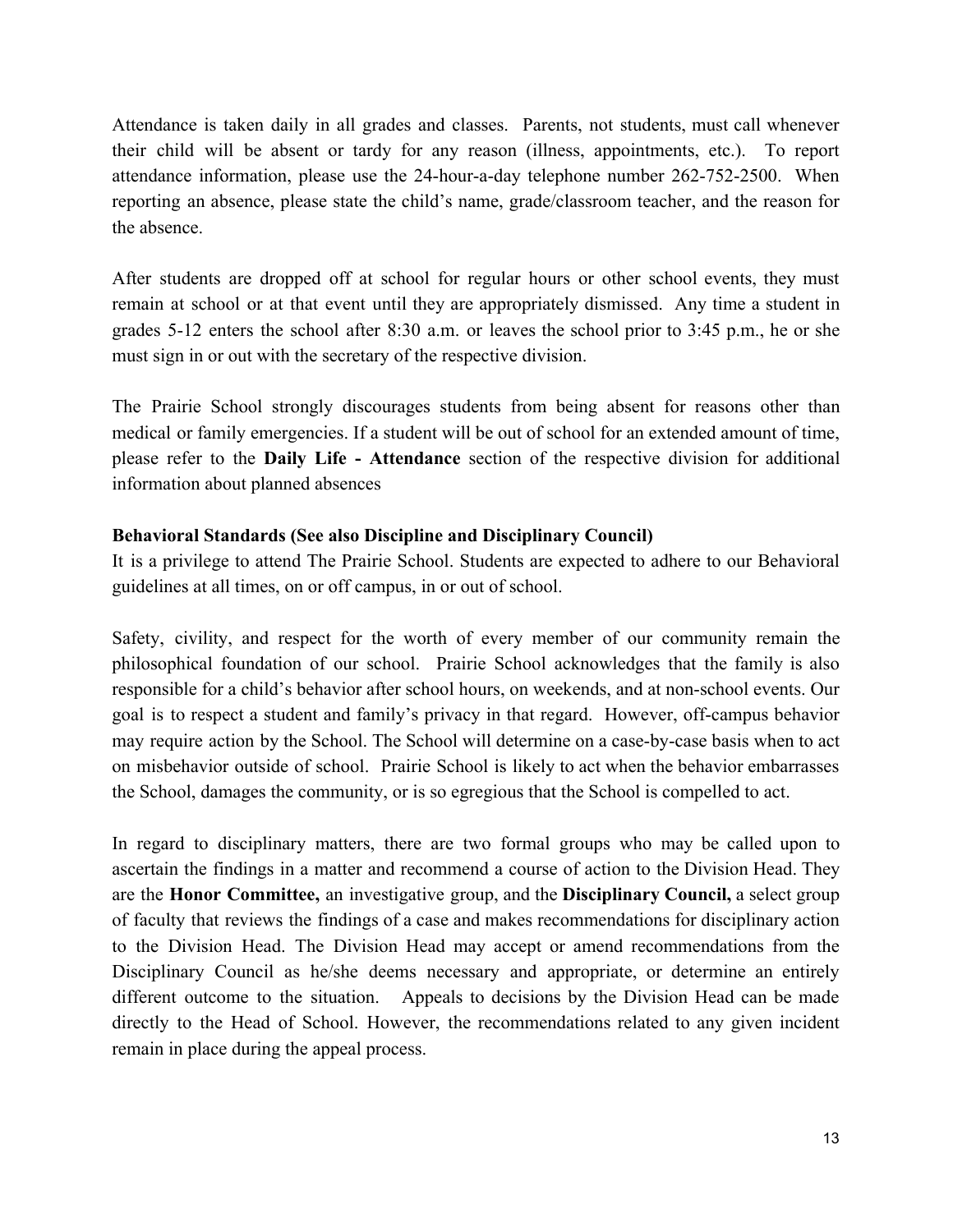Attendance is taken daily in all grades and classes. Parents, not students, must call whenever their child will be absent or tardy for any reason (illness, appointments, etc.). To report attendance information, please use the 24-hour-a-day telephone number 262-752-2500. When reporting an absence, please state the child's name, grade/classroom teacher, and the reason for the absence.

After students are dropped off at school for regular hours or other school events, they must remain at school or at that event until they are appropriately dismissed. Any time a student in grades 5-12 enters the school after 8:30 a.m. or leaves the school prior to 3:45 p.m., he or she must sign in or out with the secretary of the respective division.

The Prairie School strongly discourages students from being absent for reasons other than medical or family emergencies. If a student will be out of school for an extended amount of time, please refer to the **Daily Life - Attendance** section of the respective division for additional information about planned absences

**Behavioral Standards (See also Discipline and Disciplinary Council)**

It is a privilege to attend The Prairie School. Students are expected to adhere to our Behavioral guidelines at all times, on or off campus, in or out of school.

Safety, civility, and respect for the worth of every member of our community remain the philosophical foundation of our school. Prairie School acknowledges that the family is also responsible for a child's behavior after school hours, on weekends, and at non-school events. Our goal is to respect a student and family's privacy in that regard. However, off-campus behavior may require action by the School. The School will determine on a case-by-case basis when to act on misbehavior outside of school. Prairie School is likely to act when the behavior embarrasses the School, damages the community, or is so egregious that the School is compelled to act.

In regard to disciplinary matters, there are two formal groups who may be called upon to ascertain the findings in a matter and recommend a course of action to the Division Head. They are the **Honor Committee,** an investigative group, and the **Disciplinary Council,** a select group of faculty that reviews the findings of a case and makes recommendations for disciplinary action to the Division Head. The Division Head may accept or amend recommendations from the Disciplinary Council as he/she deems necessary and appropriate, or determine an entirely different outcome to the situation. Appeals to decisions by the Division Head can be made directly to the Head of School. However, the recommendations related to any given incident remain in place during the appeal process.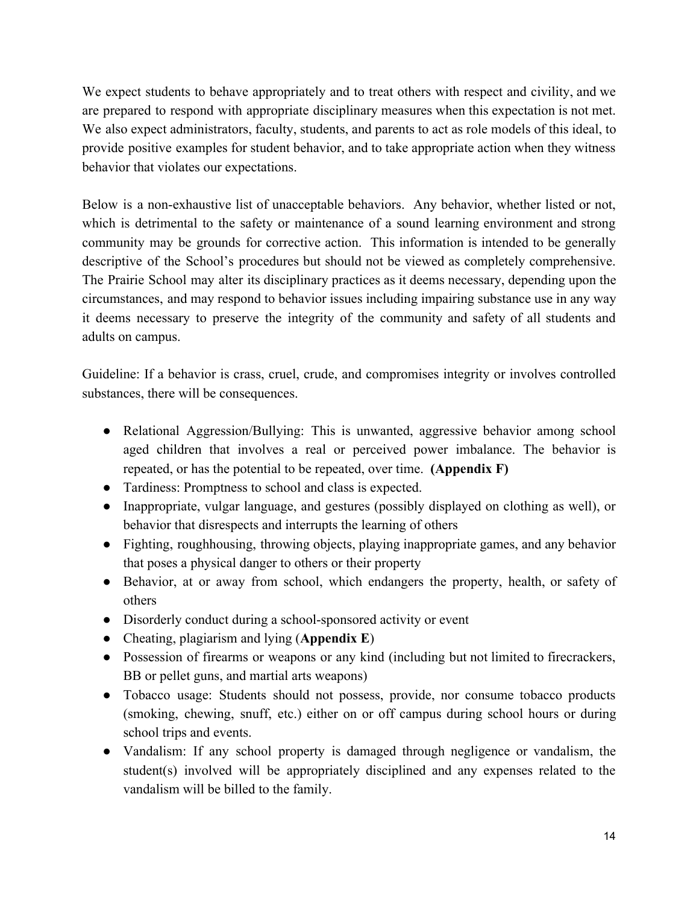We expect students to behave appropriately and to treat others with respect and civility, and we are prepared to respond with appropriate disciplinary measures when this expectation is not met. We also expect administrators, faculty, students, and parents to act as role models of this ideal, to provide positive examples for student behavior, and to take appropriate action when they witness behavior that violates our expectations.

Below is a non-exhaustive list of unacceptable behaviors. Any behavior, whether listed or not, which is detrimental to the safety or maintenance of a sound learning environment and strong community may be grounds for corrective action. This information is intended to be generally descriptive of the School's procedures but should not be viewed as completely comprehensive. The Prairie School may alter its disciplinary practices as it deems necessary, depending upon the circumstances, and may respond to behavior issues including impairing substance use in any way it deems necessary to preserve the integrity of the community and safety of all students and adults on campus.

Guideline: If a behavior is crass, cruel, crude, and compromises integrity or involves controlled substances, there will be consequences.

- Relational Aggression/Bullying: This is unwanted, aggressive behavior among school aged children that involves a real or perceived power imbalance. The behavior is repeated, or has the potential to be repeated, over time. **(Appendix F)**
- Tardiness: Promptness to school and class is expected.
- Inappropriate, vulgar language, and gestures (possibly displayed on clothing as well), or behavior that disrespects and interrupts the learning of others
- Fighting, roughhousing, throwing objects, playing inappropriate games, and any behavior that poses a physical danger to others or their property
- Behavior, at or away from school, which endangers the property, health, or safety of others
- Disorderly conduct during a school-sponsored activity or event
- Cheating, plagiarism and lying (**Appendix E**)
- Possession of firearms or weapons or any kind (including but not limited to firecrackers, BB or pellet guns, and martial arts weapons)
- Tobacco usage: Students should not possess, provide, nor consume tobacco products (smoking, chewing, snuff, etc.) either on or off campus during school hours or during school trips and events.
- Vandalism: If any school property is damaged through negligence or vandalism, the student(s) involved will be appropriately disciplined and any expenses related to the vandalism will be billed to the family.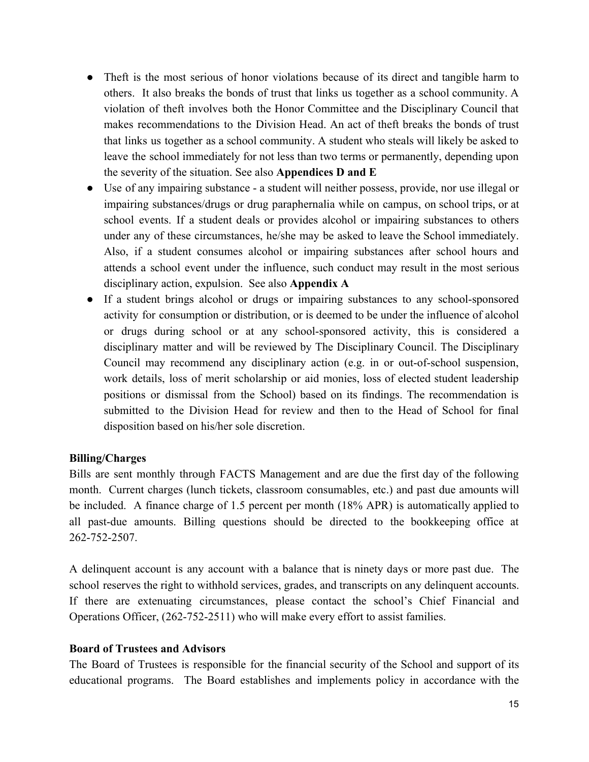- Theft is the most serious of honor violations because of its direct and tangible harm to others. It also breaks the bonds of trust that links us together as a school community. A violation of theft involves both the Honor Committee and the Disciplinary Council that makes recommendations to the Division Head. An act of theft breaks the bonds of trust that links us together as a school community. A student who steals will likely be asked to leave the school immediately for not less than two terms or permanently, depending upon the severity of the situation. See also **Appendices D and E**
- Use of any impairing substance - a student will neither possess, provide, nor use illegal or impairing substances/drugs or drug paraphernalia while on campus, on school trips, or at school events. If a student deals or provides alcohol or impairing substances to others under any of these circumstances, he/she may be asked to leave the School immediately. Also, if a student consumes alcohol or impairing substances after school hours and attends a school event under the influence, such conduct may result in the most serious disciplinary action, expulsion. See also **Appendix A**
- If a student brings alcohol or drugs or impairing substances to any school-sponsored activity for consumption or distribution, or is deemed to be under the influence of alcohol or drugs during school or at any school-sponsored activity, this is considered a disciplinary matter and will be reviewed by The Disciplinary Council. The Disciplinary Council may recommend any disciplinary action (e.g. in or out-of-school suspension, work details, loss of merit scholarship or aid monies, loss of elected student leadership positions or dismissal from the School) based on its findings. The recommendation is submitted to the Division Head for review and then to the Head of School for final disposition based on his/her sole discretion.

**Billing/Charges**

Bills are sent monthly through FACTS Management and are due the first day of the following month. Current charges (lunch tickets, classroom consumables, etc.) and past due amounts will be included. A finance charge of 1.5 percent per month (18% APR) is automatically applied to all past-due amounts. Billing questions should be directed to the bookkeeping office at 262-752-2507.

A delinquent account is any account with a balance that is ninety days or more past due. The school reserves the right to withhold services, grades, and transcripts on any delinquent accounts. If there are extenuating circumstances, please contact the school's Chief Financial and Operations Officer, (262-752-2511) who will make every effort to assist families.

**Board of Trustees and Advisors**

The Board of Trustees is responsible for the financial security of the School and support of its educational programs. The Board establishes and implements policy in accordance with the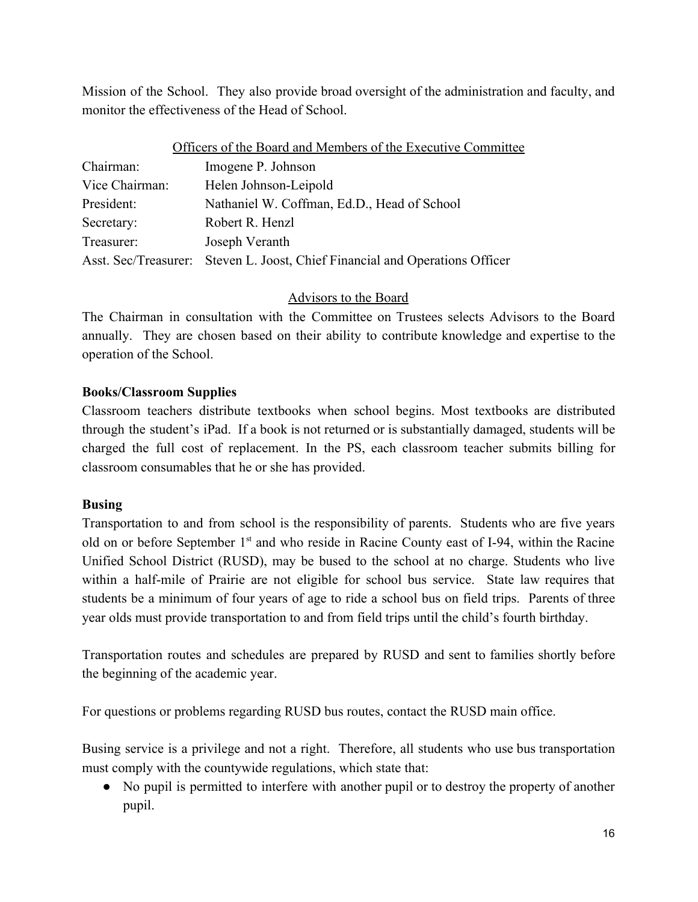Mission of the School. They also provide broad oversight of the administration and faculty, and monitor the effectiveness of the Head of School.

Officers of the Board and Members of the Executive Committee

| | |
|---|---|
| Chairman: | Imogene P. Johnson |
| Vice Chairman: | Helen Johnson-Leipold |
| President: | Nathaniel W. Coffman, Ed.D., Head of School |
| Secretary: | Robert R. Henzl |
| Treasurer: | Joseph Veranth |
| Asst. Sec/Treasurer: | Steven L. Joost, Chief Financial and Operations Officer |

Advisors to the Board

The Chairman in consultation with the Committee on Trustees selects Advisors to the Board annually. They are chosen based on their ability to contribute knowledge and expertise to the operation of the School.

**Books/Classroom Supplies**

Classroom teachers distribute textbooks when school begins. Most textbooks are distributed through the student's iPad. If a book is not returned or is substantially damaged, students will be charged the full cost of replacement. In the PS, each classroom teacher submits billing for classroom consumables that he or she has provided.

**Busing**

Transportation to and from school is the responsibility of parents. Students who are five years old on or before September 1st and who reside in Racine County east of I-94, within the Racine Unified School District (RUSD), may be bused to the school at no charge. Students who live within a half-mile of Prairie are not eligible for school bus service. State law requires that students be a minimum of four years of age to ride a school bus on field trips. Parents of three year olds must provide transportation to and from field trips until the child's fourth birthday.

Transportation routes and schedules are prepared by RUSD and sent to families shortly before the beginning of the academic year.

For questions or problems regarding RUSD bus routes, contact the RUSD main office.

Busing service is a privilege and not a right. Therefore, all students who use bus transportation must comply with the countywide regulations, which state that:

- No pupil is permitted to interfere with another pupil or to destroy the property of another pupil.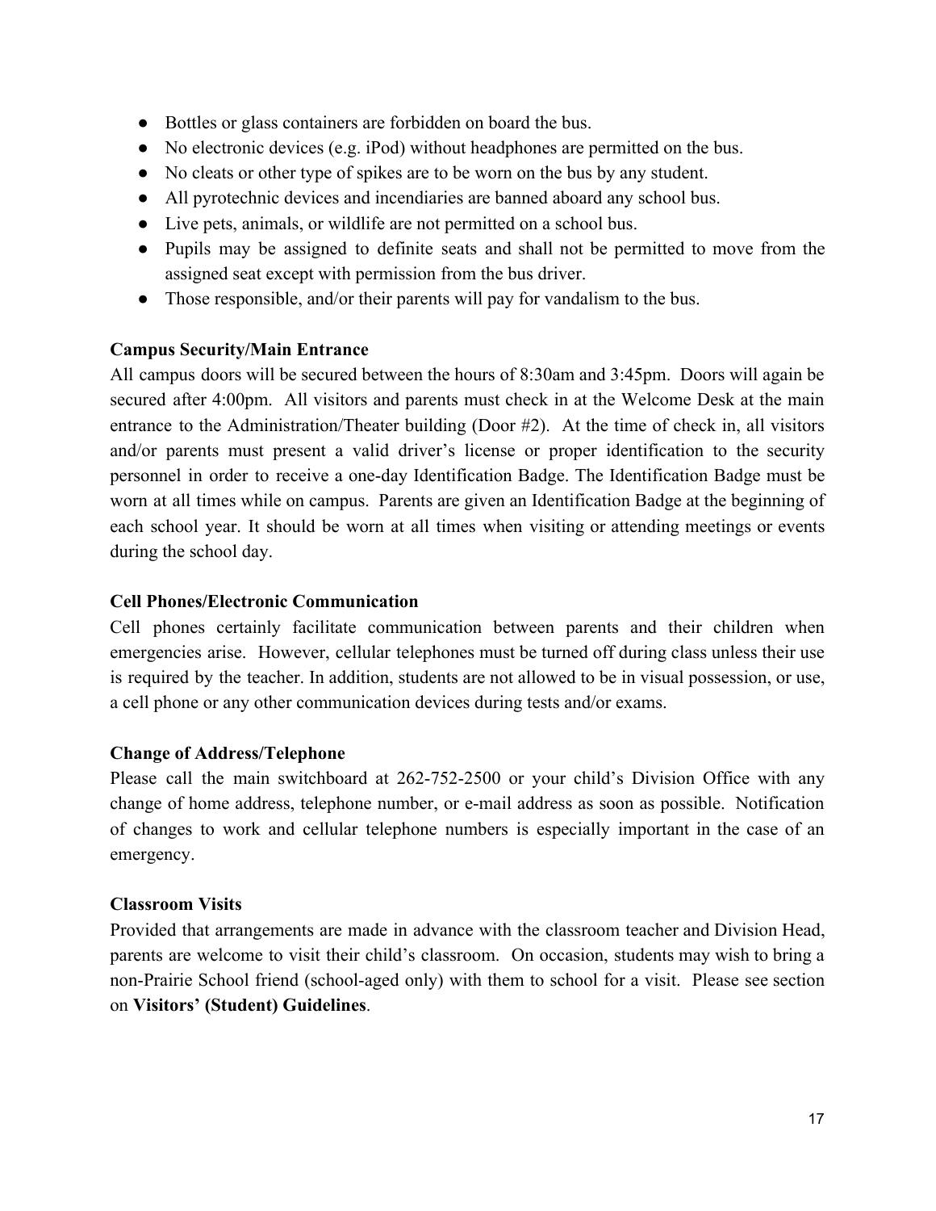- Bottles or glass containers are forbidden on board the bus.
- No electronic devices (e.g. iPod) without headphones are permitted on the bus.
- No cleats or other type of spikes are to be worn on the bus by any student.
- All pyrotechnic devices and incendiaries are banned aboard any school bus.
- Live pets, animals, or wildlife are not permitted on a school bus.
- Pupils may be assigned to definite seats and shall not be permitted to move from the assigned seat except with permission from the bus driver.
- Those responsible, and/or their parents will pay for vandalism to the bus.

**Campus Security/Main Entrance**

All campus doors will be secured between the hours of 8:30am and 3:45pm. Doors will again be secured after 4:00pm. All visitors and parents must check in at the Welcome Desk at the main entrance to the Administration/Theater building (Door #2). At the time of check in, all visitors and/or parents must present a valid driver's license or proper identification to the security personnel in order to receive a one-day Identification Badge. The Identification Badge must be worn at all times while on campus. Parents are given an Identification Badge at the beginning of each school year. It should be worn at all times when visiting or attending meetings or events during the school day.

**Cell Phones/Electronic Communication**

Cell phones certainly facilitate communication between parents and their children when emergencies arise. However, cellular telephones must be turned off during class unless their use is required by the teacher. In addition, students are not allowed to be in visual possession, or use, a cell phone or any other communication devices during tests and/or exams.

**Change of Address/Telephone**

Please call the main switchboard at 262-752-2500 or your child's Division Office with any change of home address, telephone number, or e-mail address as soon as possible. Notification of changes to work and cellular telephone numbers is especially important in the case of an emergency.

**Classroom Visits**

Provided that arrangements are made in advance with the classroom teacher and Division Head, parents are welcome to visit their child's classroom. On occasion, students may wish to bring a non-Prairie School friend (school-aged only) with them to school for a visit. Please see section on **Visitors' (Student) Guidelines**.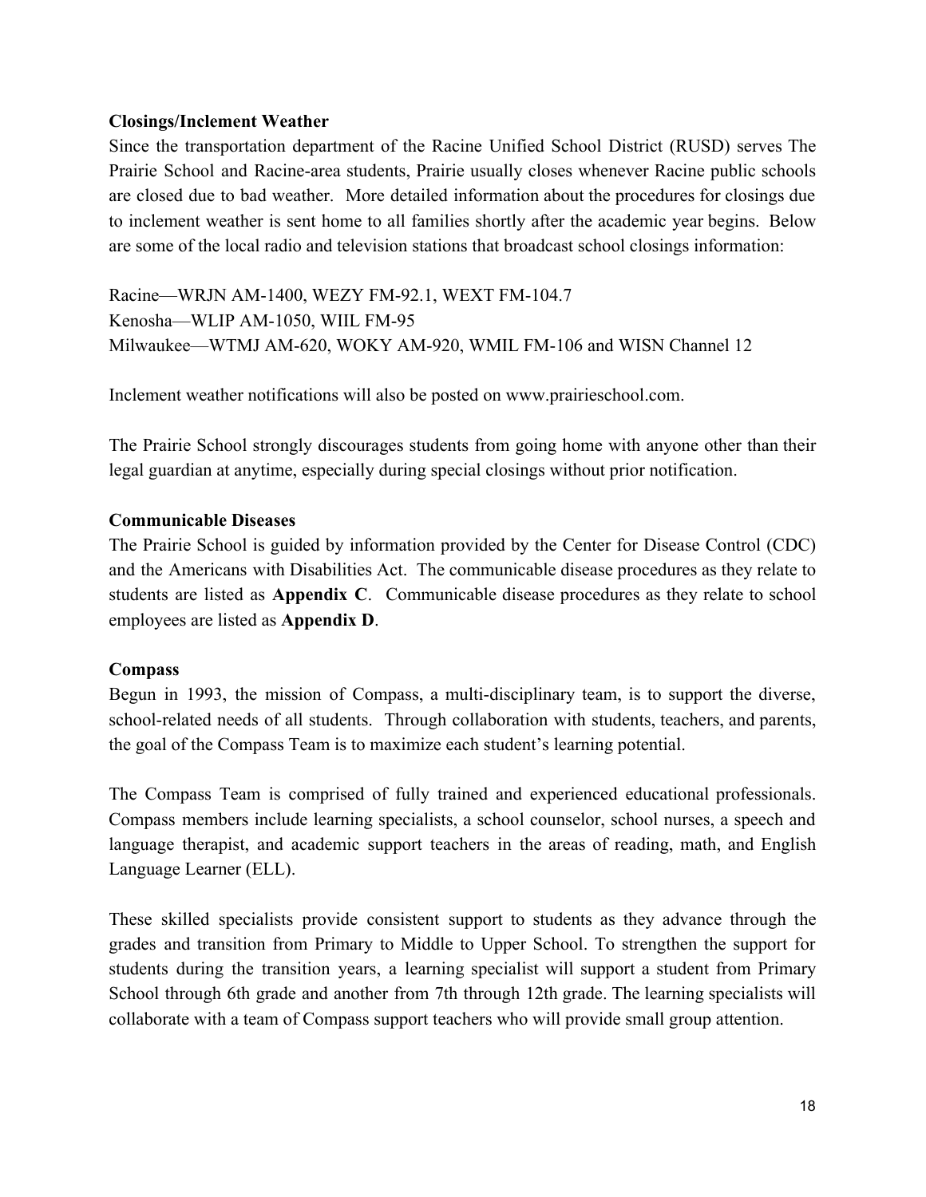**Closings/Inclement Weather**

Since the transportation department of the Racine Unified School District (RUSD) serves The Prairie School and Racine-area students, Prairie usually closes whenever Racine public schools are closed due to bad weather. More detailed information about the procedures for closings due to inclement weather is sent home to all families shortly after the academic year begins. Below are some of the local radio and television stations that broadcast school closings information:

Racine—WRJN AM-1400, WEZY FM-92.1, WEXT FM-104.7
Kenosha—WLIP AM-1050, WIIL FM-95
Milwaukee—WTMJ AM-620, WOKY AM-920, WMIL FM-106 and WISN Channel 12

Inclement weather notifications will also be posted on www.prairieschool.com.

The Prairie School strongly discourages students from going home with anyone other than their legal guardian at anytime, especially during special closings without prior notification.

**Communicable Diseases**

The Prairie School is guided by information provided by the Center for Disease Control (CDC) and the Americans with Disabilities Act. The communicable disease procedures as they relate to students are listed as **Appendix C**. Communicable disease procedures as they relate to school employees are listed as **Appendix D**.

**Compass**

Begun in 1993, the mission of Compass, a multi-disciplinary team, is to support the diverse, school-related needs of all students. Through collaboration with students, teachers, and parents, the goal of the Compass Team is to maximize each student's learning potential.

The Compass Team is comprised of fully trained and experienced educational professionals. Compass members include learning specialists, a school counselor, school nurses, a speech and language therapist, and academic support teachers in the areas of reading, math, and English Language Learner (ELL).

These skilled specialists provide consistent support to students as they advance through the grades and transition from Primary to Middle to Upper School. To strengthen the support for students during the transition years, a learning specialist will support a student from Primary School through 6th grade and another from 7th through 12th grade. The learning specialists will collaborate with a team of Compass support teachers who will provide small group attention.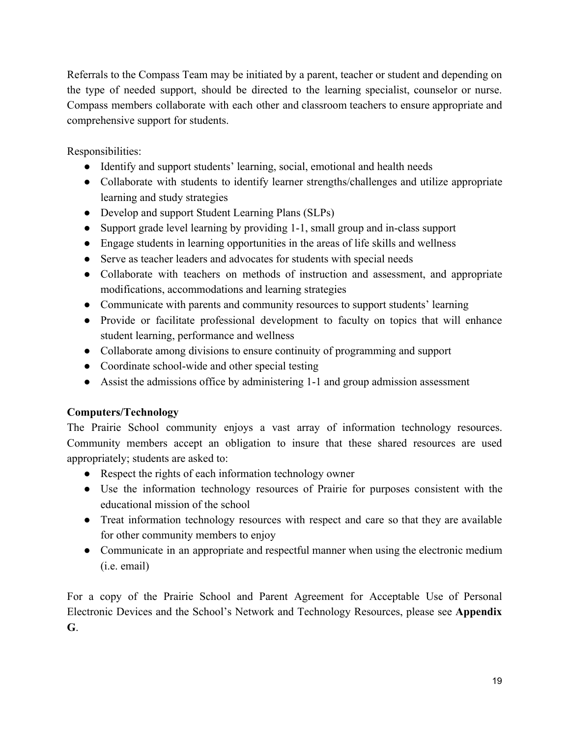Referrals to the Compass Team may be initiated by a parent, teacher or student and depending on the type of needed support, should be directed to the learning specialist, counselor or nurse. Compass members collaborate with each other and classroom teachers to ensure appropriate and comprehensive support for students.

Responsibilities:

- Identify and support students' learning, social, emotional and health needs
- Collaborate with students to identify learner strengths/challenges and utilize appropriate learning and study strategies
- Develop and support Student Learning Plans (SLPs)
- Support grade level learning by providing 1-1, small group and in-class support
- Engage students in learning opportunities in the areas of life skills and wellness
- Serve as teacher leaders and advocates for students with special needs
- Collaborate with teachers on methods of instruction and assessment, and appropriate modifications, accommodations and learning strategies
- Communicate with parents and community resources to support students' learning
- Provide or facilitate professional development to faculty on topics that will enhance student learning, performance and wellness
- Collaborate among divisions to ensure continuity of programming and support
- Coordinate school-wide and other special testing
- Assist the admissions office by administering 1-1 and group admission assessment

**Computers/Technology**

The Prairie School community enjoys a vast array of information technology resources. Community members accept an obligation to insure that these shared resources are used appropriately; students are asked to:

- Respect the rights of each information technology owner
- Use the information technology resources of Prairie for purposes consistent with the educational mission of the school
- Treat information technology resources with respect and care so that they are available for other community members to enjoy
- Communicate in an appropriate and respectful manner when using the electronic medium (i.e. email)

For a copy of the Prairie School and Parent Agreement for Acceptable Use of Personal Electronic Devices and the School's Network and Technology Resources, please see **Appendix G**.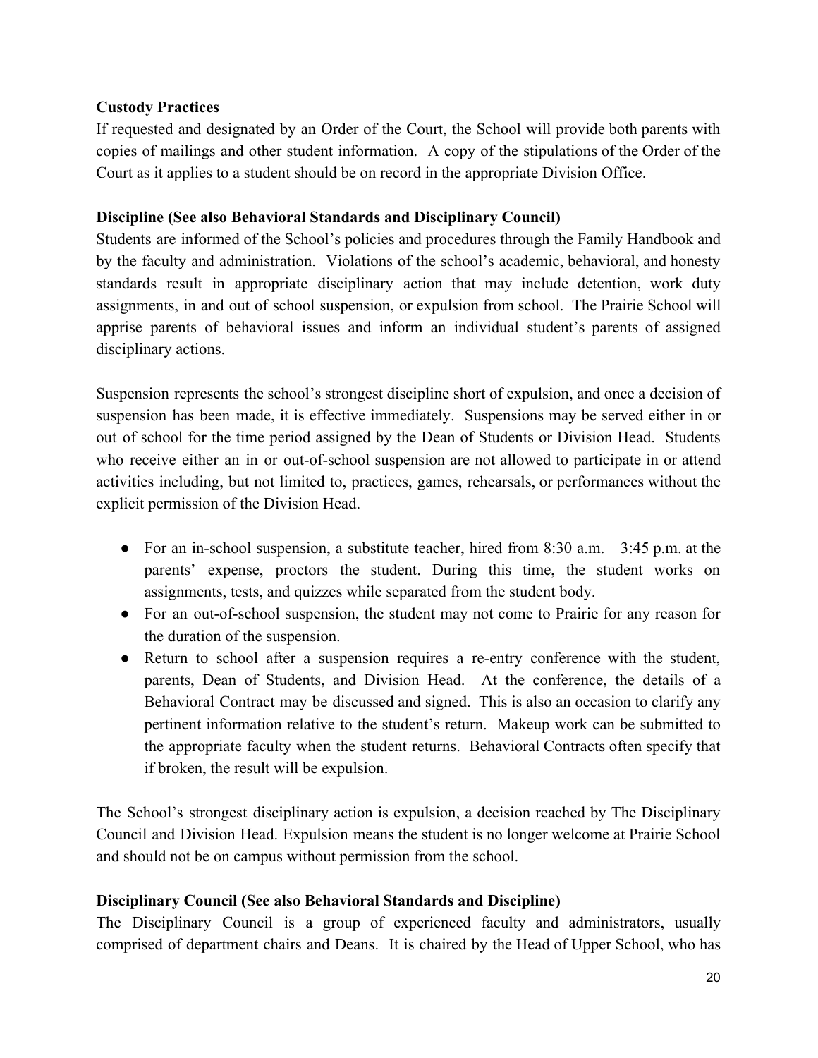**Custody Practices**

If requested and designated by an Order of the Court, the School will provide both parents with copies of mailings and other student information. A copy of the stipulations of the Order of the Court as it applies to a student should be on record in the appropriate Division Office.

**Discipline (See also Behavioral Standards and Disciplinary Council)**

Students are informed of the School's policies and procedures through the Family Handbook and by the faculty and administration. Violations of the school's academic, behavioral, and honesty standards result in appropriate disciplinary action that may include detention, work duty assignments, in and out of school suspension, or expulsion from school. The Prairie School will apprise parents of behavioral issues and inform an individual student's parents of assigned disciplinary actions.

Suspension represents the school's strongest discipline short of expulsion, and once a decision of suspension has been made, it is effective immediately. Suspensions may be served either in or out of school for the time period assigned by the Dean of Students or Division Head. Students who receive either an in or out-of-school suspension are not allowed to participate in or attend activities including, but not limited to, practices, games, rehearsals, or performances without the explicit permission of the Division Head.

- For an in-school suspension, a substitute teacher, hired from 8:30 a.m. – 3:45 p.m. at the parents' expense, proctors the student. During this time, the student works on assignments, tests, and quizzes while separated from the student body.
- For an out-of-school suspension, the student may not come to Prairie for any reason for the duration of the suspension.
- Return to school after a suspension requires a re-entry conference with the student, parents, Dean of Students, and Division Head. At the conference, the details of a Behavioral Contract may be discussed and signed. This is also an occasion to clarify any pertinent information relative to the student's return. Makeup work can be submitted to the appropriate faculty when the student returns. Behavioral Contracts often specify that if broken, the result will be expulsion.

The School's strongest disciplinary action is expulsion, a decision reached by The Disciplinary Council and Division Head. Expulsion means the student is no longer welcome at Prairie School and should not be on campus without permission from the school.

**Disciplinary Council (See also Behavioral Standards and Discipline)**

The Disciplinary Council is a group of experienced faculty and administrators, usually comprised of department chairs and Deans. It is chaired by the Head of Upper School, who has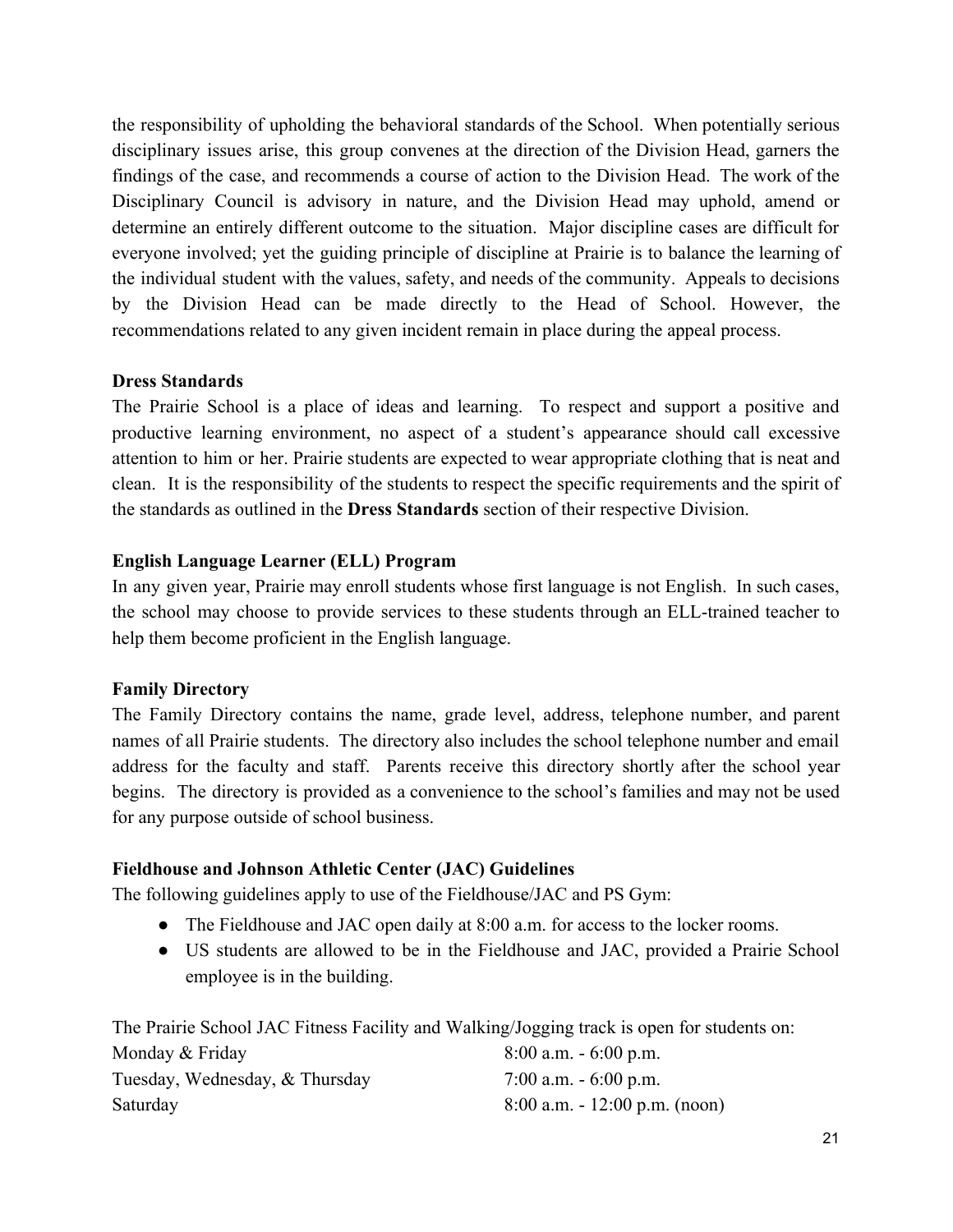the responsibility of upholding the behavioral standards of the School. When potentially serious disciplinary issues arise, this group convenes at the direction of the Division Head, garners the findings of the case, and recommends a course of action to the Division Head. The work of the Disciplinary Council is advisory in nature, and the Division Head may uphold, amend or determine an entirely different outcome to the situation. Major discipline cases are difficult for everyone involved; yet the guiding principle of discipline at Prairie is to balance the learning of the individual student with the values, safety, and needs of the community. Appeals to decisions by the Division Head can be made directly to the Head of School. However, the recommendations related to any given incident remain in place during the appeal process.

**Dress Standards**

The Prairie School is a place of ideas and learning. To respect and support a positive and productive learning environment, no aspect of a student's appearance should call excessive attention to him or her. Prairie students are expected to wear appropriate clothing that is neat and clean. It is the responsibility of the students to respect the specific requirements and the spirit of the standards as outlined in the **Dress Standards** section of their respective Division.

**English Language Learner (ELL) Program**

In any given year, Prairie may enroll students whose first language is not English. In such cases, the school may choose to provide services to these students through an ELL-trained teacher to help them become proficient in the English language.

**Family Directory**

The Family Directory contains the name, grade level, address, telephone number, and parent names of all Prairie students. The directory also includes the school telephone number and email address for the faculty and staff. Parents receive this directory shortly after the school year begins. The directory is provided as a convenience to the school's families and may not be used for any purpose outside of school business.

**Fieldhouse and Johnson Athletic Center (JAC) Guidelines**

The following guidelines apply to use of the Fieldhouse/JAC and PS Gym:

- The Fieldhouse and JAC open daily at 8:00 a.m. for access to the locker rooms.
- US students are allowed to be in the Fieldhouse and JAC, provided a Prairie School employee is in the building.

The Prairie School JAC Fitness Facility and Walking/Jogging track is open for students on:

| | |
|---|---|
| Monday & Friday | 8:00 a.m. - 6:00 p.m. |
| Tuesday, Wednesday, & Thursday | 7:00 a.m. - 6:00 p.m. |
| Saturday | 8:00 a.m. - 12:00 p.m. (noon) |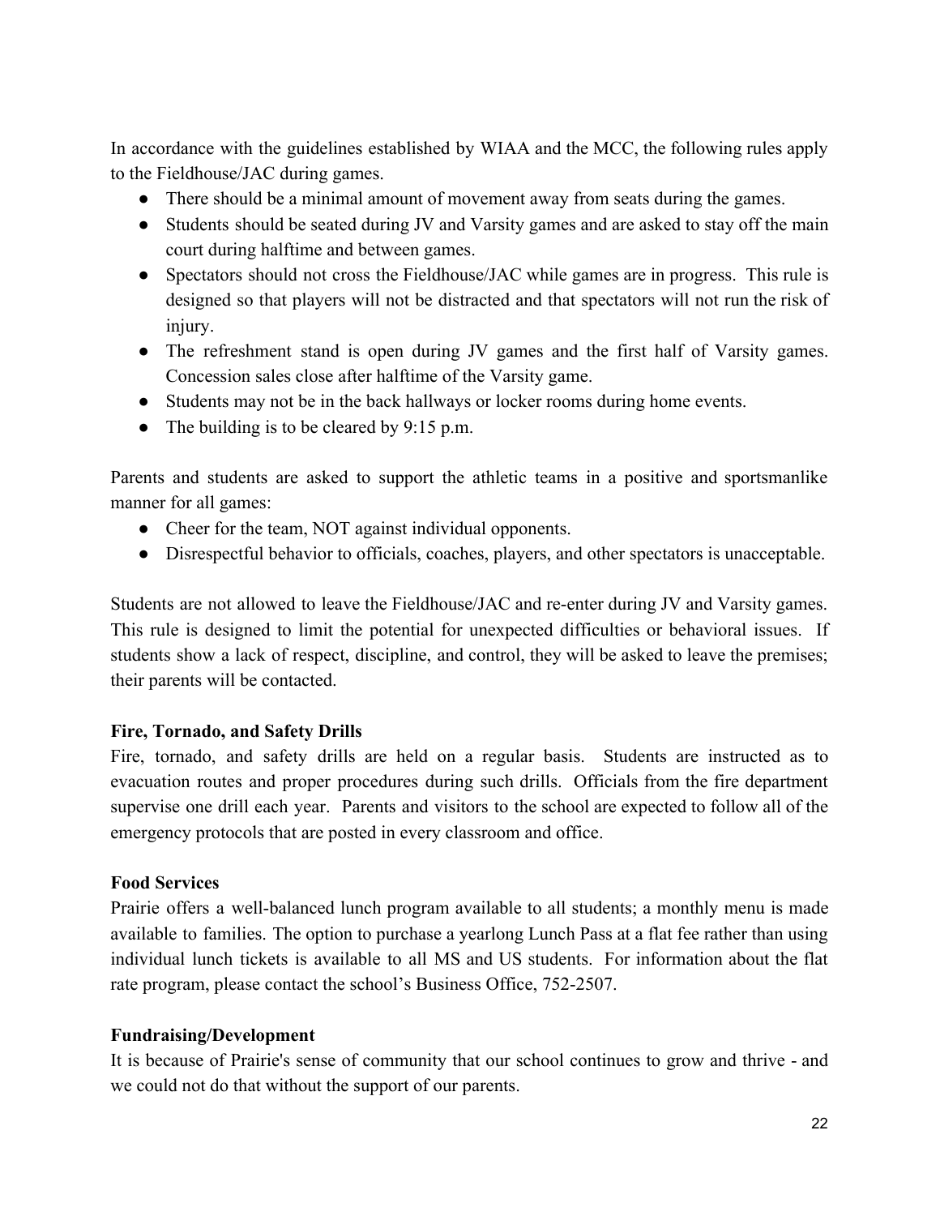In accordance with the guidelines established by WIAA and the MCC, the following rules apply to the Fieldhouse/JAC during games.

- There should be a minimal amount of movement away from seats during the games.
- Students should be seated during JV and Varsity games and are asked to stay off the main court during halftime and between games.
- Spectators should not cross the Fieldhouse/JAC while games are in progress. This rule is designed so that players will not be distracted and that spectators will not run the risk of injury.
- The refreshment stand is open during JV games and the first half of Varsity games. Concession sales close after halftime of the Varsity game.
- Students may not be in the back hallways or locker rooms during home events.
- The building is to be cleared by 9:15 p.m.

Parents and students are asked to support the athletic teams in a positive and sportsmanlike manner for all games:

- Cheer for the team, NOT against individual opponents.
- Disrespectful behavior to officials, coaches, players, and other spectators is unacceptable.

Students are not allowed to leave the Fieldhouse/JAC and re-enter during JV and Varsity games. This rule is designed to limit the potential for unexpected difficulties or behavioral issues. If students show a lack of respect, discipline, and control, they will be asked to leave the premises; their parents will be contacted.

**Fire, Tornado, and Safety Drills**

Fire, tornado, and safety drills are held on a regular basis. Students are instructed as to evacuation routes and proper procedures during such drills. Officials from the fire department supervise one drill each year. Parents and visitors to the school are expected to follow all of the emergency protocols that are posted in every classroom and office.

**Food Services**

Prairie offers a well-balanced lunch program available to all students; a monthly menu is made available to families. The option to purchase a yearlong Lunch Pass at a flat fee rather than using individual lunch tickets is available to all MS and US students. For information about the flat rate program, please contact the school's Business Office, 752-2507.

**Fundraising/Development**

It is because of Prairie's sense of community that our school continues to grow and thrive - and we could not do that without the support of our parents.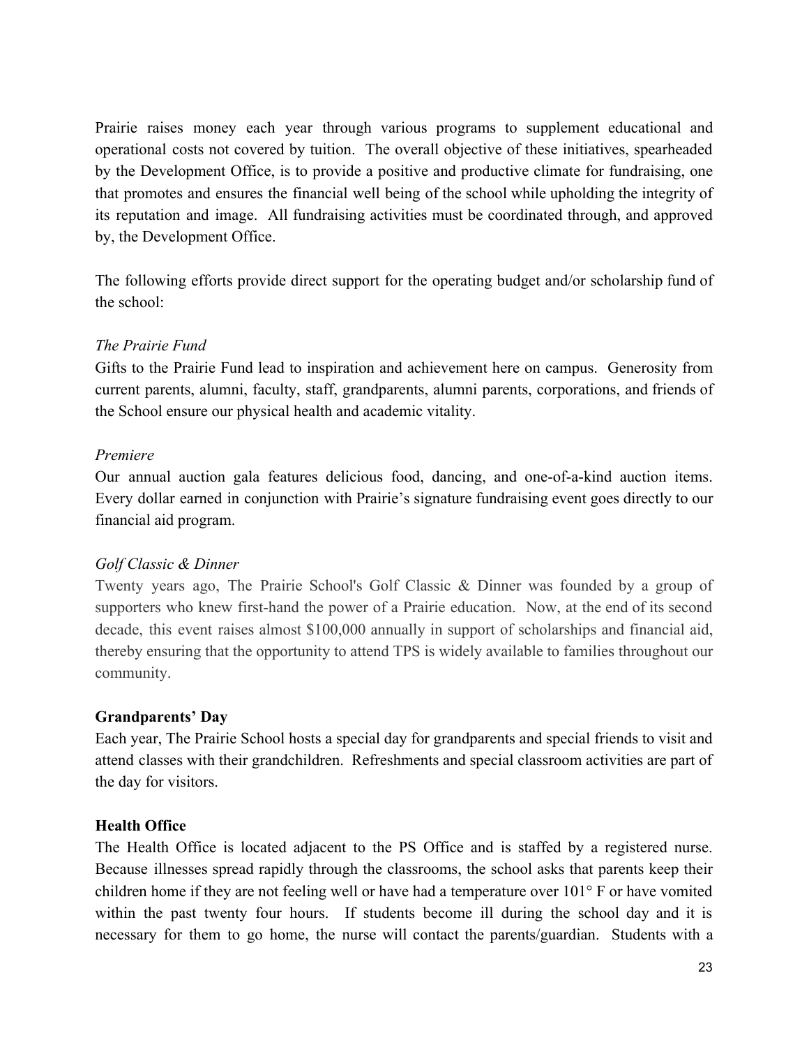Prairie raises money each year through various programs to supplement educational and operational costs not covered by tuition. The overall objective of these initiatives, spearheaded by the Development Office, is to provide a positive and productive climate for fundraising, one that promotes and ensures the financial well being of the school while upholding the integrity of its reputation and image. All fundraising activities must be coordinated through, and approved by, the Development Office.

The following efforts provide direct support for the operating budget and/or scholarship fund of the school:

*The Prairie Fund*

Gifts to the Prairie Fund lead to inspiration and achievement here on campus. Generosity from current parents, alumni, faculty, staff, grandparents, alumni parents, corporations, and friends of the School ensure our physical health and academic vitality.

*Premiere*

Our annual auction gala features delicious food, dancing, and one-of-a-kind auction items. Every dollar earned in conjunction with Prairie's signature fundraising event goes directly to our financial aid program.

*Golf Classic & Dinner*

Twenty years ago, The Prairie School's Golf Classic & Dinner was founded by a group of supporters who knew first-hand the power of a Prairie education. Now, at the end of its second decade, this event raises almost $100,000 annually in support of scholarships and financial aid, thereby ensuring that the opportunity to attend TPS is widely available to families throughout our community.

**Grandparents' Day**

Each year, The Prairie School hosts a special day for grandparents and special friends to visit and attend classes with their grandchildren. Refreshments and special classroom activities are part of the day for visitors.

**Health Office**

The Health Office is located adjacent to the PS Office and is staffed by a registered nurse. Because illnesses spread rapidly through the classrooms, the school asks that parents keep their children home if they are not feeling well or have had a temperature over 101° F or have vomited within the past twenty four hours. If students become ill during the school day and it is necessary for them to go home, the nurse will contact the parents/guardian. Students with a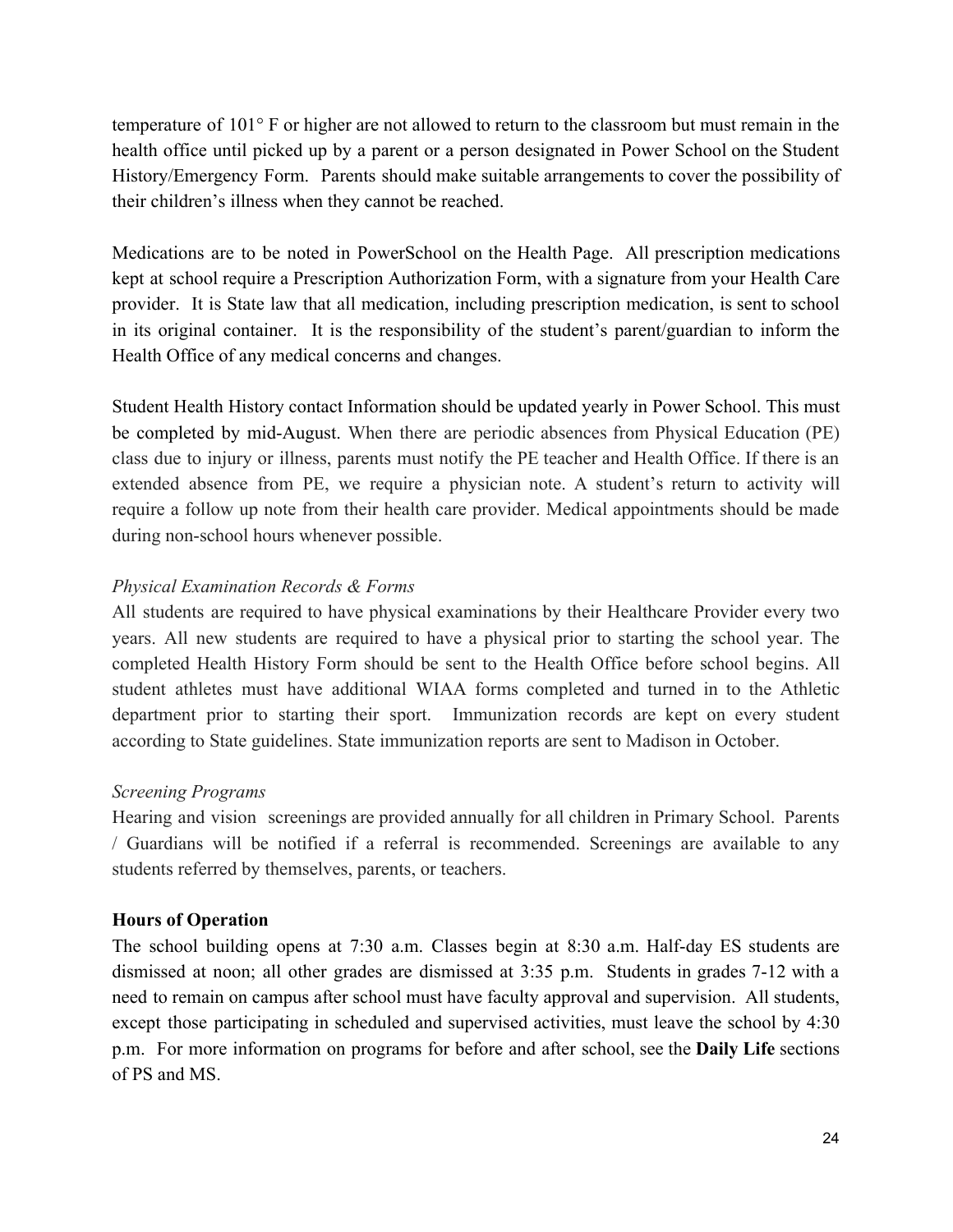temperature of 101° F or higher are not allowed to return to the classroom but must remain in the health office until picked up by a parent or a person designated in Power School on the Student History/Emergency Form. Parents should make suitable arrangements to cover the possibility of their children's illness when they cannot be reached.

Medications are to be noted in PowerSchool on the Health Page. All prescription medications kept at school require a Prescription Authorization Form, with a signature from your Health Care provider. It is State law that all medication, including prescription medication, is sent to school in its original container. It is the responsibility of the student's parent/guardian to inform the Health Office of any medical concerns and changes.

Student Health History contact Information should be updated yearly in Power School. This must be completed by mid-August. When there are periodic absences from Physical Education (PE) class due to injury or illness, parents must notify the PE teacher and Health Office. If there is an extended absence from PE, we require a physician note. A student's return to activity will require a follow up note from their health care provider. Medical appointments should be made during non-school hours whenever possible.

*Physical Examination Records & Forms*

All students are required to have physical examinations by their Healthcare Provider every two years. All new students are required to have a physical prior to starting the school year. The completed Health History Form should be sent to the Health Office before school begins. All student athletes must have additional WIAA forms completed and turned in to the Athletic department prior to starting their sport. Immunization records are kept on every student according to State guidelines. State immunization reports are sent to Madison in October.

*Screening Programs*

Hearing and vision screenings are provided annually for all children in Primary School. Parents / Guardians will be notified if a referral is recommended. Screenings are available to any students referred by themselves, parents, or teachers.

**Hours of Operation**

The school building opens at 7:30 a.m. Classes begin at 8:30 a.m. Half-day ES students are dismissed at noon; all other grades are dismissed at 3:35 p.m. Students in grades 7-12 with a need to remain on campus after school must have faculty approval and supervision. All students, except those participating in scheduled and supervised activities, must leave the school by 4:30 p.m. For more information on programs for before and after school, see the **Daily Life** sections of PS and MS.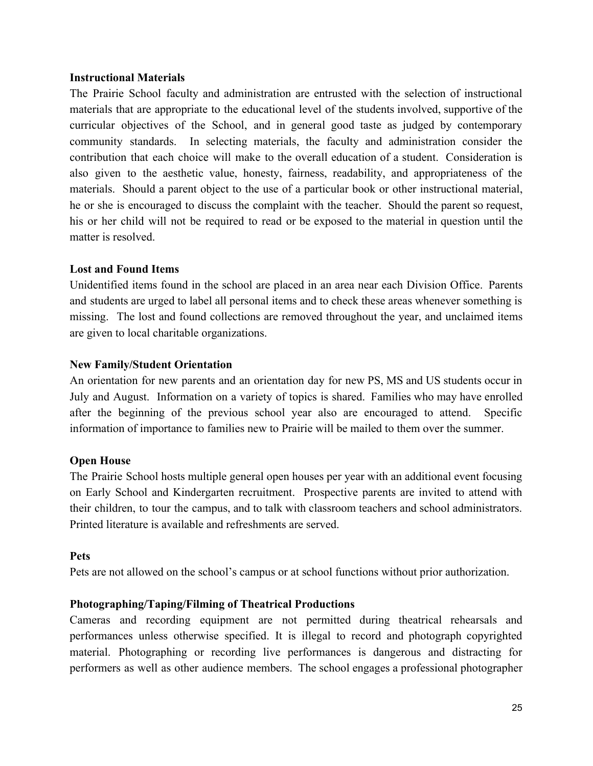**Instructional Materials**

The Prairie School faculty and administration are entrusted with the selection of instructional materials that are appropriate to the educational level of the students involved, supportive of the curricular objectives of the School, and in general good taste as judged by contemporary community standards. In selecting materials, the faculty and administration consider the contribution that each choice will make to the overall education of a student. Consideration is also given to the aesthetic value, honesty, fairness, readability, and appropriateness of the materials. Should a parent object to the use of a particular book or other instructional material, he or she is encouraged to discuss the complaint with the teacher. Should the parent so request, his or her child will not be required to read or be exposed to the material in question until the matter is resolved.

**Lost and Found Items**

Unidentified items found in the school are placed in an area near each Division Office. Parents and students are urged to label all personal items and to check these areas whenever something is missing. The lost and found collections are removed throughout the year, and unclaimed items are given to local charitable organizations.

**New Family/Student Orientation**

An orientation for new parents and an orientation day for new PS, MS and US students occur in July and August. Information on a variety of topics is shared. Families who may have enrolled after the beginning of the previous school year also are encouraged to attend. Specific information of importance to families new to Prairie will be mailed to them over the summer.

**Open House**

The Prairie School hosts multiple general open houses per year with an additional event focusing on Early School and Kindergarten recruitment. Prospective parents are invited to attend with their children, to tour the campus, and to talk with classroom teachers and school administrators. Printed literature is available and refreshments are served.

**Pets**

Pets are not allowed on the school's campus or at school functions without prior authorization.

**Photographing/Taping/Filming of Theatrical Productions**

Cameras and recording equipment are not permitted during theatrical rehearsals and performances unless otherwise specified. It is illegal to record and photograph copyrighted material. Photographing or recording live performances is dangerous and distracting for performers as well as other audience members. The school engages a professional photographer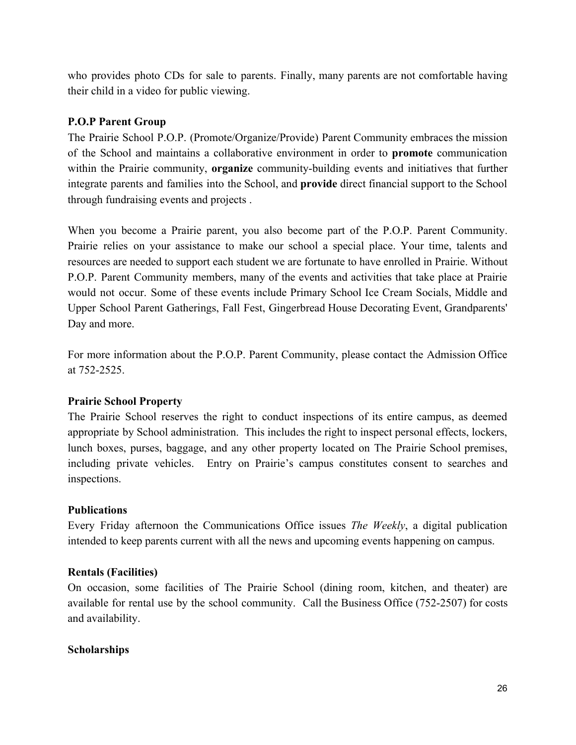who provides photo CDs for sale to parents. Finally, many parents are not comfortable having their child in a video for public viewing.

**P.O.P Parent Group**

The Prairie School P.O.P. (Promote/Organize/Provide) Parent Community embraces the mission of the School and maintains a collaborative environment in order to **promote** communication within the Prairie community, **organize** community-building events and initiatives that further integrate parents and families into the School, and **provide** direct financial support to the School through fundraising events and projects .

When you become a Prairie parent, you also become part of the P.O.P. Parent Community. Prairie relies on your assistance to make our school a special place. Your time, talents and resources are needed to support each student we are fortunate to have enrolled in Prairie. Without P.O.P. Parent Community members, many of the events and activities that take place at Prairie would not occur. Some of these events include Primary School Ice Cream Socials, Middle and Upper School Parent Gatherings, Fall Fest, Gingerbread House Decorating Event, Grandparents' Day and more.

For more information about the P.O.P. Parent Community, please contact the Admission Office at 752-2525.

**Prairie School Property**

The Prairie School reserves the right to conduct inspections of its entire campus, as deemed appropriate by School administration. This includes the right to inspect personal effects, lockers, lunch boxes, purses, baggage, and any other property located on The Prairie School premises, including private vehicles. Entry on Prairie's campus constitutes consent to searches and inspections.

**Publications**

Every Friday afternoon the Communications Office issues *The Weekly*, a digital publication intended to keep parents current with all the news and upcoming events happening on campus.

**Rentals (Facilities)**

On occasion, some facilities of The Prairie School (dining room, kitchen, and theater) are available for rental use by the school community. Call the Business Office (752-2507) for costs and availability.

**Scholarships**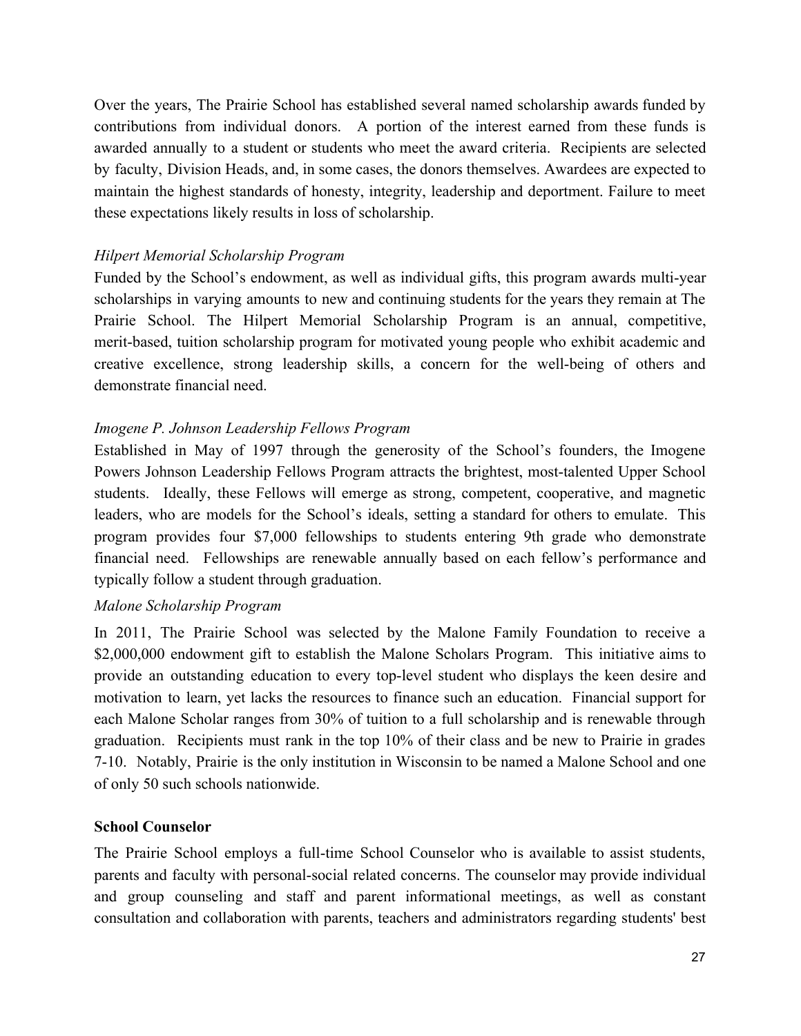Over the years, The Prairie School has established several named scholarship awards funded by contributions from individual donors. A portion of the interest earned from these funds is awarded annually to a student or students who meet the award criteria. Recipients are selected by faculty, Division Heads, and, in some cases, the donors themselves. Awardees are expected to maintain the highest standards of honesty, integrity, leadership and deportment. Failure to meet these expectations likely results in loss of scholarship.

*Hilpert Memorial Scholarship Program*

Funded by the School's endowment, as well as individual gifts, this program awards multi-year scholarships in varying amounts to new and continuing students for the years they remain at The Prairie School. The Hilpert Memorial Scholarship Program is an annual, competitive, merit-based, tuition scholarship program for motivated young people who exhibit academic and creative excellence, strong leadership skills, a concern for the well-being of others and demonstrate financial need.

*Imogene P. Johnson Leadership Fellows Program*

Established in May of 1997 through the generosity of the School's founders, the Imogene Powers Johnson Leadership Fellows Program attracts the brightest, most-talented Upper School students. Ideally, these Fellows will emerge as strong, competent, cooperative, and magnetic leaders, who are models for the School's ideals, setting a standard for others to emulate. This program provides four $7,000 fellowships to students entering 9th grade who demonstrate financial need. Fellowships are renewable annually based on each fellow's performance and typically follow a student through graduation.

*Malone Scholarship Program*

In 2011, The Prairie School was selected by the Malone Family Foundation to receive a $2,000,000 endowment gift to establish the Malone Scholars Program. This initiative aims to provide an outstanding education to every top-level student who displays the keen desire and motivation to learn, yet lacks the resources to finance such an education. Financial support for each Malone Scholar ranges from 30% of tuition to a full scholarship and is renewable through graduation. Recipients must rank in the top 10% of their class and be new to Prairie in grades 7-10. Notably, Prairie is the only institution in Wisconsin to be named a Malone School and one of only 50 such schools nationwide.

**School Counselor**

The Prairie School employs a full-time School Counselor who is available to assist students, parents and faculty with personal-social related concerns. The counselor may provide individual and group counseling and staff and parent informational meetings, as well as constant consultation and collaboration with parents, teachers and administrators regarding students' best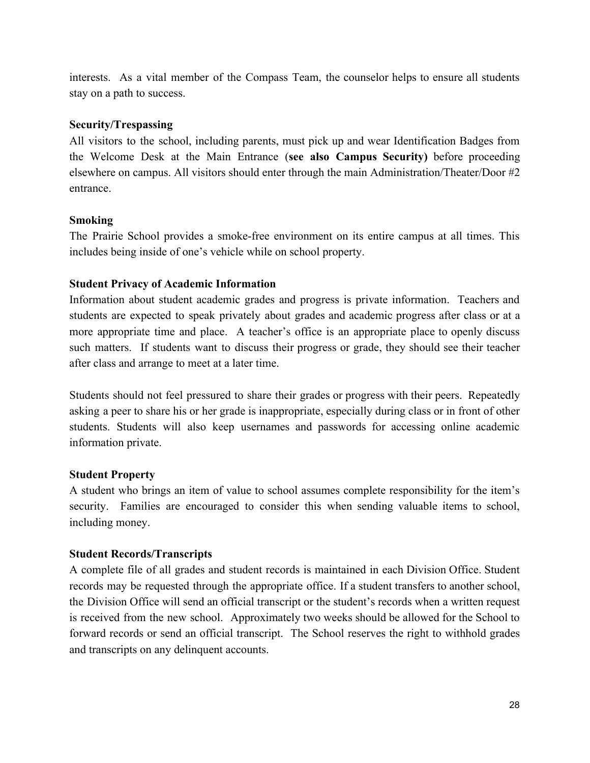interests. As a vital member of the Compass Team, the counselor helps to ensure all students stay on a path to success.

**Security/Trespassing**

All visitors to the school, including parents, must pick up and wear Identification Badges from the Welcome Desk at the Main Entrance (**see also Campus Security)** before proceeding elsewhere on campus. All visitors should enter through the main Administration/Theater/Door #2 entrance.

**Smoking**

The Prairie School provides a smoke-free environment on its entire campus at all times. This includes being inside of one's vehicle while on school property.

**Student Privacy of Academic Information**

Information about student academic grades and progress is private information. Teachers and students are expected to speak privately about grades and academic progress after class or at a more appropriate time and place. A teacher's office is an appropriate place to openly discuss such matters. If students want to discuss their progress or grade, they should see their teacher after class and arrange to meet at a later time.

Students should not feel pressured to share their grades or progress with their peers. Repeatedly asking a peer to share his or her grade is inappropriate, especially during class or in front of other students. Students will also keep usernames and passwords for accessing online academic information private.

**Student Property**

A student who brings an item of value to school assumes complete responsibility for the item's security. Families are encouraged to consider this when sending valuable items to school, including money.

**Student Records/Transcripts**

A complete file of all grades and student records is maintained in each Division Office. Student records may be requested through the appropriate office. If a student transfers to another school, the Division Office will send an official transcript or the student's records when a written request is received from the new school. Approximately two weeks should be allowed for the School to forward records or send an official transcript. The School reserves the right to withhold grades and transcripts on any delinquent accounts.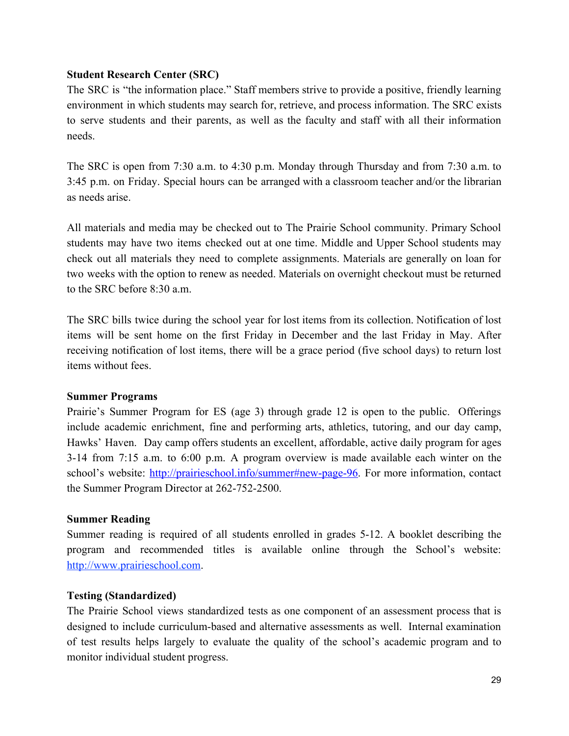**Student Research Center (SRC)**

The SRC is "the information place." Staff members strive to provide a positive, friendly learning environment in which students may search for, retrieve, and process information. The SRC exists to serve students and their parents, as well as the faculty and staff with all their information needs.

The SRC is open from 7:30 a.m. to 4:30 p.m. Monday through Thursday and from 7:30 a.m. to 3:45 p.m. on Friday. Special hours can be arranged with a classroom teacher and/or the librarian as needs arise.

All materials and media may be checked out to The Prairie School community. Primary School students may have two items checked out at one time. Middle and Upper School students may check out all materials they need to complete assignments. Materials are generally on loan for two weeks with the option to renew as needed. Materials on overnight checkout must be returned to the SRC before 8:30 a.m.

The SRC bills twice during the school year for lost items from its collection. Notification of lost items will be sent home on the first Friday in December and the last Friday in May. After receiving notification of lost items, there will be a grace period (five school days) to return lost items without fees.

**Summer Programs**

Prairie's Summer Program for ES (age 3) through grade 12 is open to the public. Offerings include academic enrichment, fine and performing arts, athletics, tutoring, and our day camp, Hawks' Haven. Day camp offers students an excellent, affordable, active daily program for ages 3-14 from 7:15 a.m. to 6:00 p.m. A program overview is made available each winter on the school's website: [http://prairieschool.info/summer#new-page-96](http://prairieschool.info/summer#new-page-96). For more information, contact the Summer Program Director at 262-752-2500.

**Summer Reading**

Summer reading is required of all students enrolled in grades 5-12. A booklet describing the program and recommended titles is available online through the School's website: [http://www.prairieschool.com](http://www.prairieschool.com).

**Testing (Standardized)**

The Prairie School views standardized tests as one component of an assessment process that is designed to include curriculum-based and alternative assessments as well. Internal examination of test results helps largely to evaluate the quality of the school's academic program and to monitor individual student progress.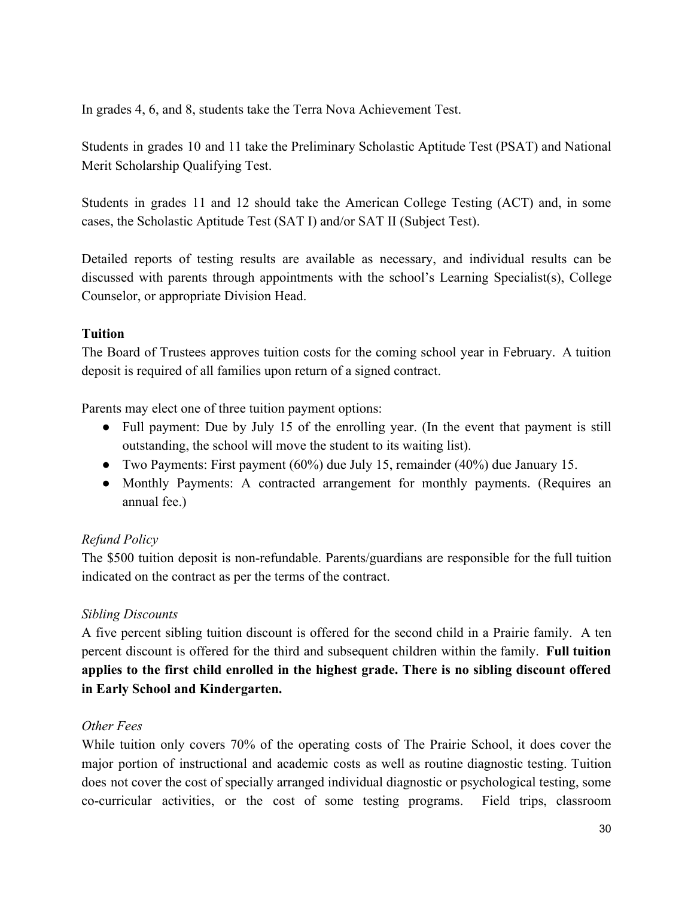In grades 4, 6, and 8, students take the Terra Nova Achievement Test.

Students in grades 10 and 11 take the Preliminary Scholastic Aptitude Test (PSAT) and National Merit Scholarship Qualifying Test.

Students in grades 11 and 12 should take the American College Testing (ACT) and, in some cases, the Scholastic Aptitude Test (SAT I) and/or SAT II (Subject Test).

Detailed reports of testing results are available as necessary, and individual results can be discussed with parents through appointments with the school's Learning Specialist(s), College Counselor, or appropriate Division Head.

**Tuition**

The Board of Trustees approves tuition costs for the coming school year in February. A tuition deposit is required of all families upon return of a signed contract.

Parents may elect one of three tuition payment options:

- Full payment: Due by July 15 of the enrolling year. (In the event that payment is still outstanding, the school will move the student to its waiting list).
- Two Payments: First payment (60%) due July 15, remainder (40%) due January 15.
- Monthly Payments: A contracted arrangement for monthly payments. (Requires an annual fee.)

*Refund Policy*

The $500 tuition deposit is non-refundable. Parents/guardians are responsible for the full tuition indicated on the contract as per the terms of the contract.

*Sibling Discounts*

A five percent sibling tuition discount is offered for the second child in a Prairie family. A ten percent discount is offered for the third and subsequent children within the family. **Full tuition applies to the first child enrolled in the highest grade. There is no sibling discount offered in Early School and Kindergarten.**

*Other Fees*

While tuition only covers 70% of the operating costs of The Prairie School, it does cover the major portion of instructional and academic costs as well as routine diagnostic testing. Tuition does not cover the cost of specially arranged individual diagnostic or psychological testing, some co-curricular activities, or the cost of some testing programs. Field trips, classroom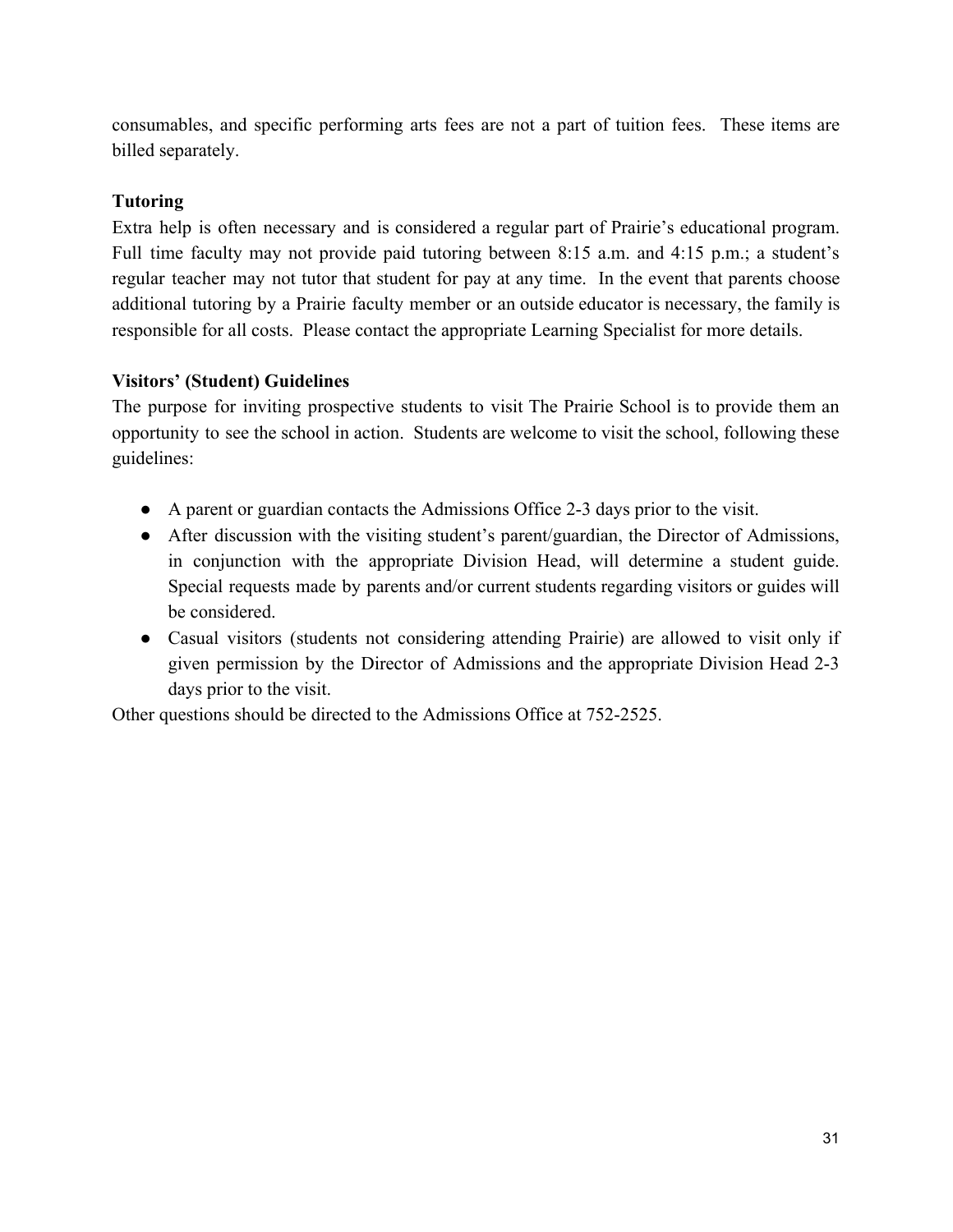consumables, and specific performing arts fees are not a part of tuition fees. These items are billed separately.

### Tutoring

Extra help is often necessary and is considered a regular part of Prairie's educational program. Full time faculty may not provide paid tutoring between 8:15 a.m. and 4:15 p.m.; a student's regular teacher may not tutor that student for pay at any time. In the event that parents choose additional tutoring by a Prairie faculty member or an outside educator is necessary, the family is responsible for all costs. Please contact the appropriate Learning Specialist for more details.

### Visitors' (Student) Guidelines

The purpose for inviting prospective students to visit The Prairie School is to provide them an opportunity to see the school in action. Students are welcome to visit the school, following these guidelines:

- A parent or guardian contacts the Admissions Office 2-3 days prior to the visit.
- After discussion with the visiting student's parent/guardian, the Director of Admissions, in conjunction with the appropriate Division Head, will determine a student guide. Special requests made by parents and/or current students regarding visitors or guides will be considered.
- Casual visitors (students not considering attending Prairie) are allowed to visit only if given permission by the Director of Admissions and the appropriate Division Head 2-3 days prior to the visit.

Other questions should be directed to the Admissions Office at 752-2525.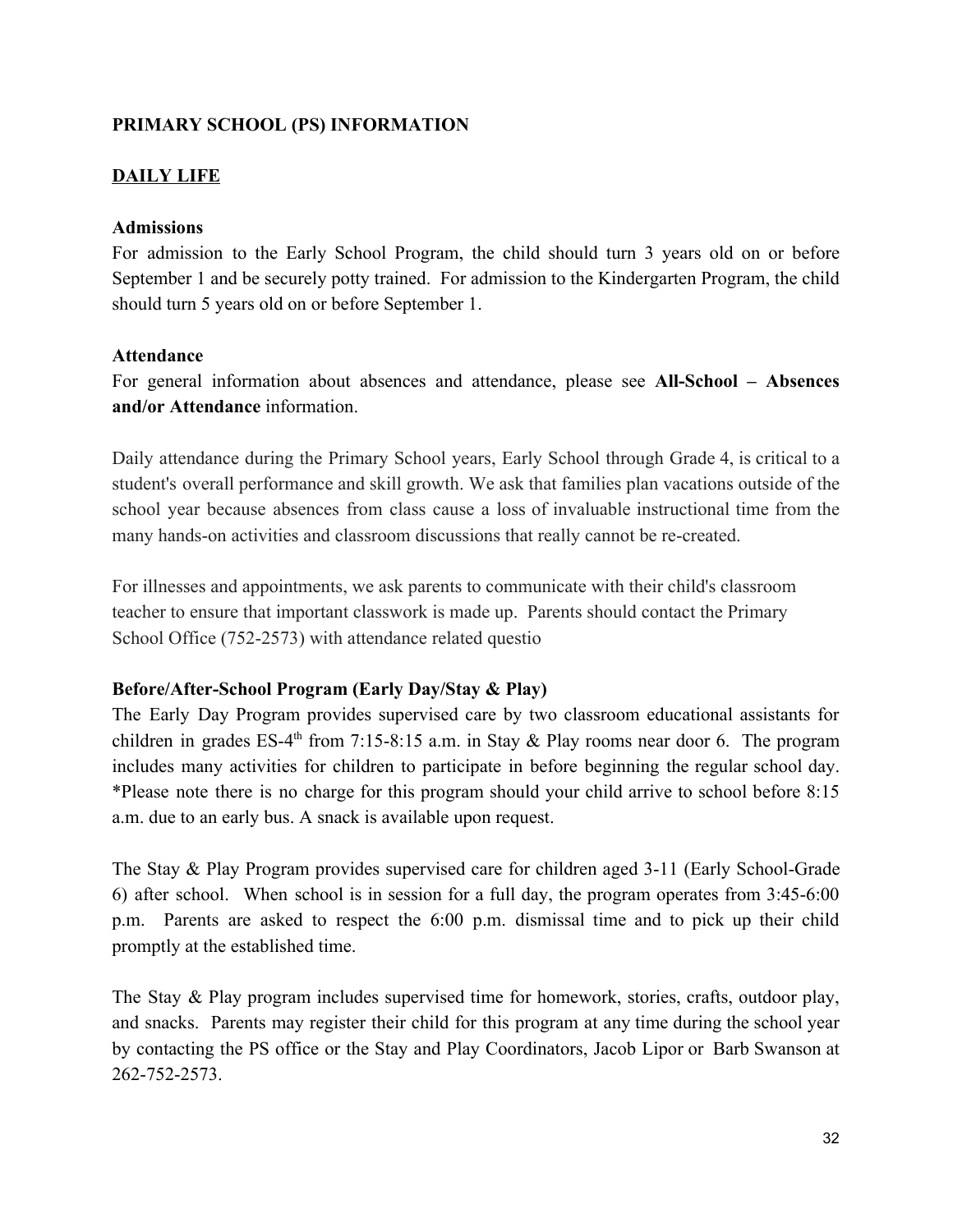**PRIMARY SCHOOL (PS) INFORMATION**

**DAILY LIFE**

**Admissions**

For admission to the Early School Program, the child should turn 3 years old on or before September 1 and be securely potty trained. For admission to the Kindergarten Program, the child should turn 5 years old on or before September 1.

**Attendance**

For general information about absences and attendance, please see **All-School – Absences and/or Attendance** information.

Daily attendance during the Primary School years, Early School through Grade 4, is critical to a student's overall performance and skill growth. We ask that families plan vacations outside of the school year because absences from class cause a loss of invaluable instructional time from the many hands-on activities and classroom discussions that really cannot be re-created.

For illnesses and appointments, we ask parents to communicate with their child's classroom teacher to ensure that important classwork is made up. Parents should contact the Primary School Office (752-2573) with attendance related questio

**Before/After-School Program (Early Day/Stay & Play)**

The Early Day Program provides supervised care by two classroom educational assistants for children in grades ES-4th from 7:15-8:15 a.m. in Stay & Play rooms near door 6. The program includes many activities for children to participate in before beginning the regular school day. *Please note there is no charge for this program should your child arrive to school before 8:15 a.m. due to an early bus. A snack is available upon request.

The Stay & Play Program provides supervised care for children aged 3-11 (Early School-Grade 6) after school. When school is in session for a full day, the program operates from 3:45-6:00 p.m. Parents are asked to respect the 6:00 p.m. dismissal time and to pick up their child promptly at the established time.

The Stay & Play program includes supervised time for homework, stories, crafts, outdoor play, and snacks. Parents may register their child for this program at any time during the school year by contacting the PS office or the Stay and Play Coordinators, Jacob Lipor or Barb Swanson at 262-752-2573.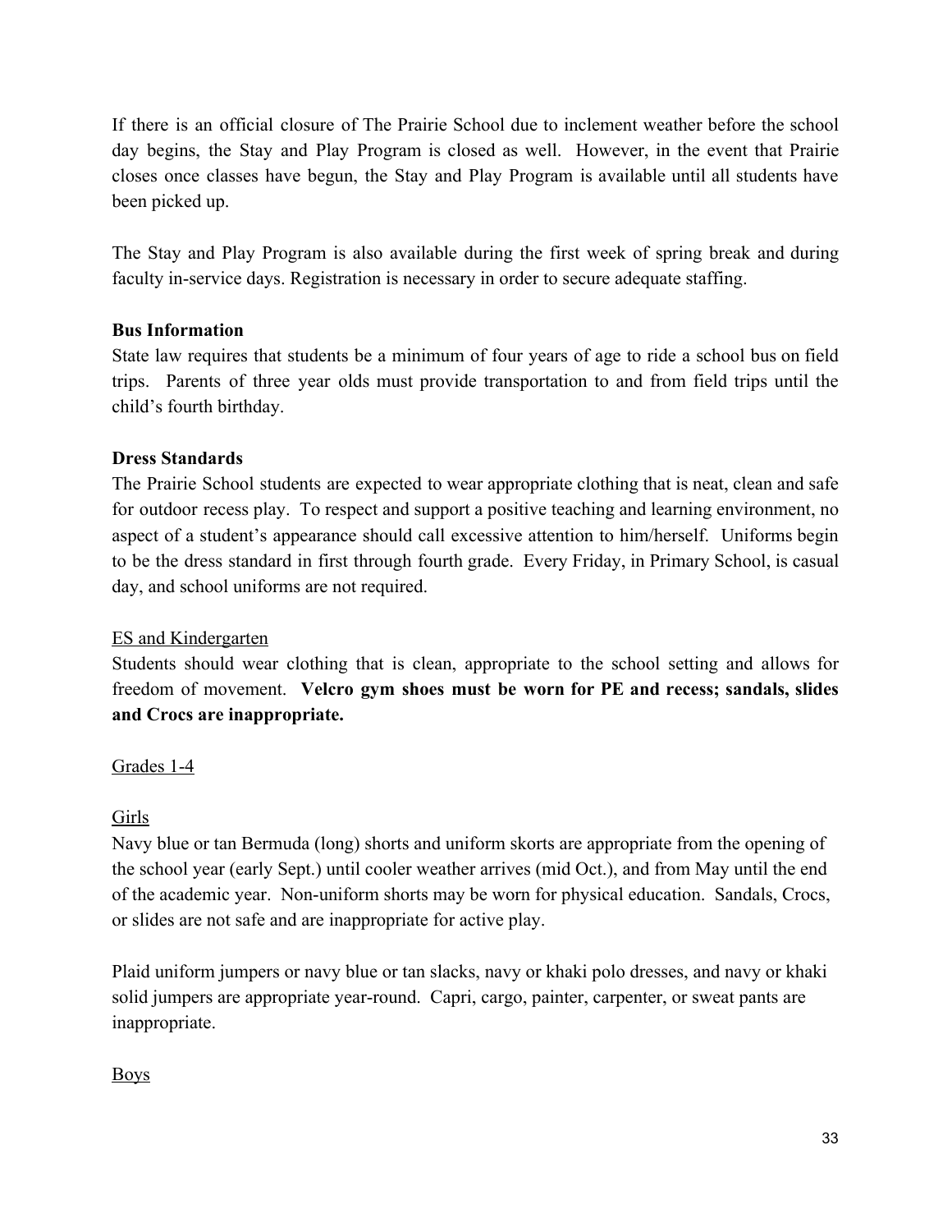If there is an official closure of The Prairie School due to inclement weather before the school day begins, the Stay and Play Program is closed as well. However, in the event that Prairie closes once classes have begun, the Stay and Play Program is available until all students have been picked up.

The Stay and Play Program is also available during the first week of spring break and during faculty in-service days. Registration is necessary in order to secure adequate staffing.

**Bus Information**

State law requires that students be a minimum of four years of age to ride a school bus on field trips. Parents of three year olds must provide transportation to and from field trips until the child's fourth birthday.

**Dress Standards**

The Prairie School students are expected to wear appropriate clothing that is neat, clean and safe for outdoor recess play. To respect and support a positive teaching and learning environment, no aspect of a student's appearance should call excessive attention to him/herself. Uniforms begin to be the dress standard in first through fourth grade. Every Friday, in Primary School, is casual day, and school uniforms are not required.

<u>ES and Kindergarten</u>

Students should wear clothing that is clean, appropriate to the school setting and allows for freedom of movement. **Velcro gym shoes must be worn for PE and recess; sandals, slides and Crocs are inappropriate.**

<u>Grades 1-4</u>

<u>Girls</u>

Navy blue or tan Bermuda (long) shorts and uniform skorts are appropriate from the opening of the school year (early Sept.) until cooler weather arrives (mid Oct.), and from May until the end of the academic year. Non-uniform shorts may be worn for physical education. Sandals, Crocs, or slides are not safe and are inappropriate for active play.

Plaid uniform jumpers or navy blue or tan slacks, navy or khaki polo dresses, and navy or khaki solid jumpers are appropriate year-round. Capri, cargo, painter, carpenter, or sweat pants are inappropriate.

<u>Boys</u>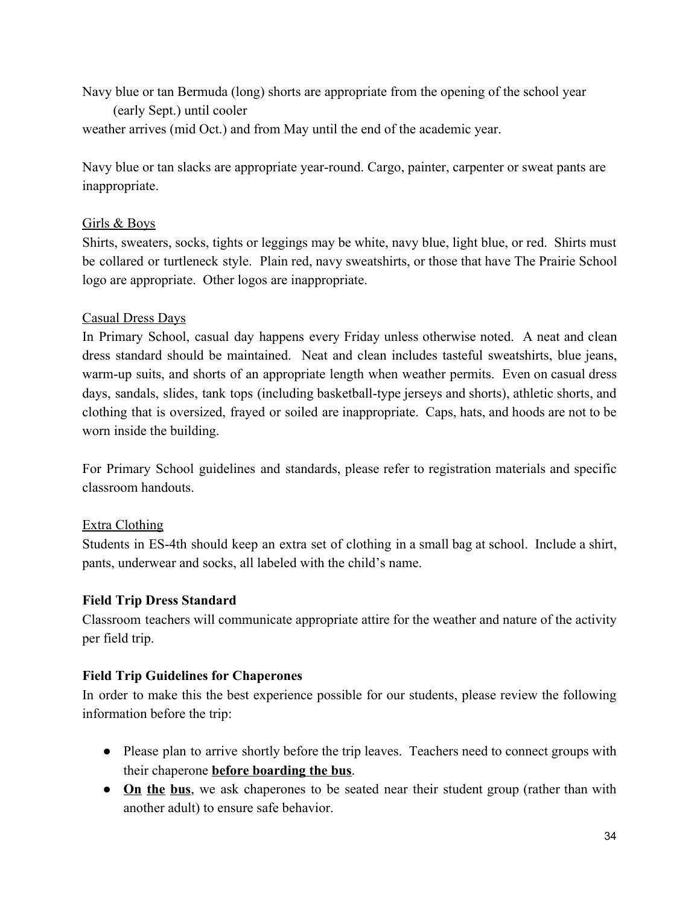Navy blue or tan Bermuda (long) shorts are appropriate from the opening of the school year (early Sept.) until cooler weather arrives (mid Oct.) and from May until the end of the academic year.

Navy blue or tan slacks are appropriate year-round. Cargo, painter, carpenter or sweat pants are inappropriate.

Girls & Boys

Shirts, sweaters, socks, tights or leggings may be white, navy blue, light blue, or red. Shirts must be collared or turtleneck style. Plain red, navy sweatshirts, or those that have The Prairie School logo are appropriate. Other logos are inappropriate.

Casual Dress Days

In Primary School, casual day happens every Friday unless otherwise noted. A neat and clean dress standard should be maintained. Neat and clean includes tasteful sweatshirts, blue jeans, warm-up suits, and shorts of an appropriate length when weather permits. Even on casual dress days, sandals, slides, tank tops (including basketball-type jerseys and shorts), athletic shorts, and clothing that is oversized, frayed or soiled are inappropriate. Caps, hats, and hoods are not to be worn inside the building.

For Primary School guidelines and standards, please refer to registration materials and specific classroom handouts.

Extra Clothing

Students in ES-4th should keep an extra set of clothing in a small bag at school. Include a shirt, pants, underwear and socks, all labeled with the child's name.

**Field Trip Dress Standard**

Classroom teachers will communicate appropriate attire for the weather and nature of the activity per field trip.

**Field Trip Guidelines for Chaperones**

In order to make this the best experience possible for our students, please review the following information before the trip:

- Please plan to arrive shortly before the trip leaves. Teachers need to connect groups with their chaperone **before boarding the bus**.
- **On the bus**, we ask chaperones to be seated near their student group (rather than with another adult) to ensure safe behavior.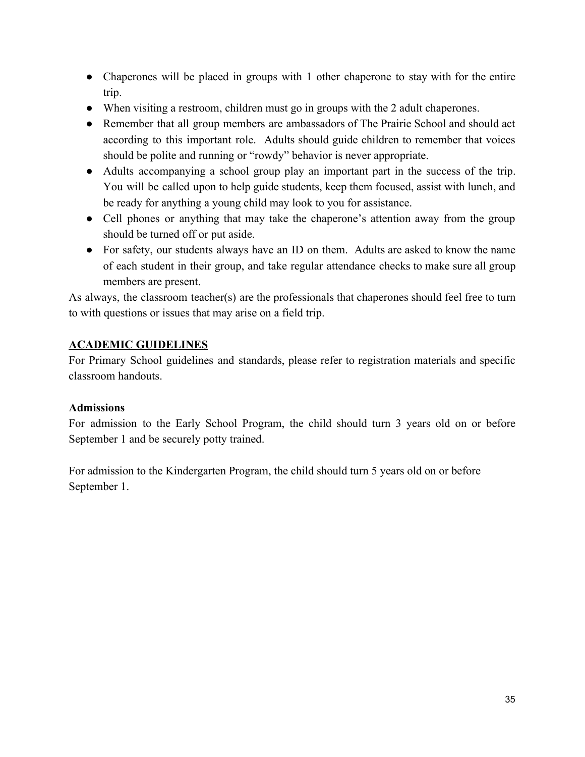- Chaperones will be placed in groups with 1 other chaperone to stay with for the entire trip.
- When visiting a restroom, children must go in groups with the 2 adult chaperones.
- Remember that all group members are ambassadors of The Prairie School and should act according to this important role. Adults should guide children to remember that voices should be polite and running or "rowdy" behavior is never appropriate.
- Adults accompanying a school group play an important part in the success of the trip. You will be called upon to help guide students, keep them focused, assist with lunch, and be ready for anything a young child may look to you for assistance.
- Cell phones or anything that may take the chaperone's attention away from the group should be turned off or put aside.
- For safety, our students always have an ID on them. Adults are asked to know the name of each student in their group, and take regular attendance checks to make sure all group members are present.

As always, the classroom teacher(s) are the professionals that chaperones should feel free to turn to with questions or issues that may arise on a field trip.

## ACADEMIC GUIDELINES

For Primary School guidelines and standards, please refer to registration materials and specific classroom handouts.

### Admissions

For admission to the Early School Program, the child should turn 3 years old on or before September 1 and be securely potty trained.

For admission to the Kindergarten Program, the child should turn 5 years old on or before September 1.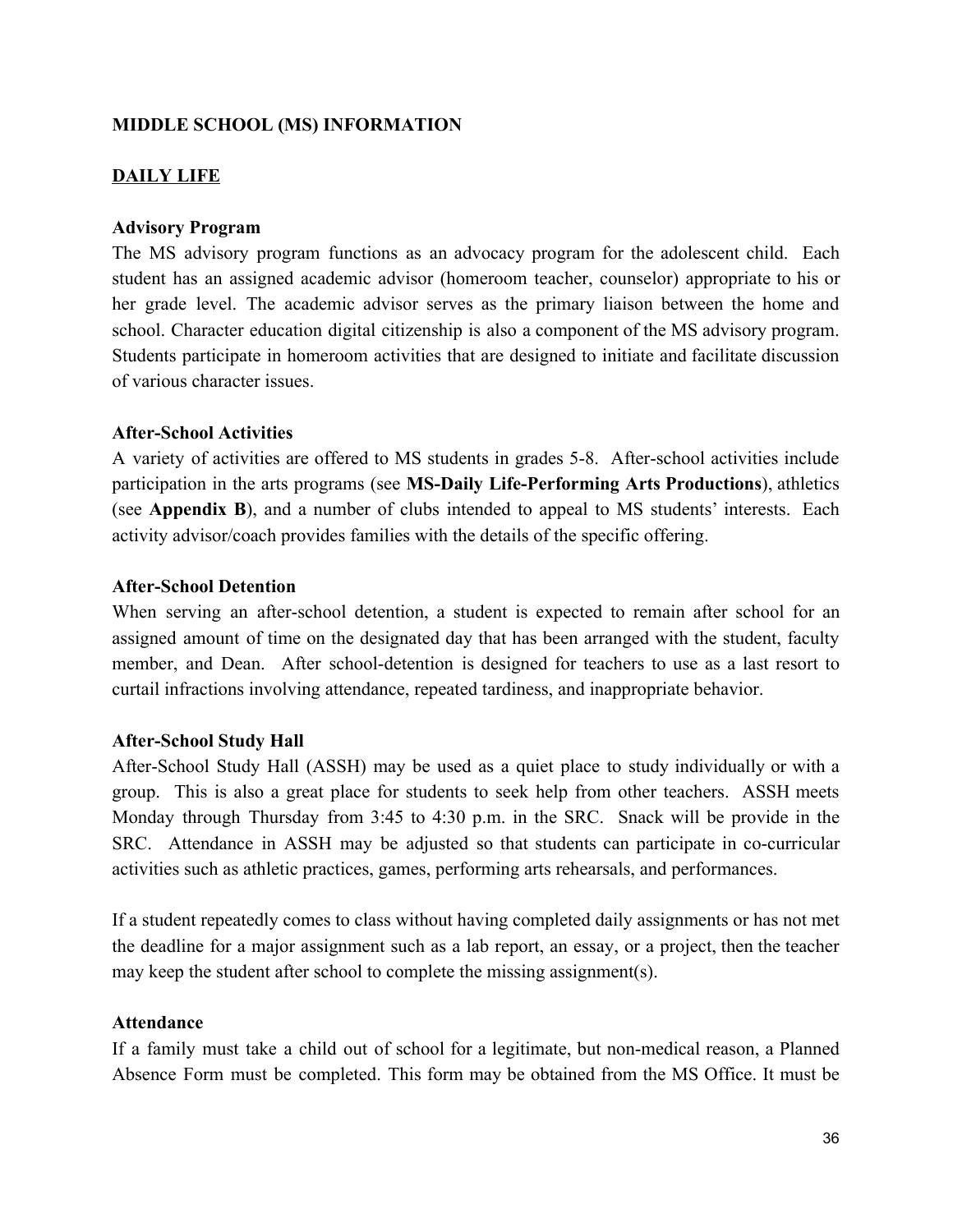**MIDDLE SCHOOL (MS) INFORMATION**

## DAILY LIFE

### Advisory Program

The MS advisory program functions as an advocacy program for the adolescent child. Each student has an assigned academic advisor (homeroom teacher, counselor) appropriate to his or her grade level. The academic advisor serves as the primary liaison between the home and school. Character education digital citizenship is also a component of the MS advisory program. Students participate in homeroom activities that are designed to initiate and facilitate discussion of various character issues.

### After-School Activities

A variety of activities are offered to MS students in grades 5-8. After-school activities include participation in the arts programs (see **MS-Daily Life-Performing Arts Productions**), athletics (see **Appendix B**), and a number of clubs intended to appeal to MS students' interests. Each activity advisor/coach provides families with the details of the specific offering.

### After-School Detention

When serving an after-school detention, a student is expected to remain after school for an assigned amount of time on the designated day that has been arranged with the student, faculty member, and Dean. After school-detention is designed for teachers to use as a last resort to curtail infractions involving attendance, repeated tardiness, and inappropriate behavior.

### After-School Study Hall

After-School Study Hall (ASSH) may be used as a quiet place to study individually or with a group. This is also a great place for students to seek help from other teachers. ASSH meets Monday through Thursday from 3:45 to 4:30 p.m. in the SRC. Snack will be provide in the SRC. Attendance in ASSH may be adjusted so that students can participate in co-curricular activities such as athletic practices, games, performing arts rehearsals, and performances.

If a student repeatedly comes to class without having completed daily assignments or has not met the deadline for a major assignment such as a lab report, an essay, or a project, then the teacher may keep the student after school to complete the missing assignment(s).

### Attendance

If a family must take a child out of school for a legitimate, but non-medical reason, a Planned Absence Form must be completed. This form may be obtained from the MS Office. It must be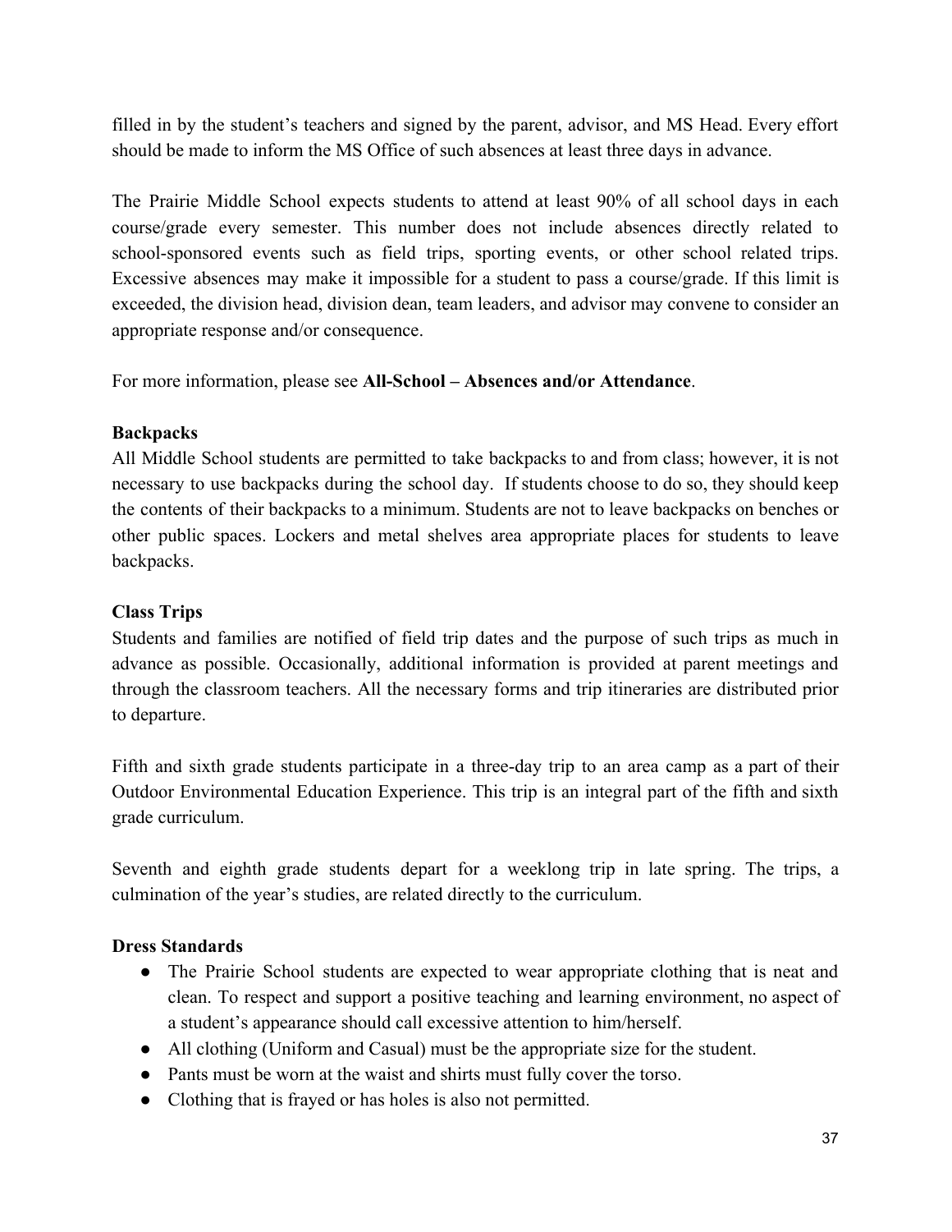filled in by the student's teachers and signed by the parent, advisor, and MS Head. Every effort should be made to inform the MS Office of such absences at least three days in advance.

The Prairie Middle School expects students to attend at least 90% of all school days in each course/grade every semester. This number does not include absences directly related to school-sponsored events such as field trips, sporting events, or other school related trips. Excessive absences may make it impossible for a student to pass a course/grade. If this limit is exceeded, the division head, division dean, team leaders, and advisor may convene to consider an appropriate response and/or consequence.

For more information, please see **All-School – Absences and/or Attendance**.

**Backpacks**

All Middle School students are permitted to take backpacks to and from class; however, it is not necessary to use backpacks during the school day. If students choose to do so, they should keep the contents of their backpacks to a minimum. Students are not to leave backpacks on benches or other public spaces. Lockers and metal shelves area appropriate places for students to leave backpacks.

**Class Trips**

Students and families are notified of field trip dates and the purpose of such trips as much in advance as possible. Occasionally, additional information is provided at parent meetings and through the classroom teachers. All the necessary forms and trip itineraries are distributed prior to departure.

Fifth and sixth grade students participate in a three-day trip to an area camp as a part of their Outdoor Environmental Education Experience. This trip is an integral part of the fifth and sixth grade curriculum.

Seventh and eighth grade students depart for a weeklong trip in late spring. The trips, a culmination of the year's studies, are related directly to the curriculum.

**Dress Standards**

- The Prairie School students are expected to wear appropriate clothing that is neat and clean. To respect and support a positive teaching and learning environment, no aspect of a student's appearance should call excessive attention to him/herself.
- All clothing (Uniform and Casual) must be the appropriate size for the student.
- Pants must be worn at the waist and shirts must fully cover the torso.
- Clothing that is frayed or has holes is also not permitted.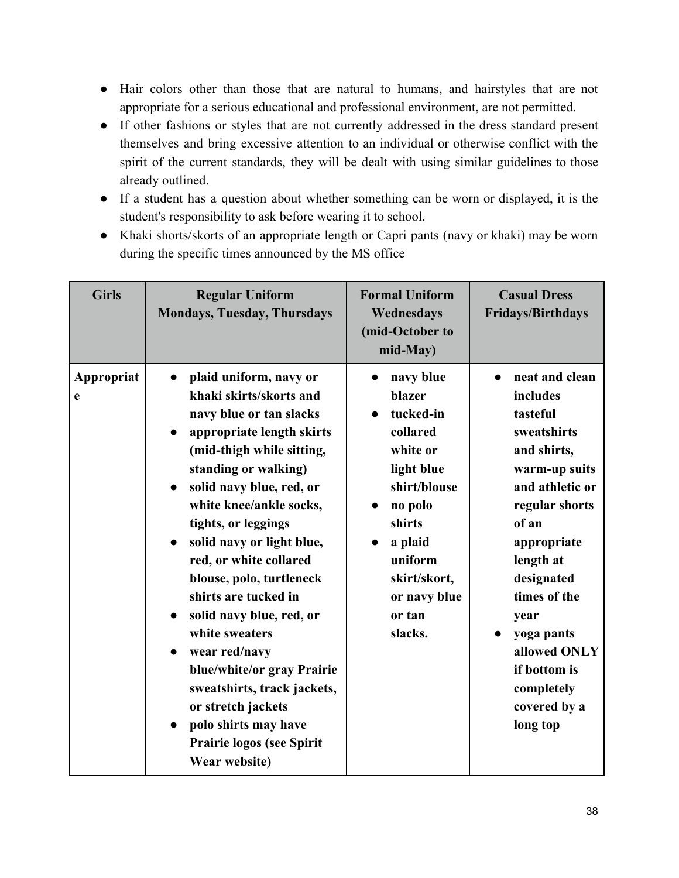- Hair colors other than those that are natural to humans, and hairstyles that are not appropriate for a serious educational and professional environment, are not permitted.
- If other fashions or styles that are not currently addressed in the dress standard present themselves and bring excessive attention to an individual or otherwise conflict with the spirit of the current standards, they will be dealt with using similar guidelines to those already outlined.
- If a student has a question about whether something can be worn or displayed, it is the student's responsibility to ask before wearing it to school.
- Khaki shorts/skorts of an appropriate length or Capri pants (navy or khaki) may be worn during the specific times announced by the MS office

| Girls | Regular Uniform Mondays, Tuesday, Thursdays | Formal Uniform Wednesdays (mid-October to mid-May) | Casual Dress Fridays/Birthdays |
|---|---|---|---|
| **Appropriate** | **• plaid uniform, navy or khaki skirts/skorts and navy blue or tan slacks<br>• appropriate length skirts (mid-thigh while sitting, standing or walking)<br>• solid navy blue, red, or white knee/ankle socks, tights, or leggings<br>• solid navy or light blue, red, or white collared blouse, polo, turtleneck shirts are tucked in<br>• solid navy blue, red, or white sweaters<br>• wear red/navy blue/white/or gray Prairie sweatshirts, track jackets, or stretch jackets<br>• polo shirts may have Prairie logos (see Spirit Wear website)** | **• navy blue blazer<br>• tucked-in collared white or light blue shirt/blouse<br>• no polo shirts<br>• a plaid uniform skirt/skort, or navy blue or tan slacks.** | **• neat and clean includes tasteful sweatshirts and shirts, warm-up suits and athletic or regular shorts of an appropriate length at designated times of the year<br>• yoga pants allowed ONLY if bottom is completely covered by a long top** |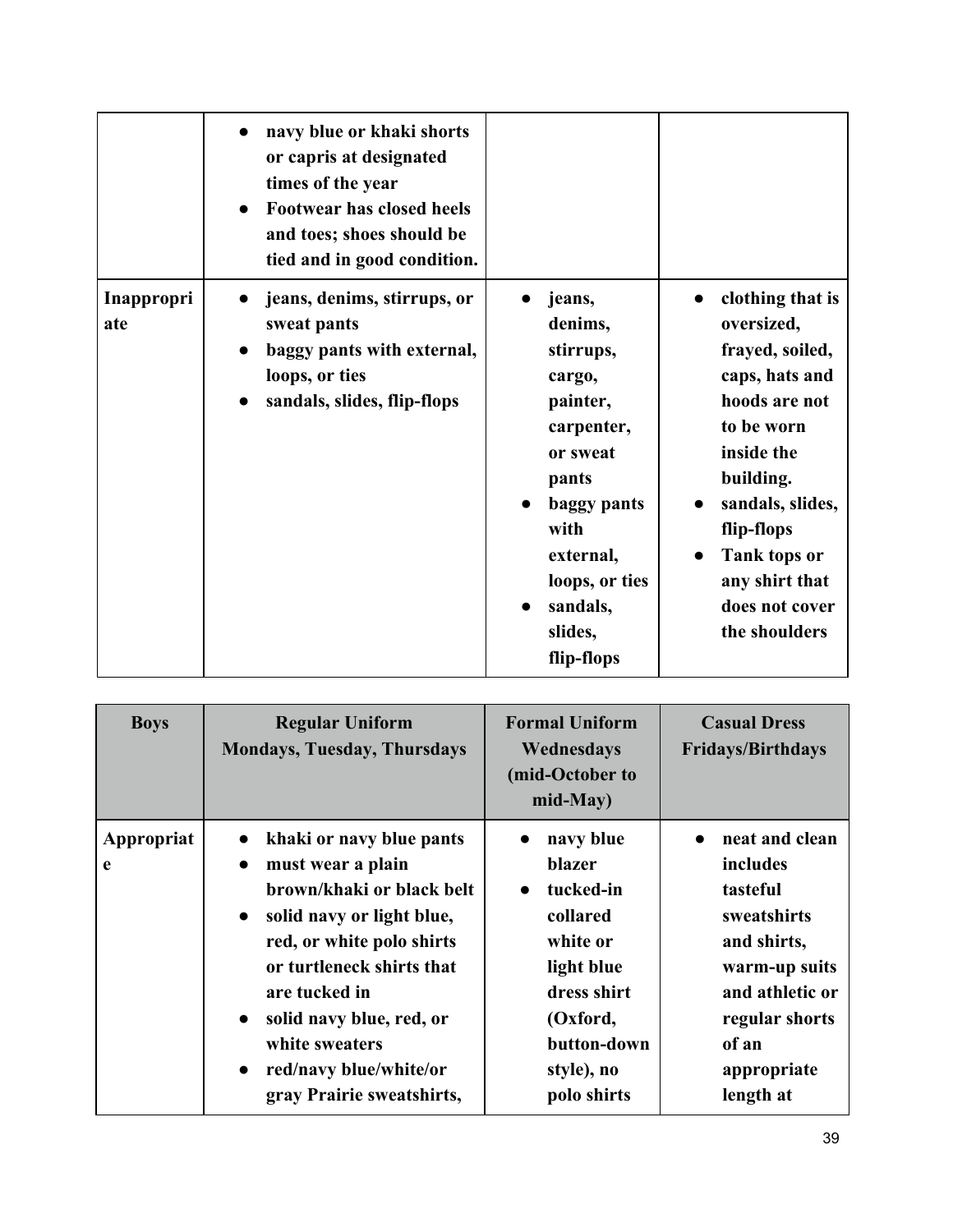| | | | |
|---|---|---|---|
| | • navy blue or khaki shorts or capris at designated times of the year<br>• Footwear has closed heels and toes; shoes should be tied and in good condition. | | |
| **Inappropriate** | • jeans, denims, stirrups, or sweat pants<br>• baggy pants with external, loops, or ties<br>• sandals, slides, flip-flops | • jeans, denims, stirrups, cargo, painter, carpenter, or sweat pants<br>• baggy pants with external, loops, or ties<br>• sandals, slides, flip-flops | • clothing that is oversized, frayed, soiled, caps, hats and hoods are not to be worn inside the building.<br>• sandals, slides, flip-flops<br>• Tank tops or any shirt that does not cover the shoulders |

| Boys | Regular Uniform Mondays, Tuesday, Thursdays | Formal Uniform Wednesdays (mid-October to mid-May) | Casual Dress Fridays/Birthdays |
|---|---|---|---|
| **Appropriate** | • khaki or navy blue pants<br>• must wear a plain brown/khaki or black belt<br>• solid navy or light blue, red, or white polo shirts or turtleneck shirts that are tucked in<br>• solid navy blue, red, or white sweaters<br>• red/navy blue/white/or gray Prairie sweatshirts, | • navy blue blazer<br>• tucked-in collared white or light blue dress shirt (Oxford, button-down style), no polo shirts | • neat and clean includes tasteful sweatshirts and shirts, warm-up suits and athletic or regular shorts of an appropriate length at |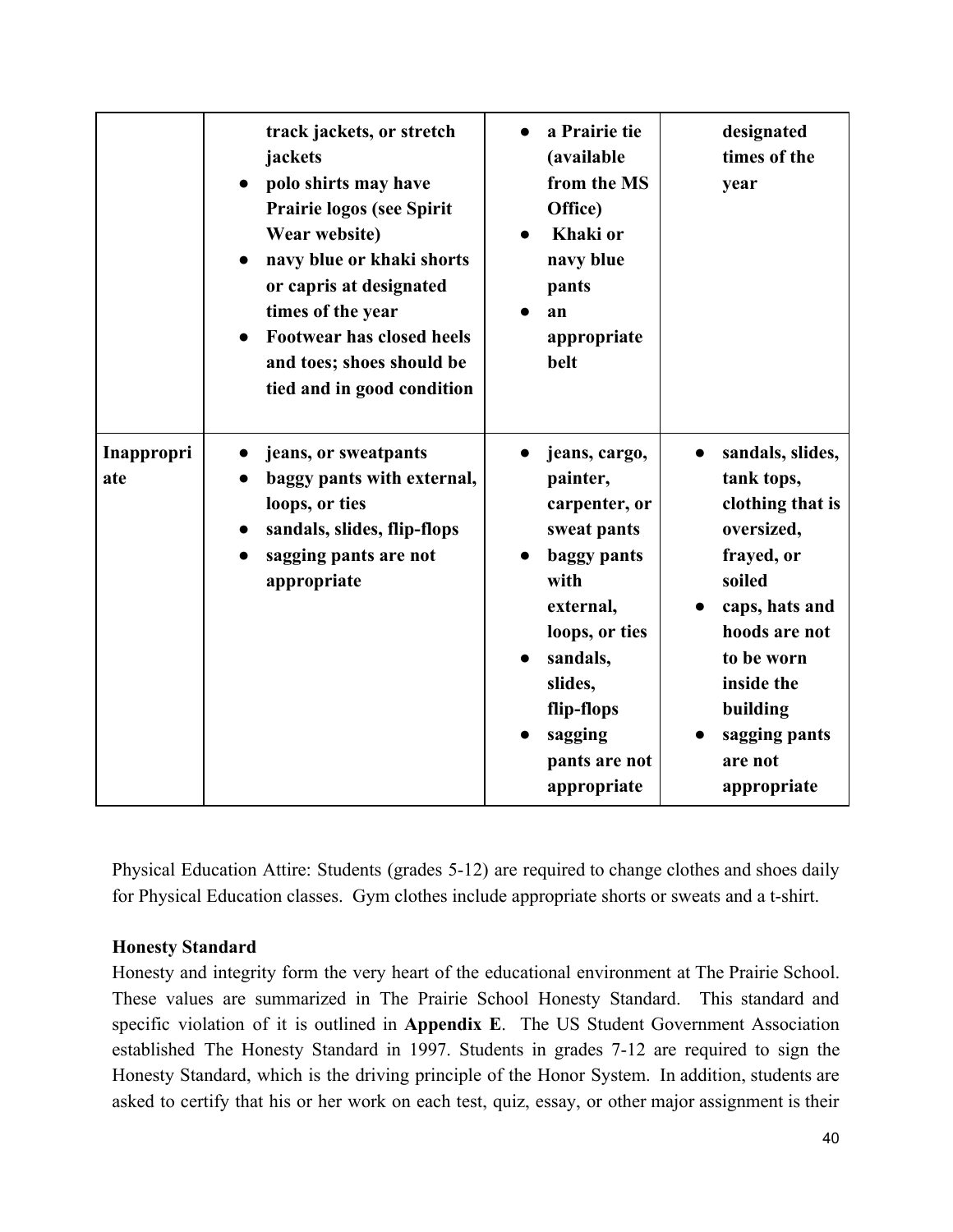|  | track jackets, or stretch jackets<br>● polo shirts may have Prairie logos (see Spirit Wear website)<br>● navy blue or khaki shorts or capris at designated times of the year<br>● Footwear has closed heels and toes; shoes should be tied and in good condition | ● a Prairie tie (available from the MS Office)<br>● Khaki or navy blue pants<br>● an appropriate belt | designated times of the year |
|---|---|---|---|
| **Inappropriate** | ● jeans, or sweatpants<br>● baggy pants with external, loops, or ties<br>● sandals, slides, flip-flops<br>● sagging pants are not appropriate | ● jeans, cargo, painter, carpenter, or sweat pants<br>● baggy pants with external, loops, or ties<br>● sandals, slides, flip-flops<br>● sagging pants are not appropriate | ● sandals, slides, tank tops, clothing that is oversized, frayed, or soiled<br>● caps, hats and hoods are not to be worn inside the building<br>● sagging pants are not appropriate |

Physical Education Attire: Students (grades 5-12) are required to change clothes and shoes daily for Physical Education classes. Gym clothes include appropriate shorts or sweats and a t-shirt.

**Honesty Standard**

Honesty and integrity form the very heart of the educational environment at The Prairie School. These values are summarized in The Prairie School Honesty Standard. This standard and specific violation of it is outlined in **Appendix E**. The US Student Government Association established The Honesty Standard in 1997. Students in grades 7-12 are required to sign the Honesty Standard, which is the driving principle of the Honor System. In addition, students are asked to certify that his or her work on each test, quiz, essay, or other major assignment is their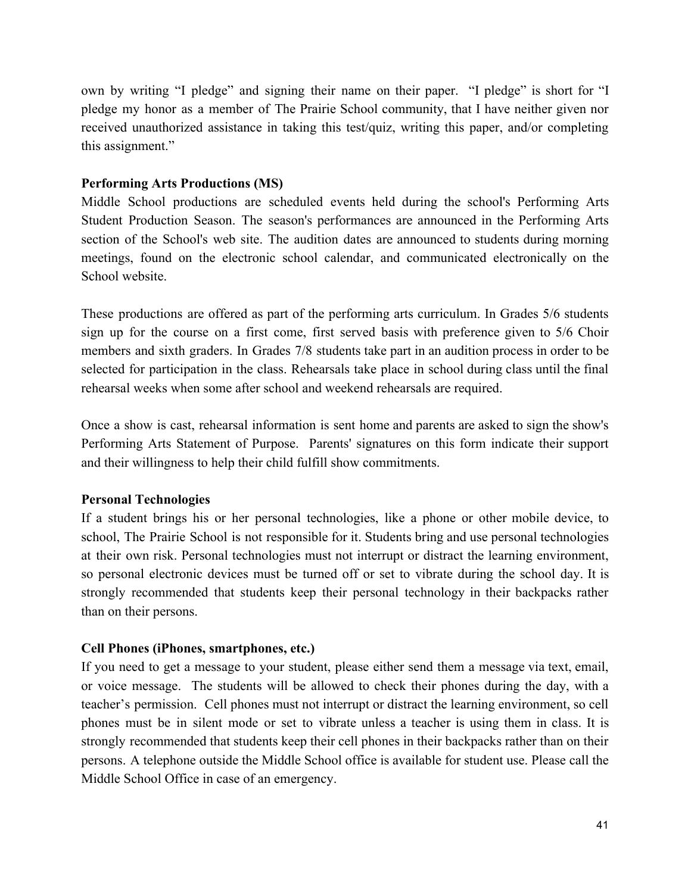own by writing “I pledge” and signing their name on their paper. “I pledge” is short for “I pledge my honor as a member of The Prairie School community, that I have neither given nor received unauthorized assistance in taking this test/quiz, writing this paper, and/or completing this assignment.”

**Performing Arts Productions (MS)**

Middle School productions are scheduled events held during the school's Performing Arts Student Production Season. The season's performances are announced in the Performing Arts section of the School's web site. The audition dates are announced to students during morning meetings, found on the electronic school calendar, and communicated electronically on the School website.

These productions are offered as part of the performing arts curriculum. In Grades 5/6 students sign up for the course on a first come, first served basis with preference given to 5/6 Choir members and sixth graders. In Grades 7/8 students take part in an audition process in order to be selected for participation in the class. Rehearsals take place in school during class until the final rehearsal weeks when some after school and weekend rehearsals are required.

Once a show is cast, rehearsal information is sent home and parents are asked to sign the show's Performing Arts Statement of Purpose. Parents' signatures on this form indicate their support and their willingness to help their child fulfill show commitments.

**Personal Technologies**

If a student brings his or her personal technologies, like a phone or other mobile device, to school, The Prairie School is not responsible for it. Students bring and use personal technologies at their own risk. Personal technologies must not interrupt or distract the learning environment, so personal electronic devices must be turned off or set to vibrate during the school day. It is strongly recommended that students keep their personal technology in their backpacks rather than on their persons.

**Cell Phones (iPhones, smartphones, etc.)**

If you need to get a message to your student, please either send them a message via text, email, or voice message. The students will be allowed to check their phones during the day, with a teacher’s permission. Cell phones must not interrupt or distract the learning environment, so cell phones must be in silent mode or set to vibrate unless a teacher is using them in class. It is strongly recommended that students keep their cell phones in their backpacks rather than on their persons. A telephone outside the Middle School office is available for student use. Please call the Middle School Office in case of an emergency.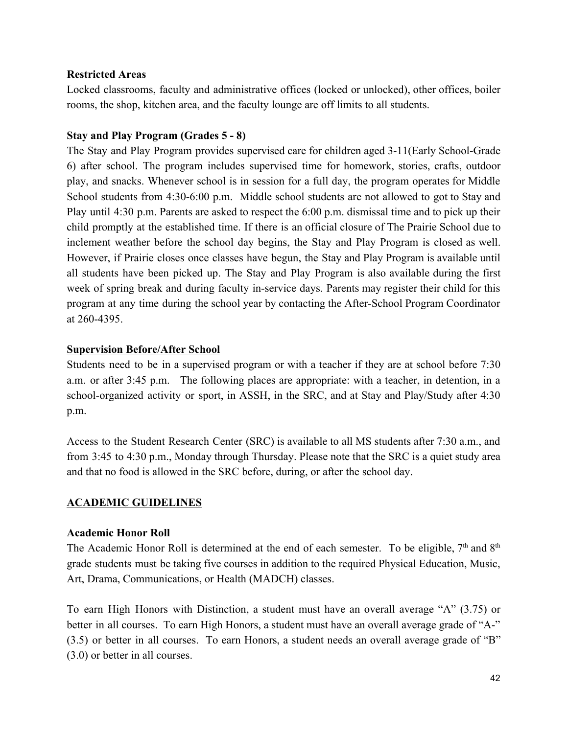**Restricted Areas**

Locked classrooms, faculty and administrative offices (locked or unlocked), other offices, boiler rooms, the shop, kitchen area, and the faculty lounge are off limits to all students.

**Stay and Play Program (Grades 5 - 8)**

The Stay and Play Program provides supervised care for children aged 3-11(Early School-Grade 6) after school. The program includes supervised time for homework, stories, crafts, outdoor play, and snacks. Whenever school is in session for a full day, the program operates for Middle School students from 4:30-6:00 p.m. Middle school students are not allowed to got to Stay and Play until 4:30 p.m. Parents are asked to respect the 6:00 p.m. dismissal time and to pick up their child promptly at the established time. If there is an official closure of The Prairie School due to inclement weather before the school day begins, the Stay and Play Program is closed as well. However, if Prairie closes once classes have begun, the Stay and Play Program is available until all students have been picked up. The Stay and Play Program is also available during the first week of spring break and during faculty in-service days. Parents may register their child for this program at any time during the school year by contacting the After-School Program Coordinator at 260-4395.

**Supervision Before/After School**

Students need to be in a supervised program or with a teacher if they are at school before 7:30 a.m. or after 3:45 p.m. The following places are appropriate: with a teacher, in detention, in a school-organized activity or sport, in ASSH, in the SRC, and at Stay and Play/Study after 4:30 p.m.

Access to the Student Research Center (SRC) is available to all MS students after 7:30 a.m., and from 3:45 to 4:30 p.m., Monday through Thursday. Please note that the SRC is a quiet study area and that no food is allowed in the SRC before, during, or after the school day.

## ACADEMIC GUIDELINES

**Academic Honor Roll**

The Academic Honor Roll is determined at the end of each semester. To be eligible, 7th and 8th grade students must be taking five courses in addition to the required Physical Education, Music, Art, Drama, Communications, or Health (MADCH) classes.

To earn High Honors with Distinction, a student must have an overall average "A" (3.75) or better in all courses. To earn High Honors, a student must have an overall average grade of "A-" (3.5) or better in all courses. To earn Honors, a student needs an overall average grade of "B" (3.0) or better in all courses.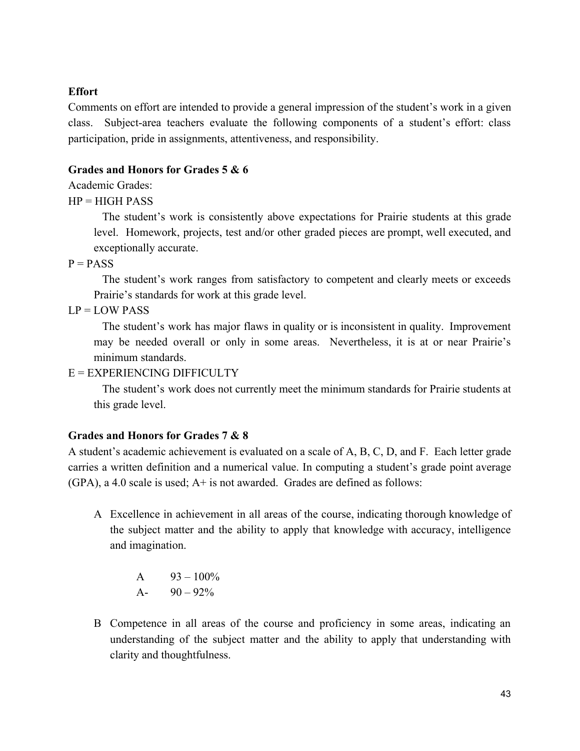**Effort**

Comments on effort are intended to provide a general impression of the student's work in a given class. Subject-area teachers evaluate the following components of a student's effort: class participation, pride in assignments, attentiveness, and responsibility.

**Grades and Honors for Grades 5 & 6**

Academic Grades:

HP = HIGH PASS

The student's work is consistently above expectations for Prairie students at this grade level. Homework, projects, test and/or other graded pieces are prompt, well executed, and exceptionally accurate.

P = PASS

The student's work ranges from satisfactory to competent and clearly meets or exceeds Prairie's standards for work at this grade level.

LP = LOW PASS

The student's work has major flaws in quality or is inconsistent in quality. Improvement may be needed overall or only in some areas. Nevertheless, it is at or near Prairie's minimum standards.

E = EXPERIENCING DIFFICULTY

The student's work does not currently meet the minimum standards for Prairie students at this grade level.

**Grades and Honors for Grades 7 & 8**

A student's academic achievement is evaluated on a scale of A, B, C, D, and F. Each letter grade carries a written definition and a numerical value. In computing a student's grade point average (GPA), a 4.0 scale is used; A+ is not awarded. Grades are defined as follows:

A Excellence in achievement in all areas of the course, indicating thorough knowledge of the subject matter and the ability to apply that knowledge with accuracy, intelligence and imagination.

| | |
|---|---|
| A | 93 – 100% |
| A- | 90 – 92% |

B Competence in all areas of the course and proficiency in some areas, indicating an understanding of the subject matter and the ability to apply that understanding with clarity and thoughtfulness.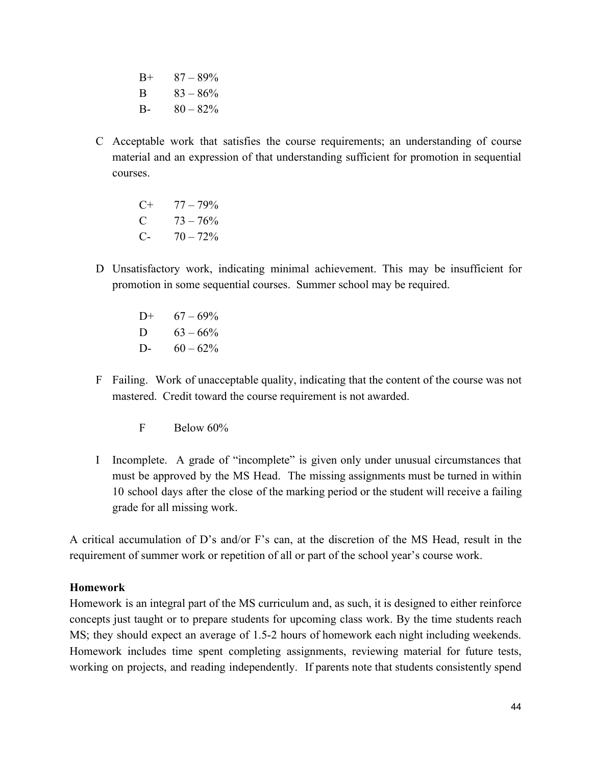B+ 87 – 89%
B 83 – 86%
B- 80 – 82%

C Acceptable work that satisfies the course requirements; an understanding of course material and an expression of that understanding sufficient for promotion in sequential courses.

C+ 77 – 79%
C 73 – 76%
C- 70 – 72%

D Unsatisfactory work, indicating minimal achievement. This may be insufficient for promotion in some sequential courses. Summer school may be required.

D+ 67 – 69%
D 63 – 66%
D- 60 – 62%

F Failing. Work of unacceptable quality, indicating that the content of the course was not mastered. Credit toward the course requirement is not awarded.

F Below 60%

I Incomplete. A grade of "incomplete" is given only under unusual circumstances that must be approved by the MS Head. The missing assignments must be turned in within 10 school days after the close of the marking period or the student will receive a failing grade for all missing work.

A critical accumulation of D's and/or F's can, at the discretion of the MS Head, result in the requirement of summer work or repetition of all or part of the school year's course work.

**Homework**

Homework is an integral part of the MS curriculum and, as such, it is designed to either reinforce concepts just taught or to prepare students for upcoming class work. By the time students reach MS; they should expect an average of 1.5-2 hours of homework each night including weekends. Homework includes time spent completing assignments, reviewing material for future tests, working on projects, and reading independently. If parents note that students consistently spend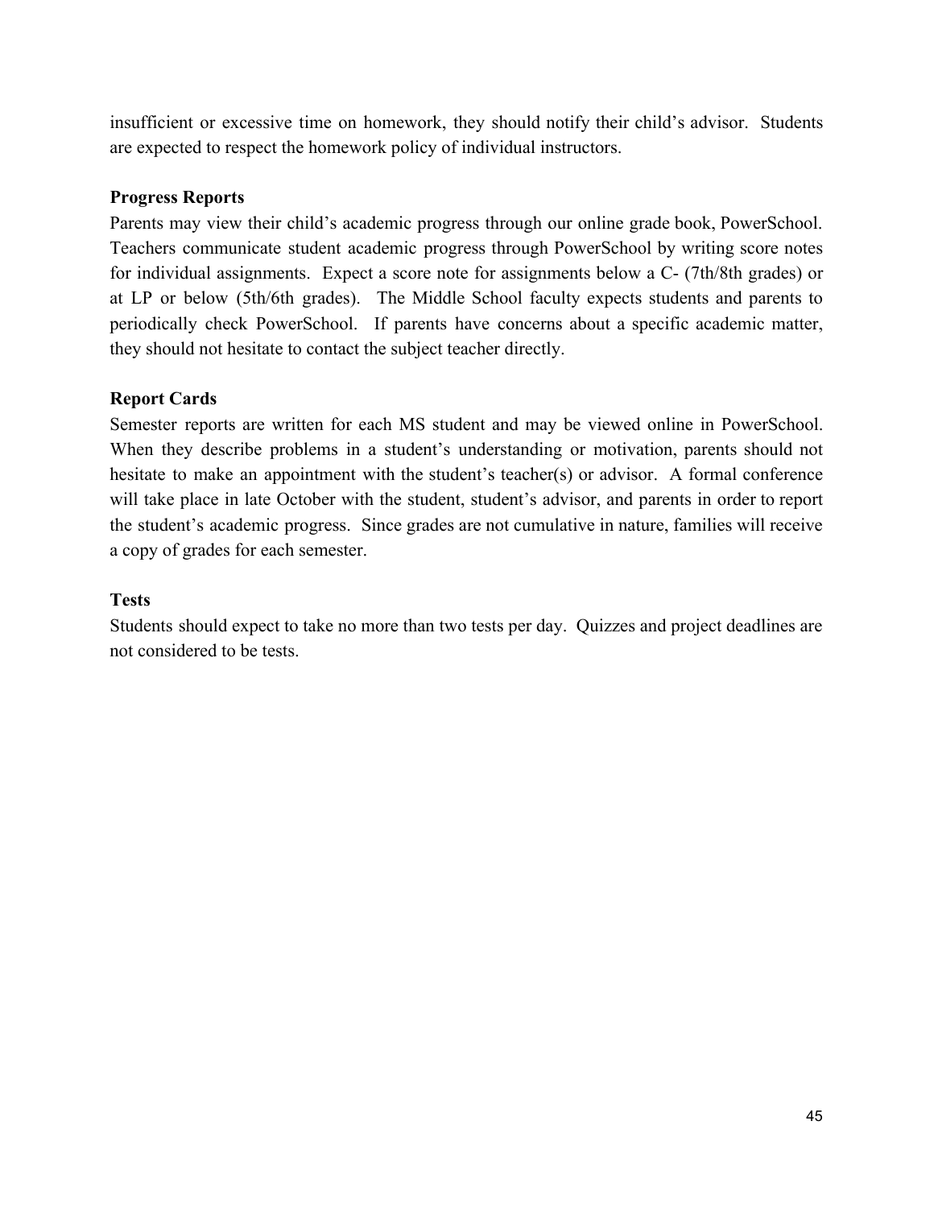insufficient or excessive time on homework, they should notify their child's advisor. Students are expected to respect the homework policy of individual instructors.

**Progress Reports**

Parents may view their child's academic progress through our online grade book, PowerSchool. Teachers communicate student academic progress through PowerSchool by writing score notes for individual assignments. Expect a score note for assignments below a C- (7th/8th grades) or at LP or below (5th/6th grades). The Middle School faculty expects students and parents to periodically check PowerSchool. If parents have concerns about a specific academic matter, they should not hesitate to contact the subject teacher directly.

**Report Cards**

Semester reports are written for each MS student and may be viewed online in PowerSchool. When they describe problems in a student's understanding or motivation, parents should not hesitate to make an appointment with the student's teacher(s) or advisor. A formal conference will take place in late October with the student, student's advisor, and parents in order to report the student's academic progress. Since grades are not cumulative in nature, families will receive a copy of grades for each semester.

**Tests**

Students should expect to take no more than two tests per day. Quizzes and project deadlines are not considered to be tests.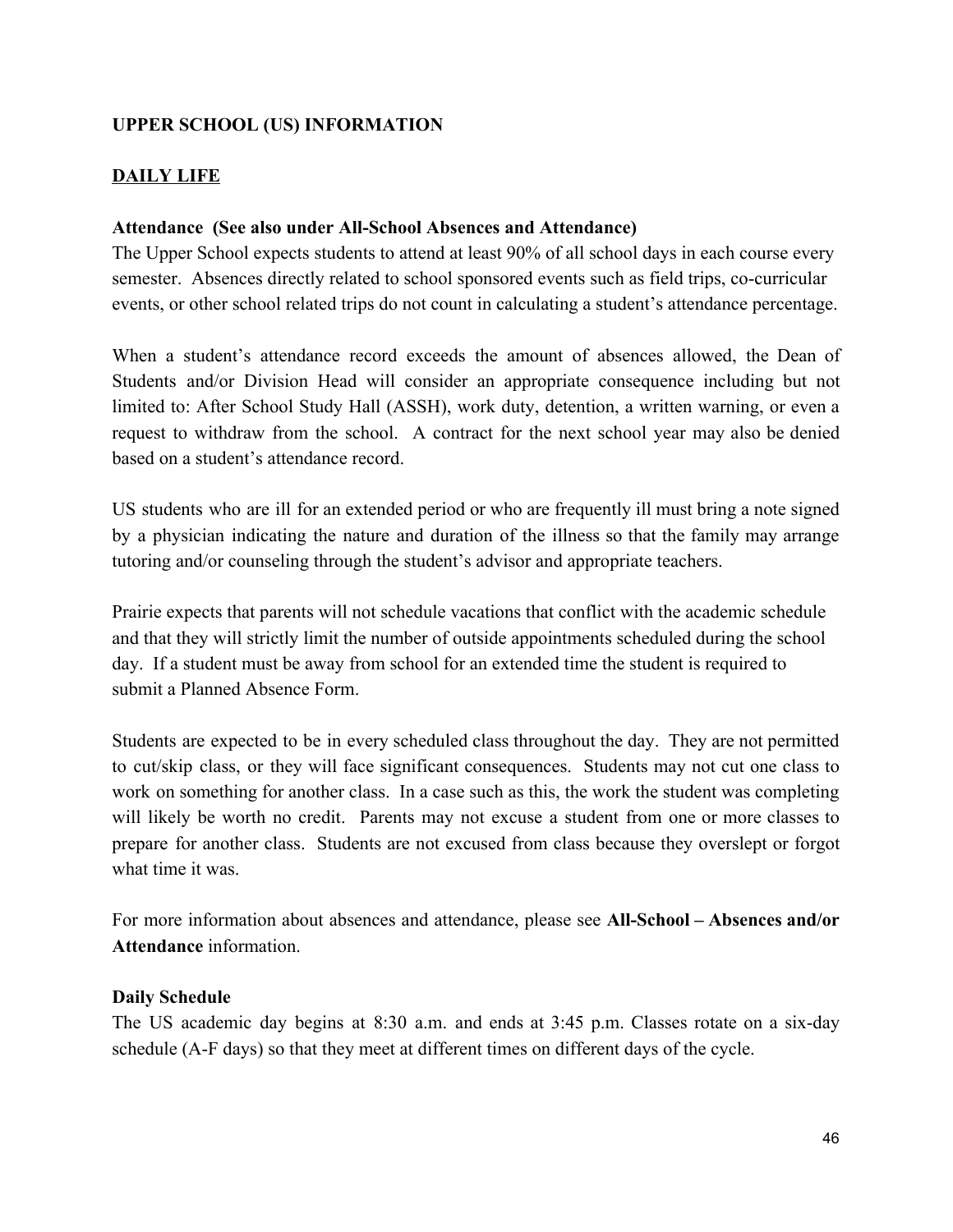## UPPER SCHOOL (US) INFORMATION

## DAILY LIFE

### Attendance (See also under All-School Absences and Attendance)

The Upper School expects students to attend at least 90% of all school days in each course every semester. Absences directly related to school sponsored events such as field trips, co-curricular events, or other school related trips do not count in calculating a student's attendance percentage.

When a student's attendance record exceeds the amount of absences allowed, the Dean of Students and/or Division Head will consider an appropriate consequence including but not limited to: After School Study Hall (ASSH), work duty, detention, a written warning, or even a request to withdraw from the school. A contract for the next school year may also be denied based on a student's attendance record.

US students who are ill for an extended period or who are frequently ill must bring a note signed by a physician indicating the nature and duration of the illness so that the family may arrange tutoring and/or counseling through the student's advisor and appropriate teachers.

Prairie expects that parents will not schedule vacations that conflict with the academic schedule and that they will strictly limit the number of outside appointments scheduled during the school day. If a student must be away from school for an extended time the student is required to submit a Planned Absence Form.

Students are expected to be in every scheduled class throughout the day. They are not permitted to cut/skip class, or they will face significant consequences. Students may not cut one class to work on something for another class. In a case such as this, the work the student was completing will likely be worth no credit. Parents may not excuse a student from one or more classes to prepare for another class. Students are not excused from class because they overslept or forgot what time it was.

For more information about absences and attendance, please see **All-School – Absences and/or Attendance** information.

### Daily Schedule

The US academic day begins at 8:30 a.m. and ends at 3:45 p.m. Classes rotate on a six-day schedule (A-F days) so that they meet at different times on different days of the cycle.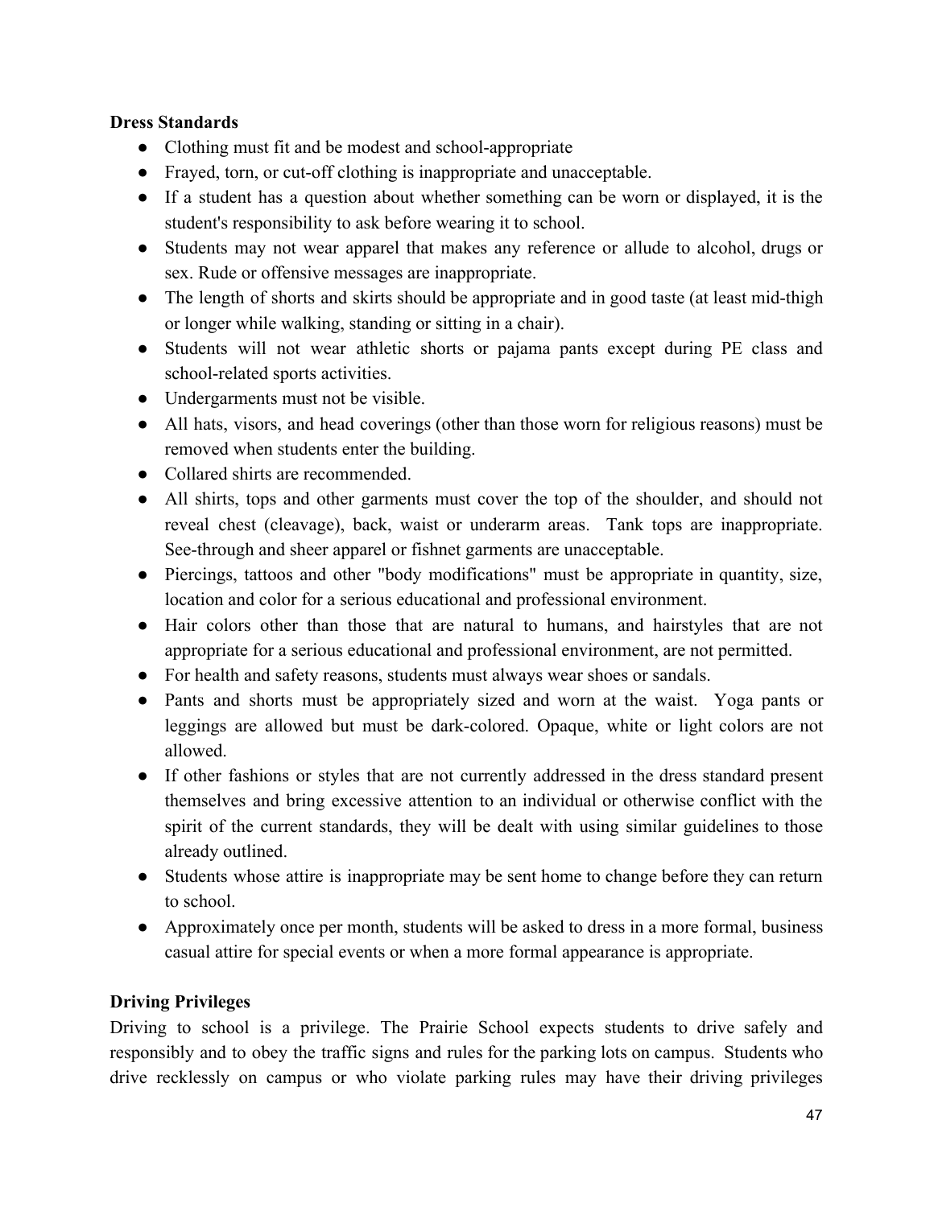**Dress Standards**

- Clothing must fit and be modest and school-appropriate
- Frayed, torn, or cut-off clothing is inappropriate and unacceptable.
- If a student has a question about whether something can be worn or displayed, it is the student's responsibility to ask before wearing it to school.
- Students may not wear apparel that makes any reference or allude to alcohol, drugs or sex. Rude or offensive messages are inappropriate.
- The length of shorts and skirts should be appropriate and in good taste (at least mid-thigh or longer while walking, standing or sitting in a chair).
- Students will not wear athletic shorts or pajama pants except during PE class and school-related sports activities.
- Undergarments must not be visible.
- All hats, visors, and head coverings (other than those worn for religious reasons) must be removed when students enter the building.
- Collared shirts are recommended.
- All shirts, tops and other garments must cover the top of the shoulder, and should not reveal chest (cleavage), back, waist or underarm areas. Tank tops are inappropriate. See-through and sheer apparel or fishnet garments are unacceptable.
- Piercings, tattoos and other "body modifications" must be appropriate in quantity, size, location and color for a serious educational and professional environment.
- Hair colors other than those that are natural to humans, and hairstyles that are not appropriate for a serious educational and professional environment, are not permitted.
- For health and safety reasons, students must always wear shoes or sandals.
- Pants and shorts must be appropriately sized and worn at the waist. Yoga pants or leggings are allowed but must be dark-colored. Opaque, white or light colors are not allowed.
- If other fashions or styles that are not currently addressed in the dress standard present themselves and bring excessive attention to an individual or otherwise conflict with the spirit of the current standards, they will be dealt with using similar guidelines to those already outlined.
- Students whose attire is inappropriate may be sent home to change before they can return to school.
- Approximately once per month, students will be asked to dress in a more formal, business casual attire for special events or when a more formal appearance is appropriate.

**Driving Privileges**

Driving to school is a privilege. The Prairie School expects students to drive safely and responsibly and to obey the traffic signs and rules for the parking lots on campus. Students who drive recklessly on campus or who violate parking rules may have their driving privileges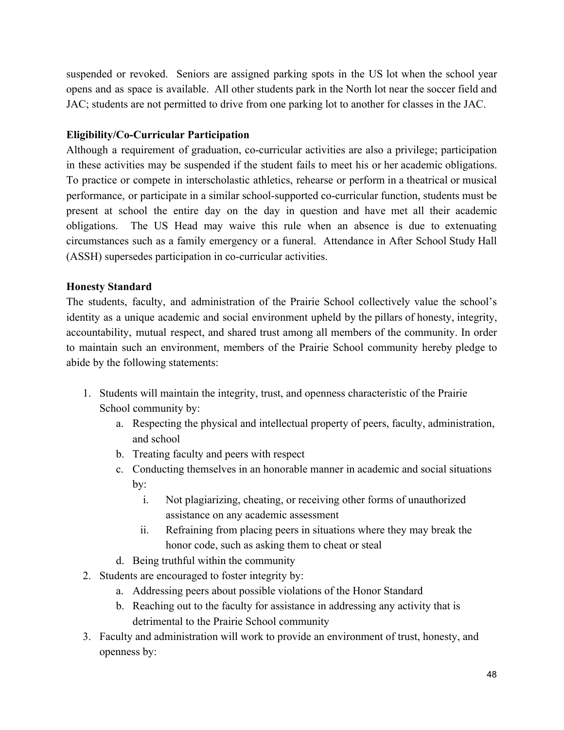suspended or revoked. Seniors are assigned parking spots in the US lot when the school year opens and as space is available. All other students park in the North lot near the soccer field and JAC; students are not permitted to drive from one parking lot to another for classes in the JAC.

**Eligibility/Co-Curricular Participation**

Although a requirement of graduation, co-curricular activities are also a privilege; participation in these activities may be suspended if the student fails to meet his or her academic obligations. To practice or compete in interscholastic athletics, rehearse or perform in a theatrical or musical performance, or participate in a similar school-supported co-curricular function, students must be present at school the entire day on the day in question and have met all their academic obligations. The US Head may waive this rule when an absence is due to extenuating circumstances such as a family emergency or a funeral. Attendance in After School Study Hall (ASSH) supersedes participation in co-curricular activities.

**Honesty Standard**

The students, faculty, and administration of the Prairie School collectively value the school's identity as a unique academic and social environment upheld by the pillars of honesty, integrity, accountability, mutual respect, and shared trust among all members of the community. In order to maintain such an environment, members of the Prairie School community hereby pledge to abide by the following statements:

1. Students will maintain the integrity, trust, and openness characteristic of the Prairie School community by:
   a. Respecting the physical and intellectual property of peers, faculty, administration, and school
   b. Treating faculty and peers with respect
   c. Conducting themselves in an honorable manner in academic and social situations by:
      i. Not plagiarizing, cheating, or receiving other forms of unauthorized assistance on any academic assessment
      ii. Refraining from placing peers in situations where they may break the honor code, such as asking them to cheat or steal
   d. Being truthful within the community
2. Students are encouraged to foster integrity by:
   a. Addressing peers about possible violations of the Honor Standard
   b. Reaching out to the faculty for assistance in addressing any activity that is detrimental to the Prairie School community
3. Faculty and administration will work to provide an environment of trust, honesty, and openness by: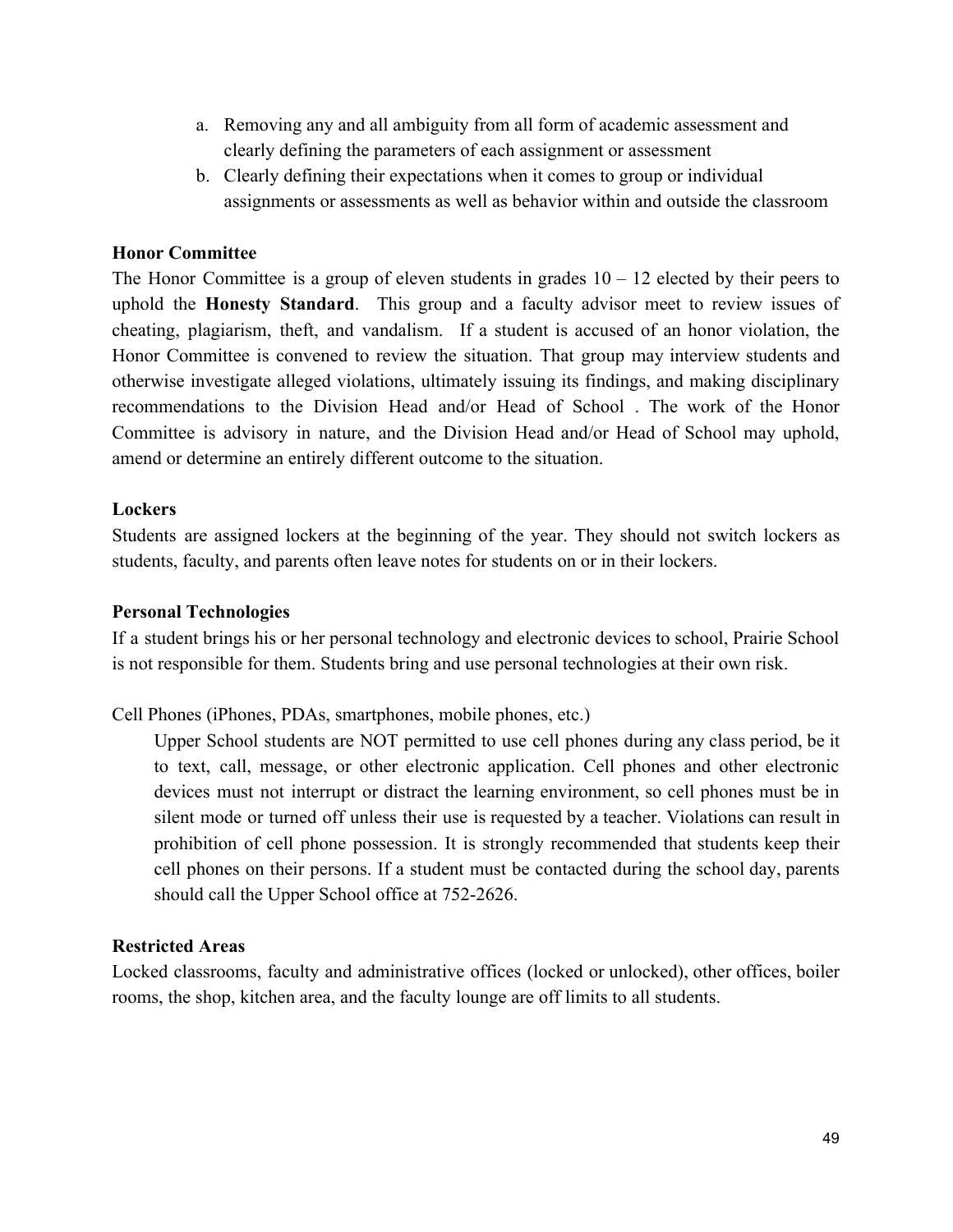a. Removing any and all ambiguity from all form of academic assessment and clearly defining the parameters of each assignment or assessment
b. Clearly defining their expectations when it comes to group or individual assignments or assessments as well as behavior within and outside the classroom

**Honor Committee**

The Honor Committee is a group of eleven students in grades 10 – 12 elected by their peers to uphold the **Honesty Standard**. This group and a faculty advisor meet to review issues of cheating, plagiarism, theft, and vandalism. If a student is accused of an honor violation, the Honor Committee is convened to review the situation. That group may interview students and otherwise investigate alleged violations, ultimately issuing its findings, and making disciplinary recommendations to the Division Head and/or Head of School . The work of the Honor Committee is advisory in nature, and the Division Head and/or Head of School may uphold, amend or determine an entirely different outcome to the situation.

**Lockers**

Students are assigned lockers at the beginning of the year. They should not switch lockers as students, faculty, and parents often leave notes for students on or in their lockers.

**Personal Technologies**

If a student brings his or her personal technology and electronic devices to school, Prairie School is not responsible for them. Students bring and use personal technologies at their own risk.

Cell Phones (iPhones, PDAs, smartphones, mobile phones, etc.)

Upper School students are NOT permitted to use cell phones during any class period, be it to text, call, message, or other electronic application. Cell phones and other electronic devices must not interrupt or distract the learning environment, so cell phones must be in silent mode or turned off unless their use is requested by a teacher. Violations can result in prohibition of cell phone possession. It is strongly recommended that students keep their cell phones on their persons. If a student must be contacted during the school day, parents should call the Upper School office at 752-2626.

**Restricted Areas**

Locked classrooms, faculty and administrative offices (locked or unlocked), other offices, boiler rooms, the shop, kitchen area, and the faculty lounge are off limits to all students.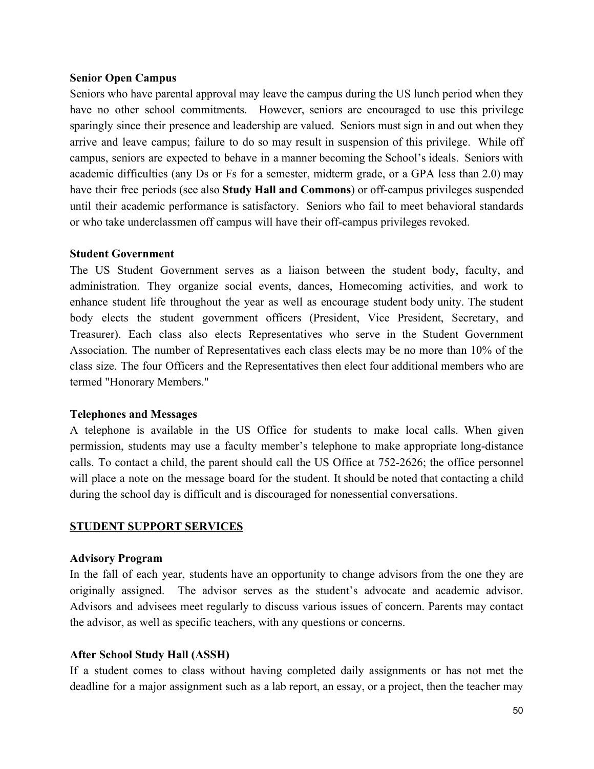**Senior Open Campus**

Seniors who have parental approval may leave the campus during the US lunch period when they have no other school commitments. However, seniors are encouraged to use this privilege sparingly since their presence and leadership are valued. Seniors must sign in and out when they arrive and leave campus; failure to do so may result in suspension of this privilege. While off campus, seniors are expected to behave in a manner becoming the School's ideals. Seniors with academic difficulties (any Ds or Fs for a semester, midterm grade, or a GPA less than 2.0) may have their free periods (see also **Study Hall and Commons**) or off-campus privileges suspended until their academic performance is satisfactory. Seniors who fail to meet behavioral standards or who take underclassmen off campus will have their off-campus privileges revoked.

**Student Government**

The US Student Government serves as a liaison between the student body, faculty, and administration. They organize social events, dances, Homecoming activities, and work to enhance student life throughout the year as well as encourage student body unity. The student body elects the student government officers (President, Vice President, Secretary, and Treasurer). Each class also elects Representatives who serve in the Student Government Association. The number of Representatives each class elects may be no more than 10% of the class size. The four Officers and the Representatives then elect four additional members who are termed "Honorary Members."

**Telephones and Messages**

A telephone is available in the US Office for students to make local calls. When given permission, students may use a faculty member's telephone to make appropriate long-distance calls. To contact a child, the parent should call the US Office at 752-2626; the office personnel will place a note on the message board for the student. It should be noted that contacting a child during the school day is difficult and is discouraged for nonessential conversations.

## STUDENT SUPPORT SERVICES

**Advisory Program**

In the fall of each year, students have an opportunity to change advisors from the one they are originally assigned. The advisor serves as the student's advocate and academic advisor. Advisors and advisees meet regularly to discuss various issues of concern. Parents may contact the advisor, as well as specific teachers, with any questions or concerns.

**After School Study Hall (ASSH)**

If a student comes to class without having completed daily assignments or has not met the deadline for a major assignment such as a lab report, an essay, or a project, then the teacher may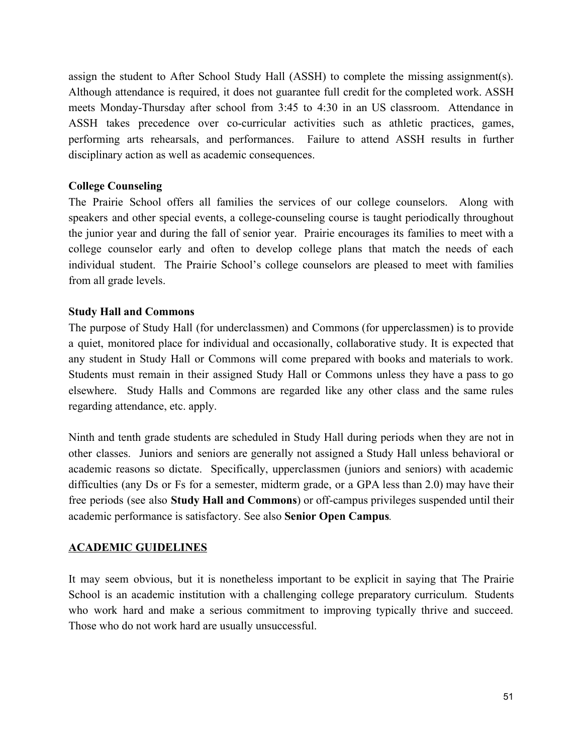assign the student to After School Study Hall (ASSH) to complete the missing assignment(s). Although attendance is required, it does not guarantee full credit for the completed work. ASSH meets Monday-Thursday after school from 3:45 to 4:30 in an US classroom. Attendance in ASSH takes precedence over co-curricular activities such as athletic practices, games, performing arts rehearsals, and performances. Failure to attend ASSH results in further disciplinary action as well as academic consequences.

**College Counseling**

The Prairie School offers all families the services of our college counselors. Along with speakers and other special events, a college-counseling course is taught periodically throughout the junior year and during the fall of senior year. Prairie encourages its families to meet with a college counselor early and often to develop college plans that match the needs of each individual student. The Prairie School's college counselors are pleased to meet with families from all grade levels.

**Study Hall and Commons**

The purpose of Study Hall (for underclassmen) and Commons (for upperclassmen) is to provide a quiet, monitored place for individual and occasionally, collaborative study. It is expected that any student in Study Hall or Commons will come prepared with books and materials to work. Students must remain in their assigned Study Hall or Commons unless they have a pass to go elsewhere. Study Halls and Commons are regarded like any other class and the same rules regarding attendance, etc. apply.

Ninth and tenth grade students are scheduled in Study Hall during periods when they are not in other classes. Juniors and seniors are generally not assigned a Study Hall unless behavioral or academic reasons so dictate. Specifically, upperclassmen (juniors and seniors) with academic difficulties (any Ds or Fs for a semester, midterm grade, or a GPA less than 2.0) may have their free periods (see also **Study Hall and Commons**) or off-campus privileges suspended until their academic performance is satisfactory. See also **Senior Open Campus**.

## ACADEMIC GUIDELINES

It may seem obvious, but it is nonetheless important to be explicit in saying that The Prairie School is an academic institution with a challenging college preparatory curriculum. Students who work hard and make a serious commitment to improving typically thrive and succeed. Those who do not work hard are usually unsuccessful.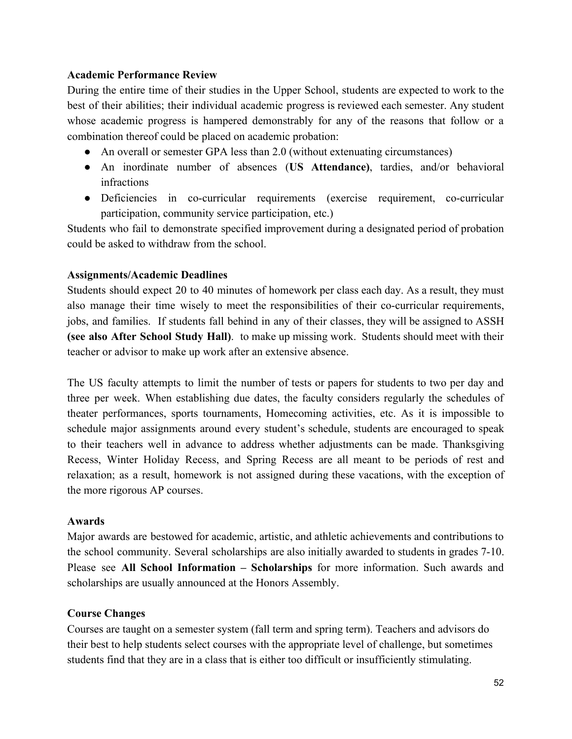**Academic Performance Review**

During the entire time of their studies in the Upper School, students are expected to work to the best of their abilities; their individual academic progress is reviewed each semester. Any student whose academic progress is hampered demonstrably for any of the reasons that follow or a combination thereof could be placed on academic probation:

- An overall or semester GPA less than 2.0 (without extenuating circumstances)
- An inordinate number of absences (**US Attendance)**, tardies, and/or behavioral infractions
- Deficiencies in co-curricular requirements (exercise requirement, co-curricular participation, community service participation, etc.)

Students who fail to demonstrate specified improvement during a designated period of probation could be asked to withdraw from the school.

**Assignments/Academic Deadlines**

Students should expect 20 to 40 minutes of homework per class each day. As a result, they must also manage their time wisely to meet the responsibilities of their co-curricular requirements, jobs, and families. If students fall behind in any of their classes, they will be assigned to ASSH **(see also After School Study Hall)**. to make up missing work. Students should meet with their teacher or advisor to make up work after an extensive absence.

The US faculty attempts to limit the number of tests or papers for students to two per day and three per week. When establishing due dates, the faculty considers regularly the schedules of theater performances, sports tournaments, Homecoming activities, etc. As it is impossible to schedule major assignments around every student's schedule, students are encouraged to speak to their teachers well in advance to address whether adjustments can be made. Thanksgiving Recess, Winter Holiday Recess, and Spring Recess are all meant to be periods of rest and relaxation; as a result, homework is not assigned during these vacations, with the exception of the more rigorous AP courses.

**Awards**

Major awards are bestowed for academic, artistic, and athletic achievements and contributions to the school community. Several scholarships are also initially awarded to students in grades 7-10. Please see **All School Information – Scholarships** for more information. Such awards and scholarships are usually announced at the Honors Assembly.

**Course Changes**

Courses are taught on a semester system (fall term and spring term). Teachers and advisors do their best to help students select courses with the appropriate level of challenge, but sometimes students find that they are in a class that is either too difficult or insufficiently stimulating.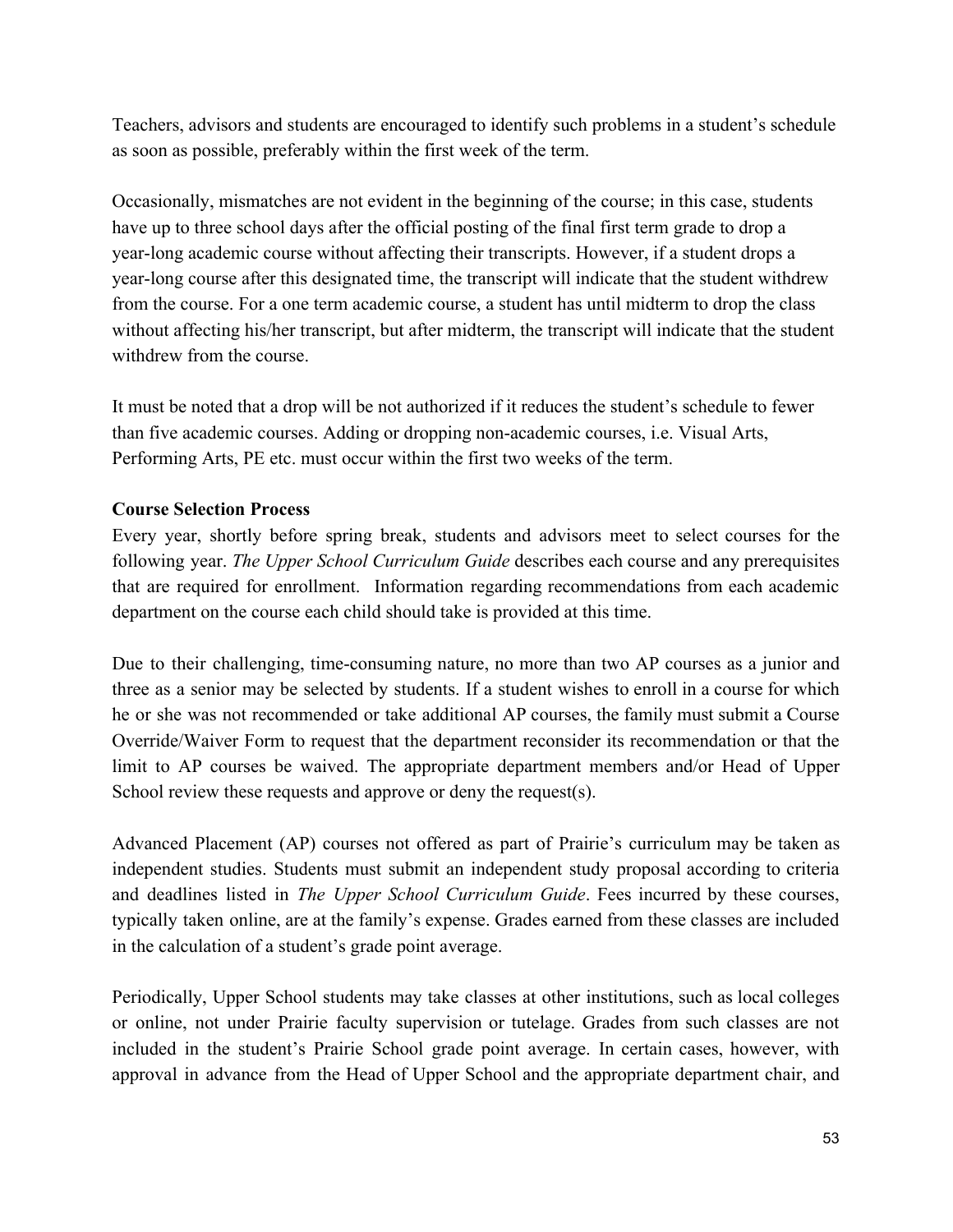Teachers, advisors and students are encouraged to identify such problems in a student's schedule as soon as possible, preferably within the first week of the term.

Occasionally, mismatches are not evident in the beginning of the course; in this case, students have up to three school days after the official posting of the final first term grade to drop a year-long academic course without affecting their transcripts. However, if a student drops a year-long course after this designated time, the transcript will indicate that the student withdrew from the course. For a one term academic course, a student has until midterm to drop the class without affecting his/her transcript, but after midterm, the transcript will indicate that the student withdrew from the course.

It must be noted that a drop will be not authorized if it reduces the student's schedule to fewer than five academic courses. Adding or dropping non-academic courses, i.e. Visual Arts, Performing Arts, PE etc. must occur within the first two weeks of the term.

**Course Selection Process**

Every year, shortly before spring break, students and advisors meet to select courses for the following year. *The Upper School Curriculum Guide* describes each course and any prerequisites that are required for enrollment. Information regarding recommendations from each academic department on the course each child should take is provided at this time.

Due to their challenging, time-consuming nature, no more than two AP courses as a junior and three as a senior may be selected by students. If a student wishes to enroll in a course for which he or she was not recommended or take additional AP courses, the family must submit a Course Override/Waiver Form to request that the department reconsider its recommendation or that the limit to AP courses be waived. The appropriate department members and/or Head of Upper School review these requests and approve or deny the request(s).

Advanced Placement (AP) courses not offered as part of Prairie's curriculum may be taken as independent studies. Students must submit an independent study proposal according to criteria and deadlines listed in *The Upper School Curriculum Guide*. Fees incurred by these courses, typically taken online, are at the family's expense. Grades earned from these classes are included in the calculation of a student's grade point average.

Periodically, Upper School students may take classes at other institutions, such as local colleges or online, not under Prairie faculty supervision or tutelage. Grades from such classes are not included in the student's Prairie School grade point average. In certain cases, however, with approval in advance from the Head of Upper School and the appropriate department chair, and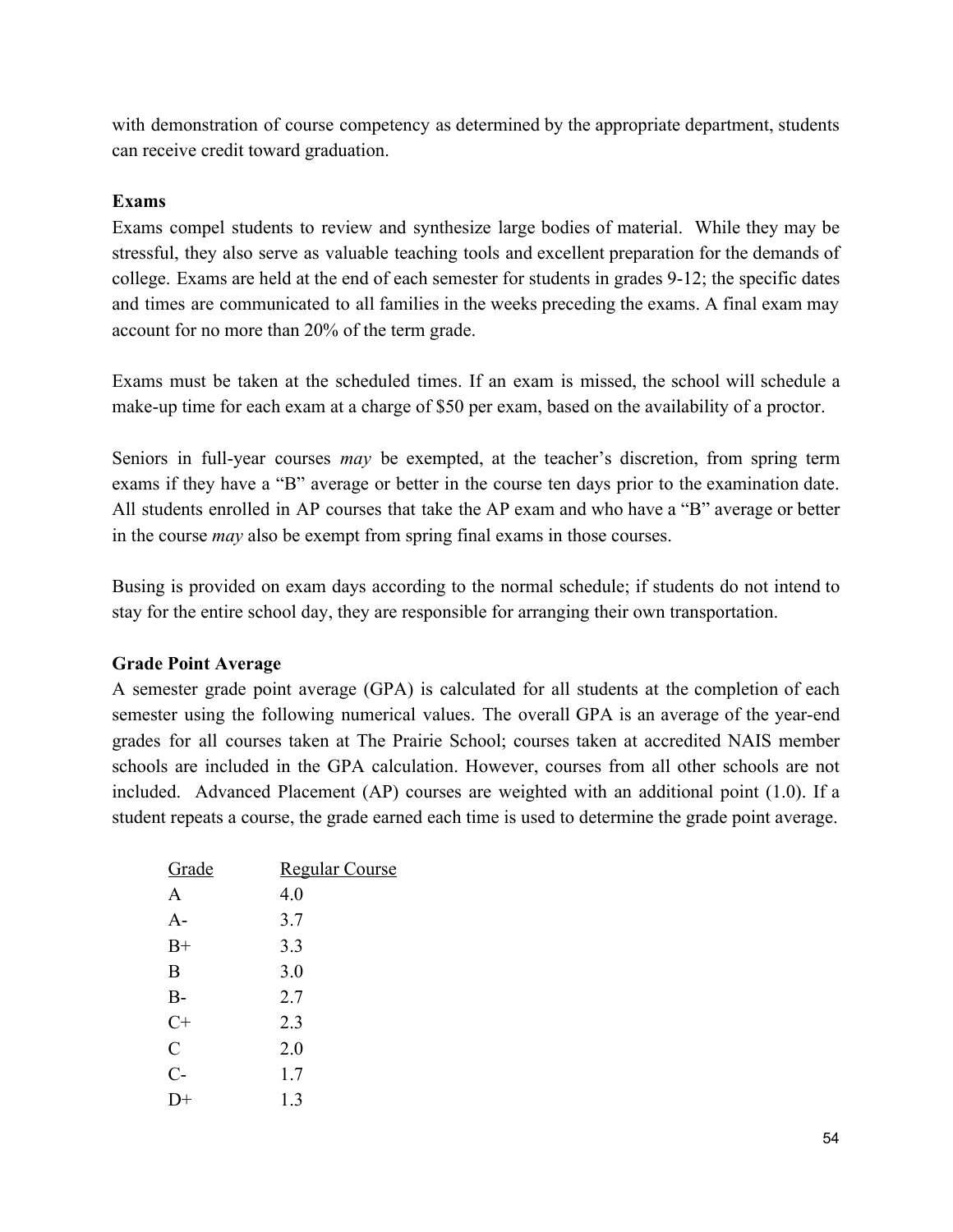with demonstration of course competency as determined by the appropriate department, students can receive credit toward graduation.

**Exams**

Exams compel students to review and synthesize large bodies of material. While they may be stressful, they also serve as valuable teaching tools and excellent preparation for the demands of college. Exams are held at the end of each semester for students in grades 9-12; the specific dates and times are communicated to all families in the weeks preceding the exams. A final exam may account for no more than 20% of the term grade.

Exams must be taken at the scheduled times. If an exam is missed, the school will schedule a make-up time for each exam at a charge of $50 per exam, based on the availability of a proctor.

Seniors in full-year courses *may* be exempted, at the teacher's discretion, from spring term exams if they have a "B" average or better in the course ten days prior to the examination date. All students enrolled in AP courses that take the AP exam and who have a "B" average or better in the course *may* also be exempt from spring final exams in those courses.

Busing is provided on exam days according to the normal schedule; if students do not intend to stay for the entire school day, they are responsible for arranging their own transportation.

**Grade Point Average**

A semester grade point average (GPA) is calculated for all students at the completion of each semester using the following numerical values. The overall GPA is an average of the year-end grades for all courses taken at The Prairie School; courses taken at accredited NAIS member schools are included in the GPA calculation. However, courses from all other schools are not included. Advanced Placement (AP) courses are weighted with an additional point (1.0). If a student repeats a course, the grade earned each time is used to determine the grade point average.

| Grade | Regular Course |
|---|---|
| A | 4.0 |
| A- | 3.7 |
| B+ | 3.3 |
| B | 3.0 |
| B- | 2.7 |
| C+ | 2.3 |
| C | 2.0 |
| C- | 1.7 |
| D+ | 1.3 |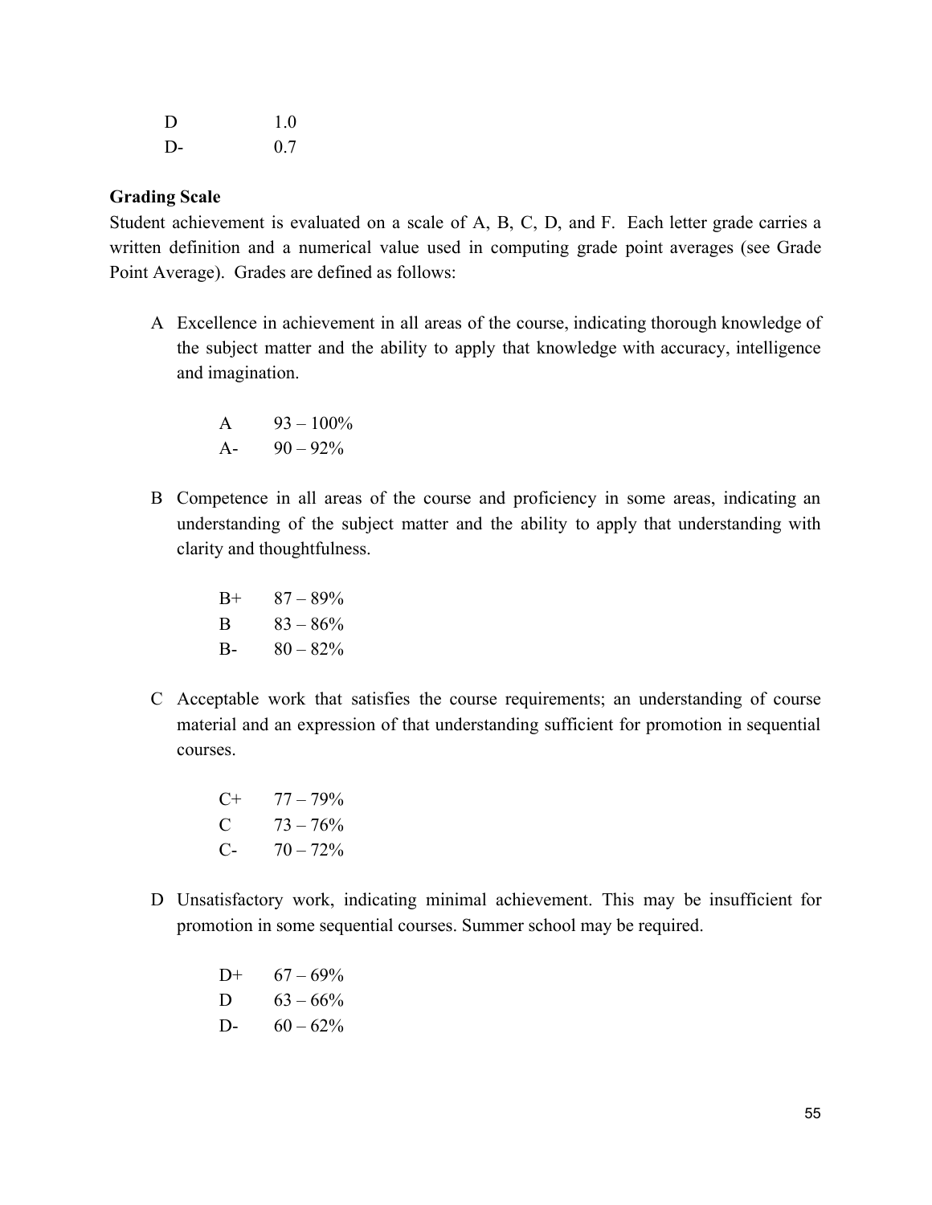| | |
|---|---|
| D | 1.0 |
| D- | 0.7 |

**Grading Scale**

Student achievement is evaluated on a scale of A, B, C, D, and F. Each letter grade carries a written definition and a numerical value used in computing grade point averages (see Grade Point Average). Grades are defined as follows:

A Excellence in achievement in all areas of the course, indicating thorough knowledge of the subject matter and the ability to apply that knowledge with accuracy, intelligence and imagination.

| | |
|---|---|
| A | 93 – 100% |
| A- | 90 – 92% |

B Competence in all areas of the course and proficiency in some areas, indicating an understanding of the subject matter and the ability to apply that understanding with clarity and thoughtfulness.

| | |
|---|---|
| B+ | 87 – 89% |
| B | 83 – 86% |
| B- | 80 – 82% |

C Acceptable work that satisfies the course requirements; an understanding of course material and an expression of that understanding sufficient for promotion in sequential courses.

| | |
|---|---|
| C+ | 77 – 79% |
| C | 73 – 76% |
| C- | 70 – 72% |

D Unsatisfactory work, indicating minimal achievement. This may be insufficient for promotion in some sequential courses. Summer school may be required.

| | |
|---|---|
| D+ | 67 – 69% |
| D | 63 – 66% |
| D- | 60 – 62% |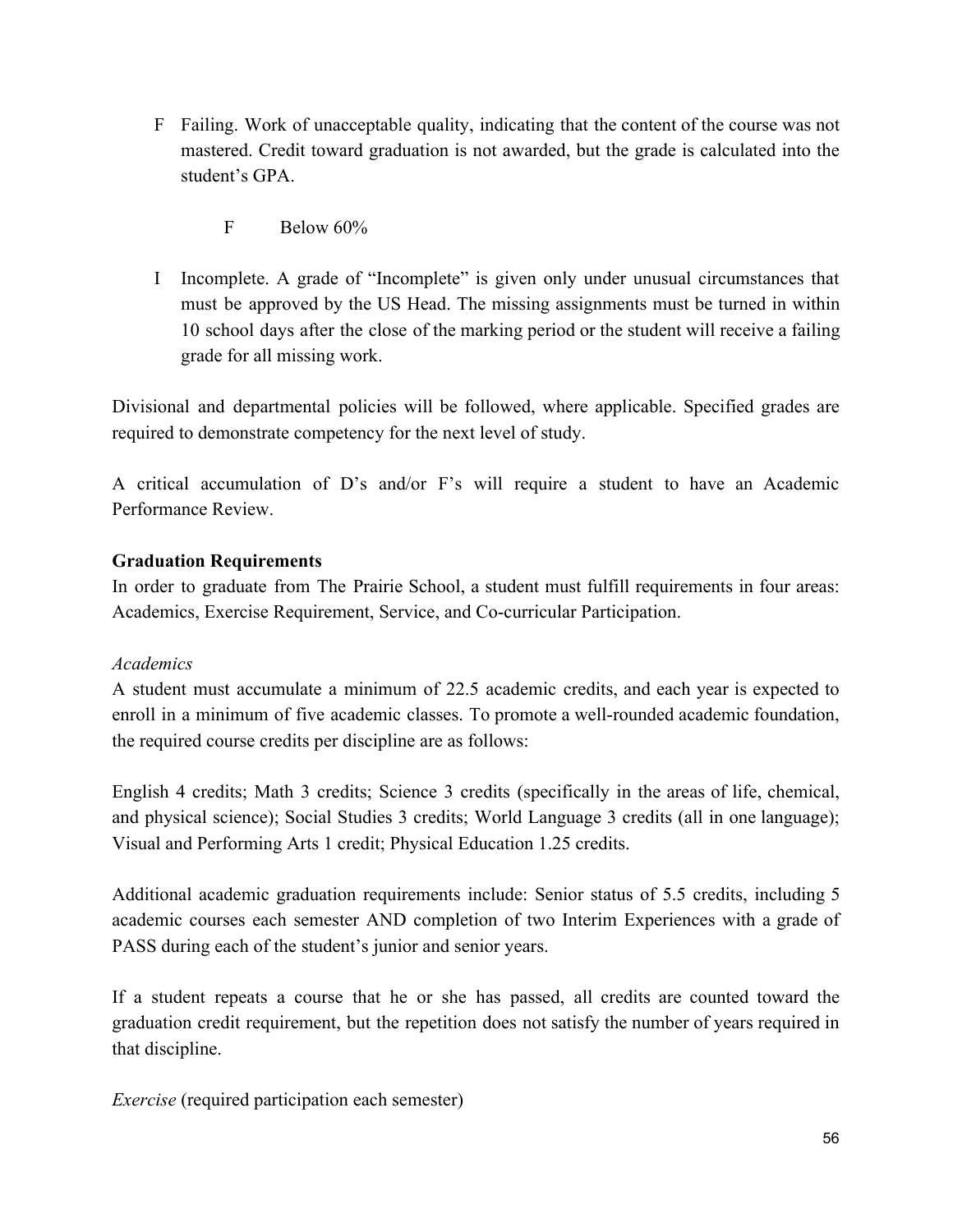F Failing. Work of unacceptable quality, indicating that the content of the course was not mastered. Credit toward graduation is not awarded, but the grade is calculated into the student's GPA.

F Below 60%

I Incomplete. A grade of "Incomplete" is given only under unusual circumstances that must be approved by the US Head. The missing assignments must be turned in within 10 school days after the close of the marking period or the student will receive a failing grade for all missing work.

Divisional and departmental policies will be followed, where applicable. Specified grades are required to demonstrate competency for the next level of study.

A critical accumulation of D's and/or F's will require a student to have an Academic Performance Review.

**Graduation Requirements**

In order to graduate from The Prairie School, a student must fulfill requirements in four areas: Academics, Exercise Requirement, Service, and Co-curricular Participation.

*Academics*

A student must accumulate a minimum of 22.5 academic credits, and each year is expected to enroll in a minimum of five academic classes. To promote a well-rounded academic foundation, the required course credits per discipline are as follows:

English 4 credits; Math 3 credits; Science 3 credits (specifically in the areas of life, chemical, and physical science); Social Studies 3 credits; World Language 3 credits (all in one language); Visual and Performing Arts 1 credit; Physical Education 1.25 credits.

Additional academic graduation requirements include: Senior status of 5.5 credits, including 5 academic courses each semester AND completion of two Interim Experiences with a grade of PASS during each of the student's junior and senior years.

If a student repeats a course that he or she has passed, all credits are counted toward the graduation credit requirement, but the repetition does not satisfy the number of years required in that discipline.

*Exercise* (required participation each semester)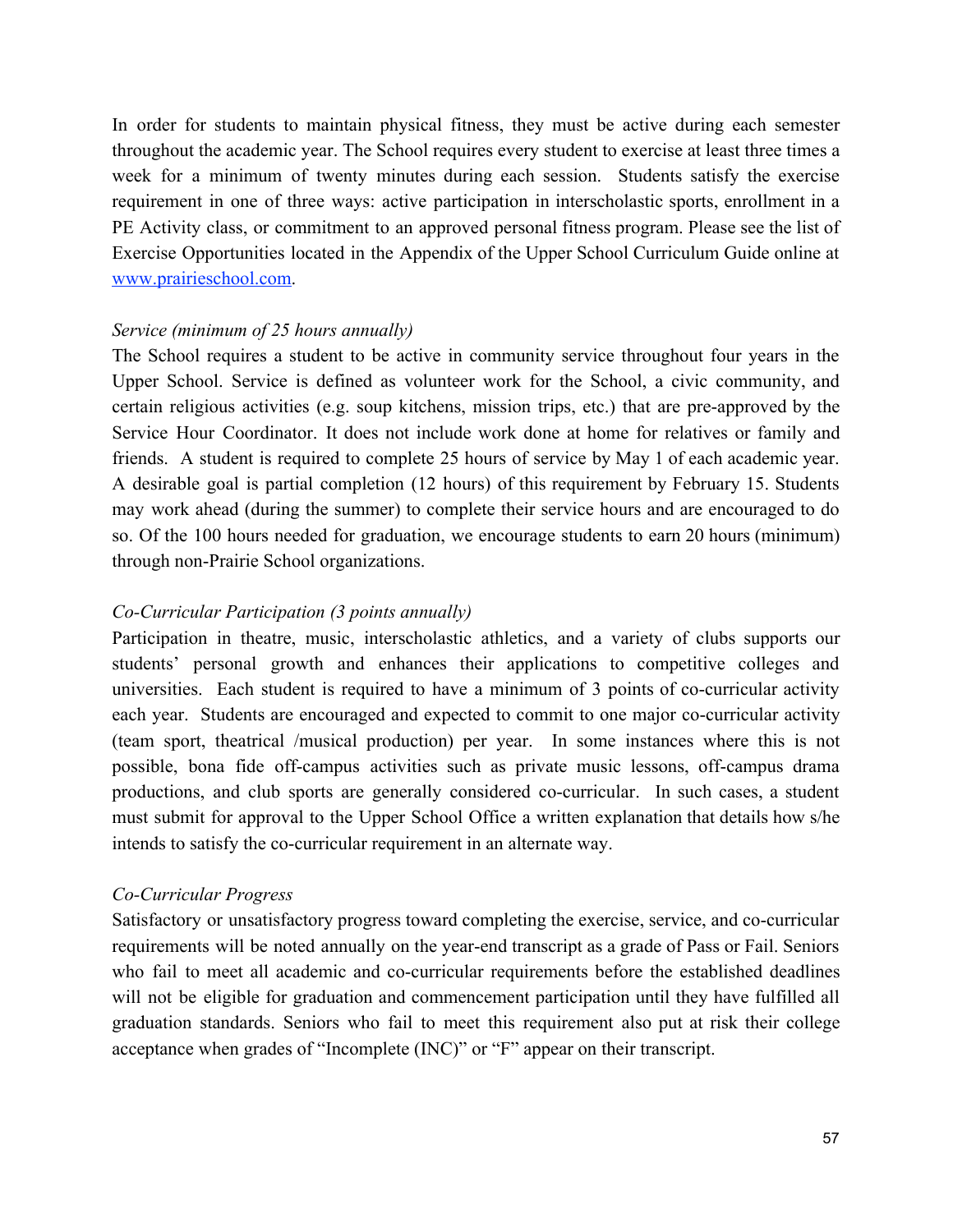In order for students to maintain physical fitness, they must be active during each semester throughout the academic year. The School requires every student to exercise at least three times a week for a minimum of twenty minutes during each session. Students satisfy the exercise requirement in one of three ways: active participation in interscholastic sports, enrollment in a PE Activity class, or commitment to an approved personal fitness program. Please see the list of Exercise Opportunities located in the Appendix of the Upper School Curriculum Guide online at [www.prairieschool.com](http://www.prairieschool.com).

*Service (minimum of 25 hours annually)*

The School requires a student to be active in community service throughout four years in the Upper School. Service is defined as volunteer work for the School, a civic community, and certain religious activities (e.g. soup kitchens, mission trips, etc.) that are pre-approved by the Service Hour Coordinator. It does not include work done at home for relatives or family and friends. A student is required to complete 25 hours of service by May 1 of each academic year. A desirable goal is partial completion (12 hours) of this requirement by February 15. Students may work ahead (during the summer) to complete their service hours and are encouraged to do so. Of the 100 hours needed for graduation, we encourage students to earn 20 hours (minimum) through non-Prairie School organizations.

*Co-Curricular Participation (3 points annually)*

Participation in theatre, music, interscholastic athletics, and a variety of clubs supports our students' personal growth and enhances their applications to competitive colleges and universities. Each student is required to have a minimum of 3 points of co-curricular activity each year. Students are encouraged and expected to commit to one major co-curricular activity (team sport, theatrical /musical production) per year. In some instances where this is not possible, bona fide off-campus activities such as private music lessons, off-campus drama productions, and club sports are generally considered co-curricular. In such cases, a student must submit for approval to the Upper School Office a written explanation that details how s/he intends to satisfy the co-curricular requirement in an alternate way.

*Co-Curricular Progress*

Satisfactory or unsatisfactory progress toward completing the exercise, service, and co-curricular requirements will be noted annually on the year-end transcript as a grade of Pass or Fail. Seniors who fail to meet all academic and co-curricular requirements before the established deadlines will not be eligible for graduation and commencement participation until they have fulfilled all graduation standards. Seniors who fail to meet this requirement also put at risk their college acceptance when grades of "Incomplete (INC)" or "F" appear on their transcript.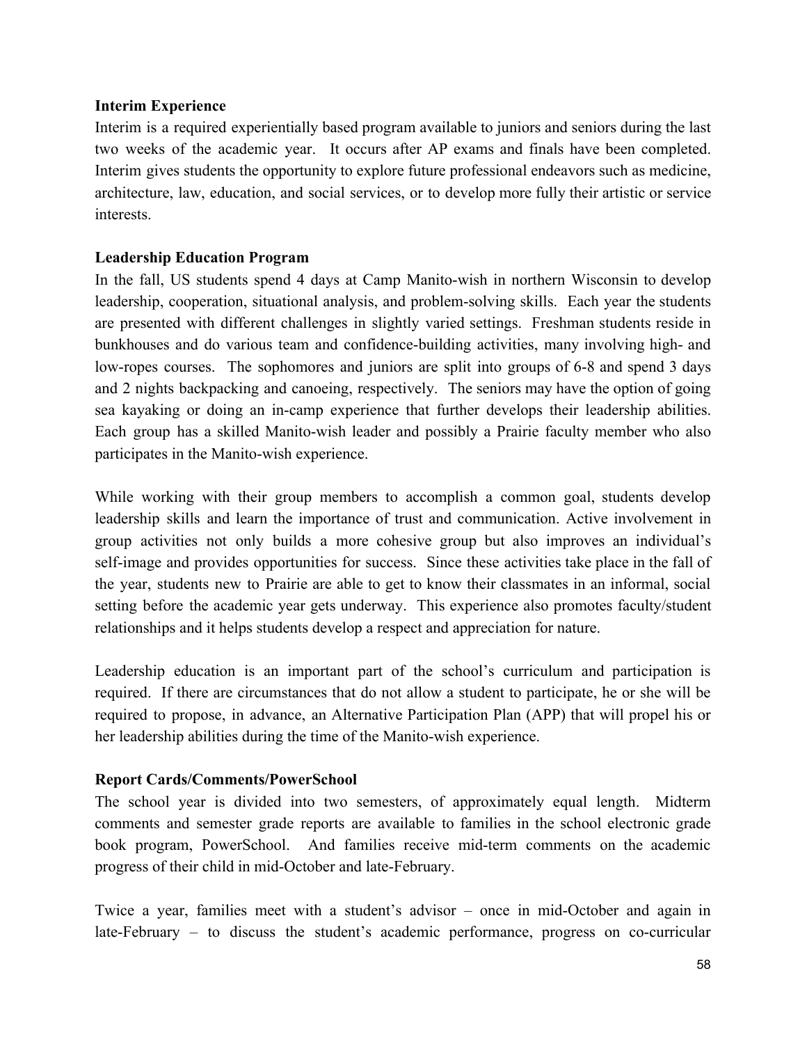**Interim Experience**

Interim is a required experientially based program available to juniors and seniors during the last two weeks of the academic year. It occurs after AP exams and finals have been completed. Interim gives students the opportunity to explore future professional endeavors such as medicine, architecture, law, education, and social services, or to develop more fully their artistic or service interests.

**Leadership Education Program**

In the fall, US students spend 4 days at Camp Manito-wish in northern Wisconsin to develop leadership, cooperation, situational analysis, and problem-solving skills. Each year the students are presented with different challenges in slightly varied settings. Freshman students reside in bunkhouses and do various team and confidence-building activities, many involving high- and low-ropes courses. The sophomores and juniors are split into groups of 6-8 and spend 3 days and 2 nights backpacking and canoeing, respectively. The seniors may have the option of going sea kayaking or doing an in-camp experience that further develops their leadership abilities. Each group has a skilled Manito-wish leader and possibly a Prairie faculty member who also participates in the Manito-wish experience.

While working with their group members to accomplish a common goal, students develop leadership skills and learn the importance of trust and communication. Active involvement in group activities not only builds a more cohesive group but also improves an individual's self-image and provides opportunities for success. Since these activities take place in the fall of the year, students new to Prairie are able to get to know their classmates in an informal, social setting before the academic year gets underway. This experience also promotes faculty/student relationships and it helps students develop a respect and appreciation for nature.

Leadership education is an important part of the school's curriculum and participation is required. If there are circumstances that do not allow a student to participate, he or she will be required to propose, in advance, an Alternative Participation Plan (APP) that will propel his or her leadership abilities during the time of the Manito-wish experience.

**Report Cards/Comments/PowerSchool**

The school year is divided into two semesters, of approximately equal length. Midterm comments and semester grade reports are available to families in the school electronic grade book program, PowerSchool. And families receive mid-term comments on the academic progress of their child in mid-October and late-February.

Twice a year, families meet with a student's advisor – once in mid-October and again in late-February – to discuss the student's academic performance, progress on co-curricular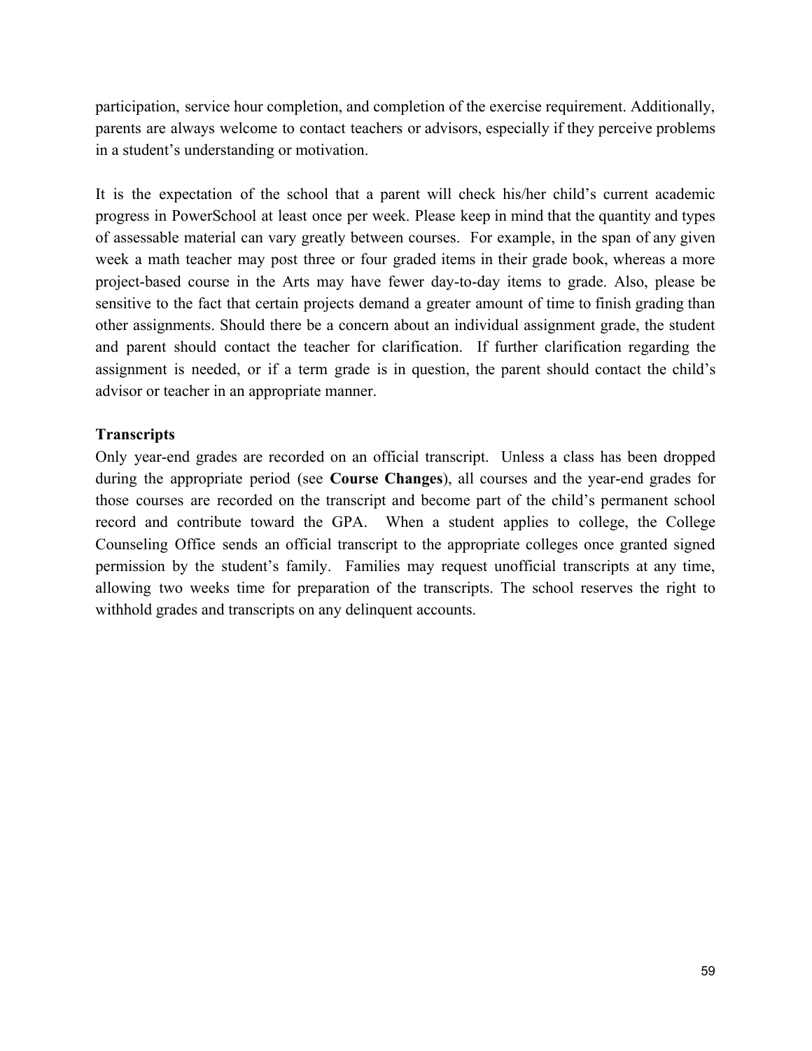participation, service hour completion, and completion of the exercise requirement. Additionally, parents are always welcome to contact teachers or advisors, especially if they perceive problems in a student's understanding or motivation.

It is the expectation of the school that a parent will check his/her child's current academic progress in PowerSchool at least once per week. Please keep in mind that the quantity and types of assessable material can vary greatly between courses. For example, in the span of any given week a math teacher may post three or four graded items in their grade book, whereas a more project-based course in the Arts may have fewer day-to-day items to grade. Also, please be sensitive to the fact that certain projects demand a greater amount of time to finish grading than other assignments. Should there be a concern about an individual assignment grade, the student and parent should contact the teacher for clarification. If further clarification regarding the assignment is needed, or if a term grade is in question, the parent should contact the child's advisor or teacher in an appropriate manner.

**Transcripts**

Only year-end grades are recorded on an official transcript. Unless a class has been dropped during the appropriate period (see **Course Changes**), all courses and the year-end grades for those courses are recorded on the transcript and become part of the child's permanent school record and contribute toward the GPA. When a student applies to college, the College Counseling Office sends an official transcript to the appropriate colleges once granted signed permission by the student's family. Families may request unofficial transcripts at any time, allowing two weeks time for preparation of the transcripts. The school reserves the right to withhold grades and transcripts on any delinquent accounts.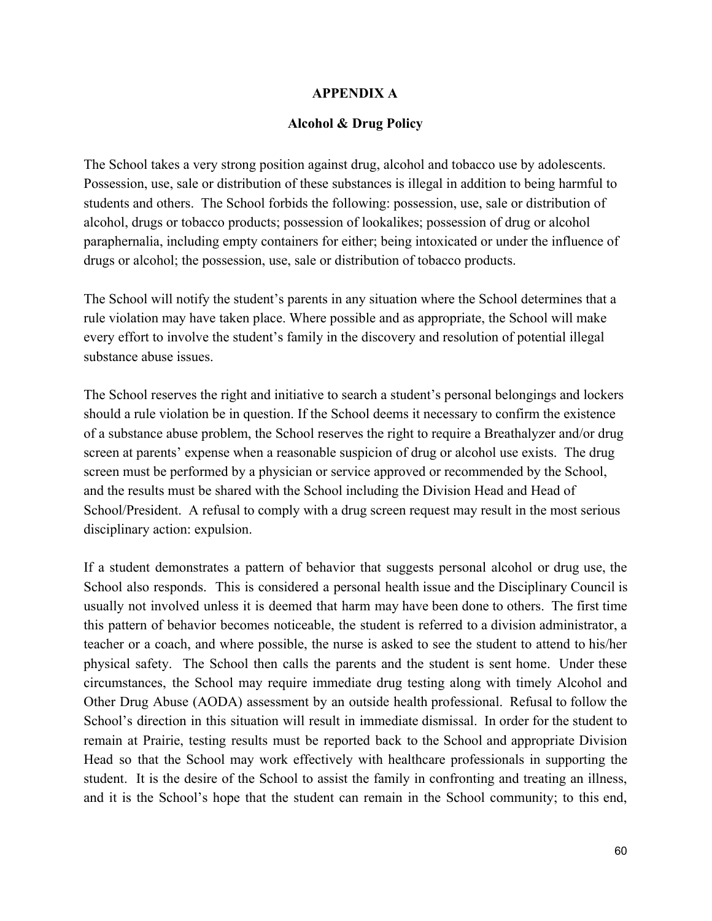## APPENDIX A

### Alcohol & Drug Policy

The School takes a very strong position against drug, alcohol and tobacco use by adolescents. Possession, use, sale or distribution of these substances is illegal in addition to being harmful to students and others. The School forbids the following: possession, use, sale or distribution of alcohol, drugs or tobacco products; possession of lookalikes; possession of drug or alcohol paraphernalia, including empty containers for either; being intoxicated or under the influence of drugs or alcohol; the possession, use, sale or distribution of tobacco products.

The School will notify the student's parents in any situation where the School determines that a rule violation may have taken place. Where possible and as appropriate, the School will make every effort to involve the student's family in the discovery and resolution of potential illegal substance abuse issues.

The School reserves the right and initiative to search a student's personal belongings and lockers should a rule violation be in question. If the School deems it necessary to confirm the existence of a substance abuse problem, the School reserves the right to require a Breathalyzer and/or drug screen at parents' expense when a reasonable suspicion of drug or alcohol use exists. The drug screen must be performed by a physician or service approved or recommended by the School, and the results must be shared with the School including the Division Head and Head of School/President. A refusal to comply with a drug screen request may result in the most serious disciplinary action: expulsion.

If a student demonstrates a pattern of behavior that suggests personal alcohol or drug use, the School also responds. This is considered a personal health issue and the Disciplinary Council is usually not involved unless it is deemed that harm may have been done to others. The first time this pattern of behavior becomes noticeable, the student is referred to a division administrator, a teacher or a coach, and where possible, the nurse is asked to see the student to attend to his/her physical safety. The School then calls the parents and the student is sent home. Under these circumstances, the School may require immediate drug testing along with timely Alcohol and Other Drug Abuse (AODA) assessment by an outside health professional. Refusal to follow the School's direction in this situation will result in immediate dismissal. In order for the student to remain at Prairie, testing results must be reported back to the School and appropriate Division Head so that the School may work effectively with healthcare professionals in supporting the student. It is the desire of the School to assist the family in confronting and treating an illness, and it is the School's hope that the student can remain in the School community; to this end,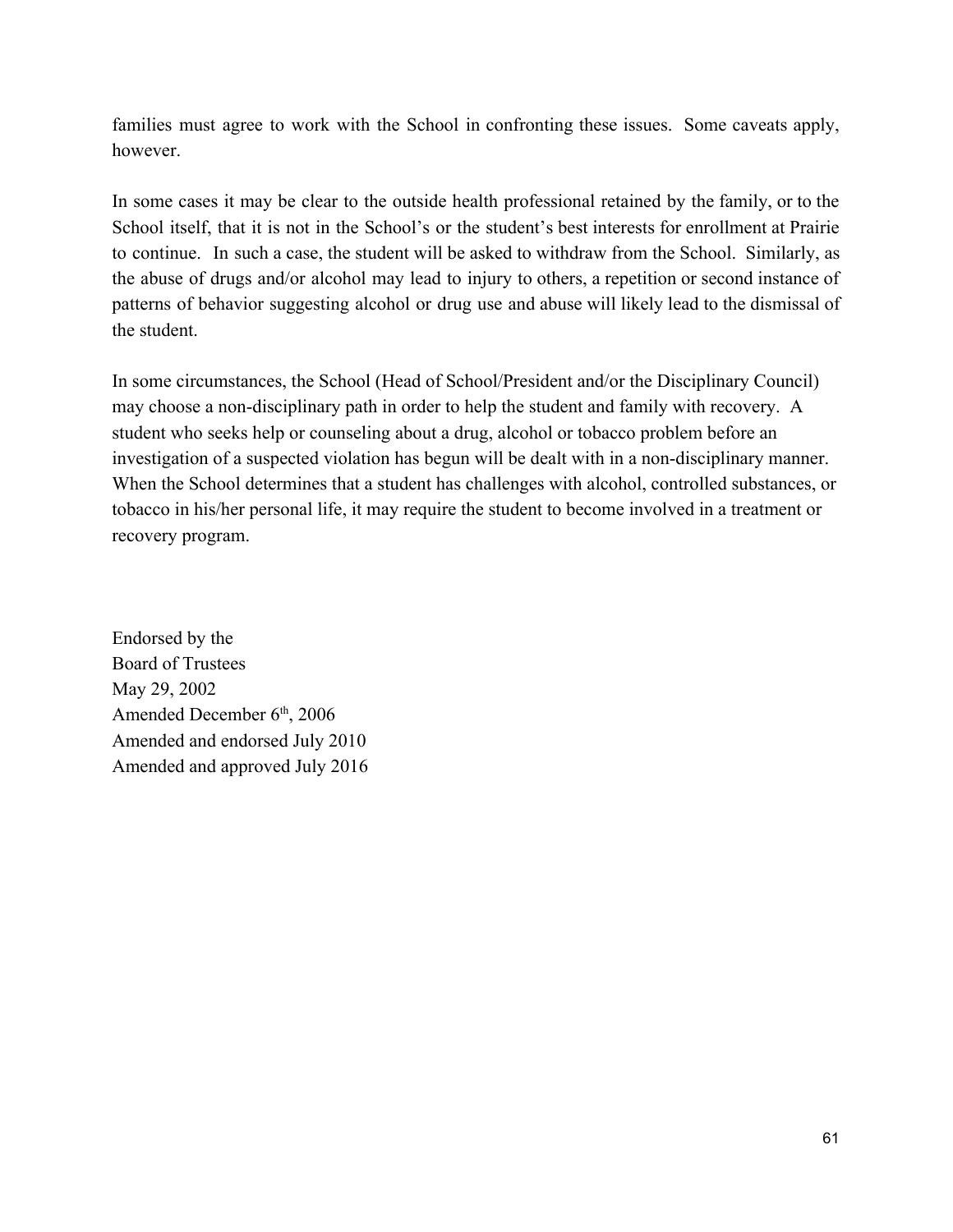families must agree to work with the School in confronting these issues. Some caveats apply, however.

In some cases it may be clear to the outside health professional retained by the family, or to the School itself, that it is not in the School's or the student's best interests for enrollment at Prairie to continue. In such a case, the student will be asked to withdraw from the School. Similarly, as the abuse of drugs and/or alcohol may lead to injury to others, a repetition or second instance of patterns of behavior suggesting alcohol or drug use and abuse will likely lead to the dismissal of the student.

In some circumstances, the School (Head of School/President and/or the Disciplinary Council) may choose a non-disciplinary path in order to help the student and family with recovery. A student who seeks help or counseling about a drug, alcohol or tobacco problem before an investigation of a suspected violation has begun will be dealt with in a non-disciplinary manner. When the School determines that a student has challenges with alcohol, controlled substances, or tobacco in his/her personal life, it may require the student to become involved in a treatment or recovery program.

Endorsed by the
Board of Trustees
May 29, 2002
Amended December 6th, 2006
Amended and endorsed July 2010
Amended and approved July 2016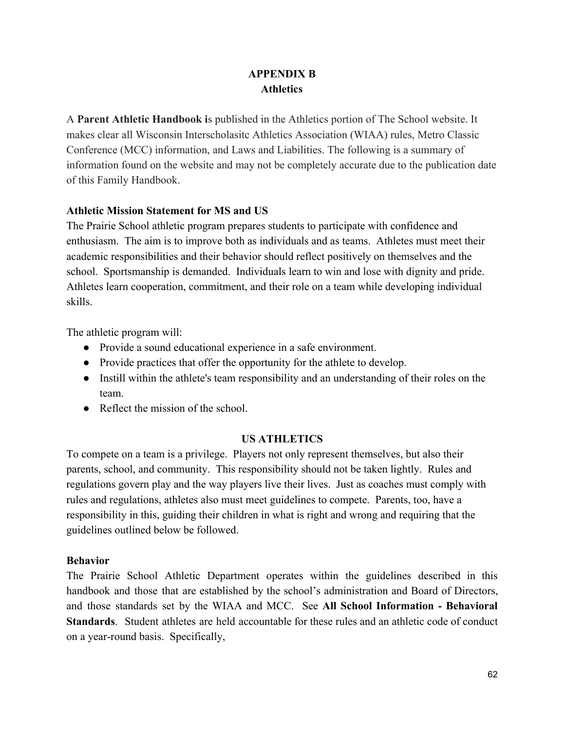## APPENDIX B
## Athletics

A **Parent Athletic Handbook i**s published in the Athletics portion of The School website. It makes clear all Wisconsin Interscholasitc Athletics Association (WIAA) rules, Metro Classic Conference (MCC) information, and Laws and Liabilities. The following is a summary of information found on the website and may not be completely accurate due to the publication date of this Family Handbook.

**Athletic Mission Statement for MS and US**

The Prairie School athletic program prepares students to participate with confidence and enthusiasm. The aim is to improve both as individuals and as teams. Athletes must meet their academic responsibilities and their behavior should reflect positively on themselves and the school. Sportsmanship is demanded. Individuals learn to win and lose with dignity and pride. Athletes learn cooperation, commitment, and their role on a team while developing individual skills.

The athletic program will:

- Provide a sound educational experience in a safe environment.
- Provide practices that offer the opportunity for the athlete to develop.
- Instill within the athlete's team responsibility and an understanding of their roles on the team.
- Reflect the mission of the school.

### US ATHLETICS

To compete on a team is a privilege. Players not only represent themselves, but also their parents, school, and community. This responsibility should not be taken lightly. Rules and regulations govern play and the way players live their lives. Just as coaches must comply with rules and regulations, athletes also must meet guidelines to compete. Parents, too, have a responsibility in this, guiding their children in what is right and wrong and requiring that the guidelines outlined below be followed.

**Behavior**

The Prairie School Athletic Department operates within the guidelines described in this handbook and those that are established by the school's administration and Board of Directors, and those standards set by the WIAA and MCC. See **All School Information - Behavioral Standards**. Student athletes are held accountable for these rules and an athletic code of conduct on a year-round basis. Specifically,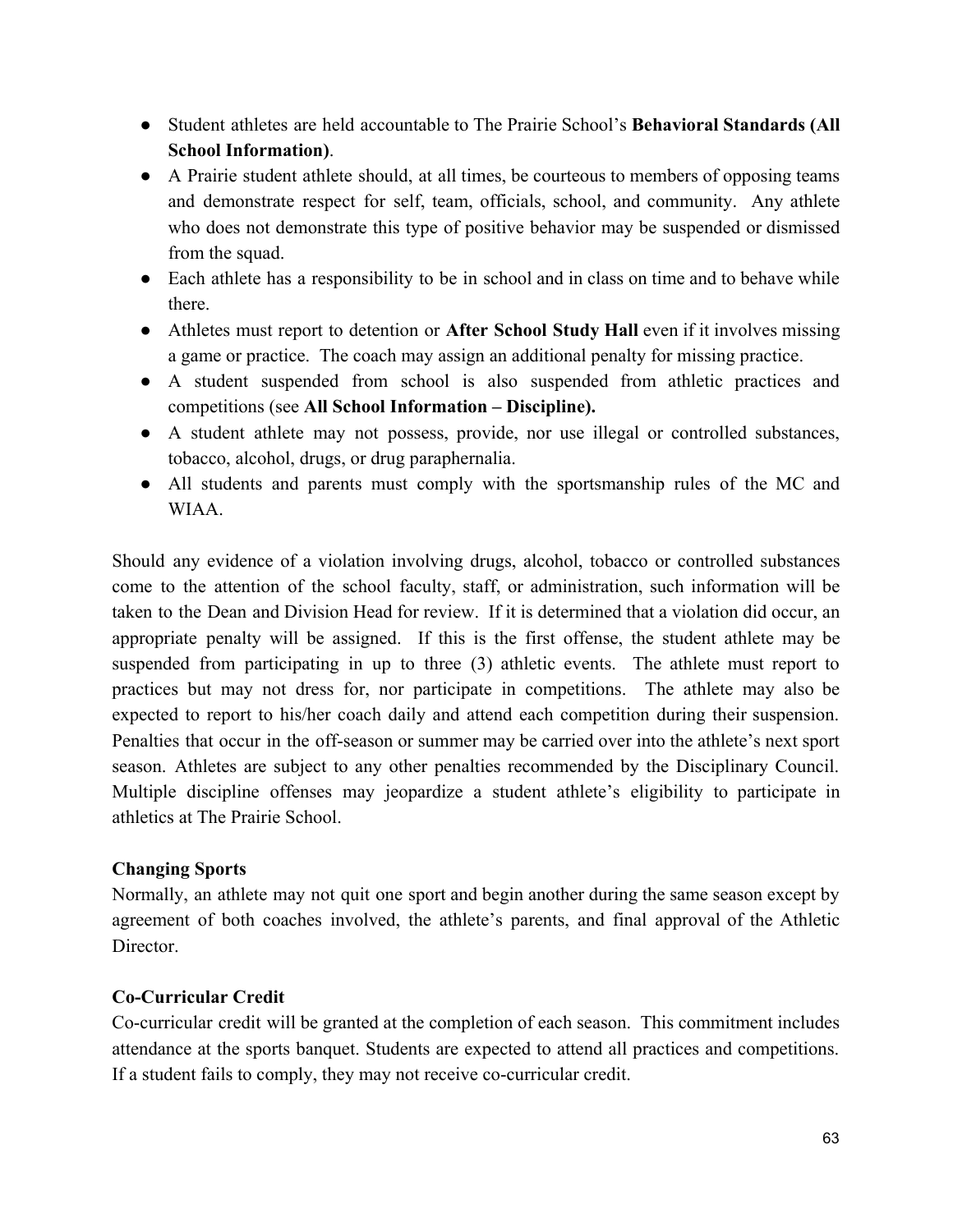- Student athletes are held accountable to The Prairie School's **Behavioral Standards (All School Information)**.
- A Prairie student athlete should, at all times, be courteous to members of opposing teams and demonstrate respect for self, team, officials, school, and community. Any athlete who does not demonstrate this type of positive behavior may be suspended or dismissed from the squad.
- Each athlete has a responsibility to be in school and in class on time and to behave while there.
- Athletes must report to detention or **After School Study Hall** even if it involves missing a game or practice. The coach may assign an additional penalty for missing practice.
- A student suspended from school is also suspended from athletic practices and competitions (see **All School Information – Discipline).**
- A student athlete may not possess, provide, nor use illegal or controlled substances, tobacco, alcohol, drugs, or drug paraphernalia.
- All students and parents must comply with the sportsmanship rules of the MC and WIAA.

Should any evidence of a violation involving drugs, alcohol, tobacco or controlled substances come to the attention of the school faculty, staff, or administration, such information will be taken to the Dean and Division Head for review. If it is determined that a violation did occur, an appropriate penalty will be assigned. If this is the first offense, the student athlete may be suspended from participating in up to three (3) athletic events. The athlete must report to practices but may not dress for, nor participate in competitions. The athlete may also be expected to report to his/her coach daily and attend each competition during their suspension. Penalties that occur in the off-season or summer may be carried over into the athlete's next sport season. Athletes are subject to any other penalties recommended by the Disciplinary Council. Multiple discipline offenses may jeopardize a student athlete's eligibility to participate in athletics at The Prairie School.

**Changing Sports**

Normally, an athlete may not quit one sport and begin another during the same season except by agreement of both coaches involved, the athlete's parents, and final approval of the Athletic Director.

**Co-Curricular Credit**

Co-curricular credit will be granted at the completion of each season. This commitment includes attendance at the sports banquet. Students are expected to attend all practices and competitions. If a student fails to comply, they may not receive co-curricular credit.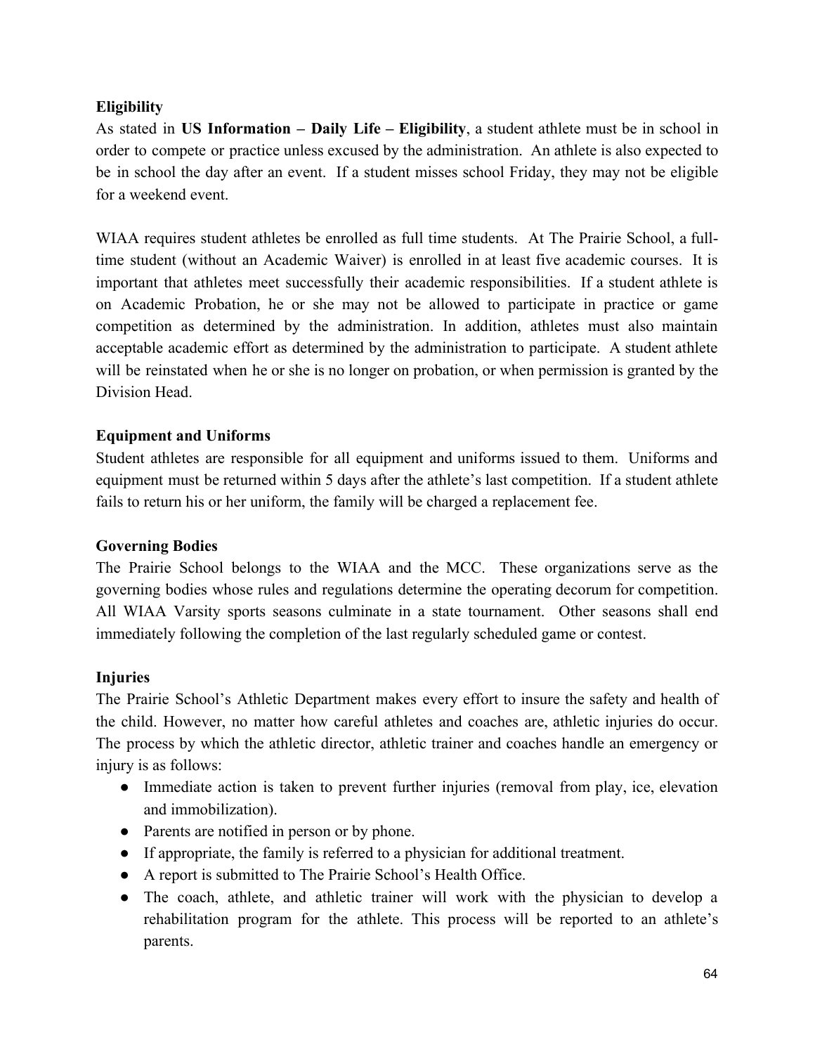## Eligibility

As stated in **US Information – Daily Life – Eligibility**, a student athlete must be in school in order to compete or practice unless excused by the administration. An athlete is also expected to be in school the day after an event. If a student misses school Friday, they may not be eligible for a weekend event.

WIAA requires student athletes be enrolled as full time students. At The Prairie School, a full-time student (without an Academic Waiver) is enrolled in at least five academic courses. It is important that athletes meet successfully their academic responsibilities. If a student athlete is on Academic Probation, he or she may not be allowed to participate in practice or game competition as determined by the administration. In addition, athletes must also maintain acceptable academic effort as determined by the administration to participate. A student athlete will be reinstated when he or she is no longer on probation, or when permission is granted by the Division Head.

## Equipment and Uniforms

Student athletes are responsible for all equipment and uniforms issued to them. Uniforms and equipment must be returned within 5 days after the athlete's last competition. If a student athlete fails to return his or her uniform, the family will be charged a replacement fee.

## Governing Bodies

The Prairie School belongs to the WIAA and the MCC. These organizations serve as the governing bodies whose rules and regulations determine the operating decorum for competition. All WIAA Varsity sports seasons culminate in a state tournament. Other seasons shall end immediately following the completion of the last regularly scheduled game or contest.

## Injuries

The Prairie School's Athletic Department makes every effort to insure the safety and health of the child. However, no matter how careful athletes and coaches are, athletic injuries do occur. The process by which the athletic director, athletic trainer and coaches handle an emergency or injury is as follows:

- Immediate action is taken to prevent further injuries (removal from play, ice, elevation and immobilization).
- Parents are notified in person or by phone.
- If appropriate, the family is referred to a physician for additional treatment.
- A report is submitted to The Prairie School's Health Office.
- The coach, athlete, and athletic trainer will work with the physician to develop a rehabilitation program for the athlete. This process will be reported to an athlete's parents.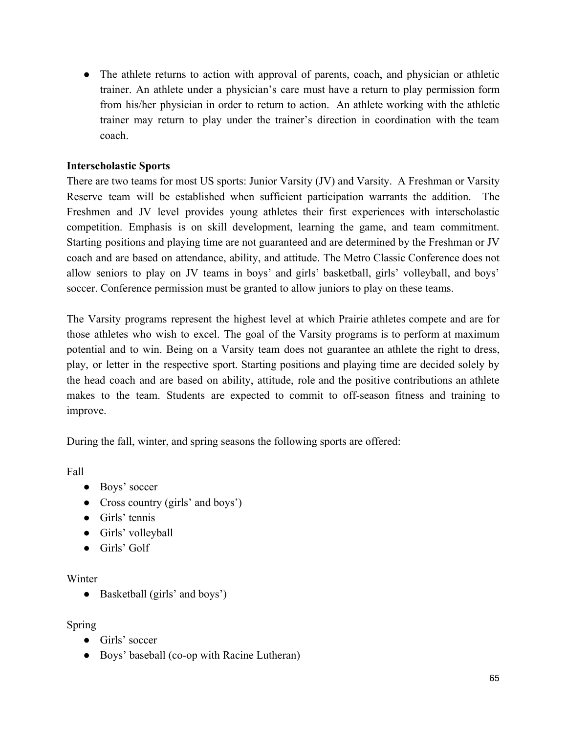- The athlete returns to action with approval of parents, coach, and physician or athletic trainer. An athlete under a physician's care must have a return to play permission form from his/her physician in order to return to action. An athlete working with the athletic trainer may return to play under the trainer's direction in coordination with the team coach.

**Interscholastic Sports**

There are two teams for most US sports: Junior Varsity (JV) and Varsity. A Freshman or Varsity Reserve team will be established when sufficient participation warrants the addition. The Freshmen and JV level provides young athletes their first experiences with interscholastic competition. Emphasis is on skill development, learning the game, and team commitment. Starting positions and playing time are not guaranteed and are determined by the Freshman or JV coach and are based on attendance, ability, and attitude. The Metro Classic Conference does not allow seniors to play on JV teams in boys' and girls' basketball, girls' volleyball, and boys' soccer. Conference permission must be granted to allow juniors to play on these teams.

The Varsity programs represent the highest level at which Prairie athletes compete and are for those athletes who wish to excel. The goal of the Varsity programs is to perform at maximum potential and to win. Being on a Varsity team does not guarantee an athlete the right to dress, play, or letter in the respective sport. Starting positions and playing time are decided solely by the head coach and are based on ability, attitude, role and the positive contributions an athlete makes to the team. Students are expected to commit to off-season fitness and training to improve.

During the fall, winter, and spring seasons the following sports are offered:

Fall

- Boys' soccer
- Cross country (girls' and boys')
- Girls' tennis
- Girls' volleyball
- Girls' Golf

Winter

- Basketball (girls' and boys')

Spring

- Girls' soccer
- Boys' baseball (co-op with Racine Lutheran)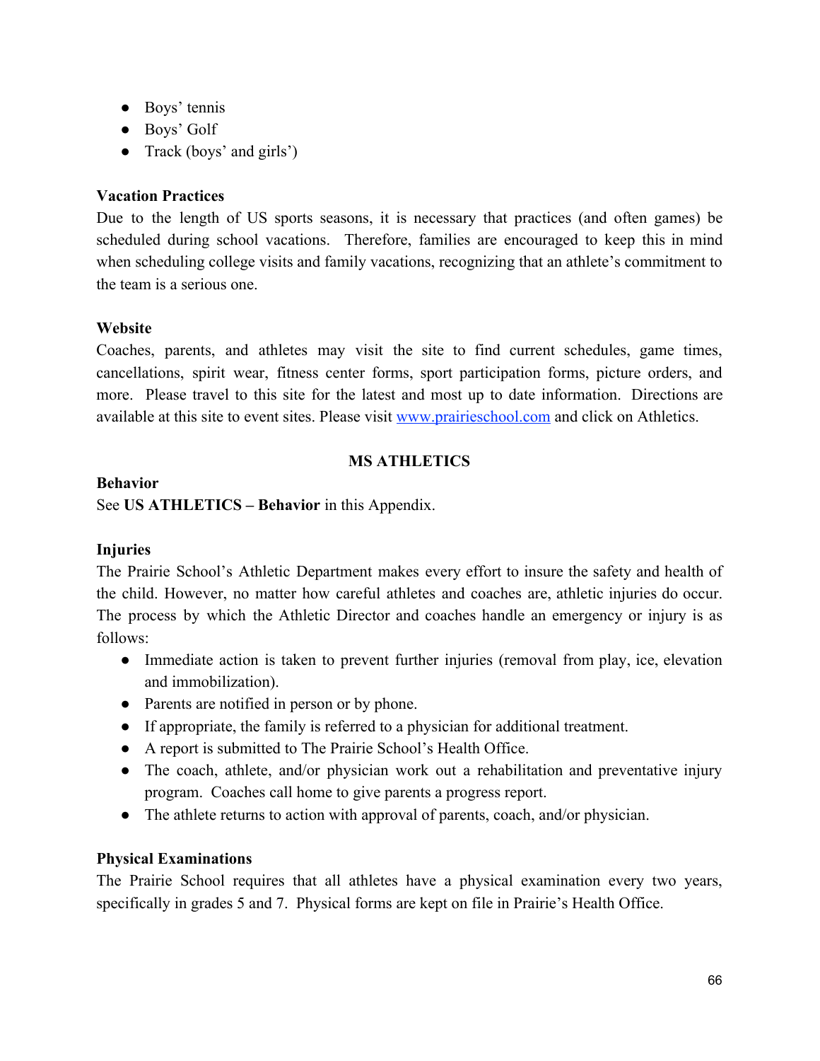- Boys' tennis
- Boys' Golf
- Track (boys' and girls')

**Vacation Practices**

Due to the length of US sports seasons, it is necessary that practices (and often games) be scheduled during school vacations. Therefore, families are encouraged to keep this in mind when scheduling college visits and family vacations, recognizing that an athlete's commitment to the team is a serious one.

**Website**

Coaches, parents, and athletes may visit the site to find current schedules, game times, cancellations, spirit wear, fitness center forms, sport participation forms, picture orders, and more. Please travel to this site for the latest and most up to date information. Directions are available at this site to event sites. Please visit [www.prairieschool.com](http://www.prairieschool.com) and click on Athletics.

## MS ATHLETICS

**Behavior**

See **US ATHLETICS – Behavior** in this Appendix.

**Injuries**

The Prairie School's Athletic Department makes every effort to insure the safety and health of the child. However, no matter how careful athletes and coaches are, athletic injuries do occur. The process by which the Athletic Director and coaches handle an emergency or injury is as follows:

- Immediate action is taken to prevent further injuries (removal from play, ice, elevation and immobilization).
- Parents are notified in person or by phone.
- If appropriate, the family is referred to a physician for additional treatment.
- A report is submitted to The Prairie School's Health Office.
- The coach, athlete, and/or physician work out a rehabilitation and preventative injury program. Coaches call home to give parents a progress report.
- The athlete returns to action with approval of parents, coach, and/or physician.

**Physical Examinations**

The Prairie School requires that all athletes have a physical examination every two years, specifically in grades 5 and 7. Physical forms are kept on file in Prairie's Health Office.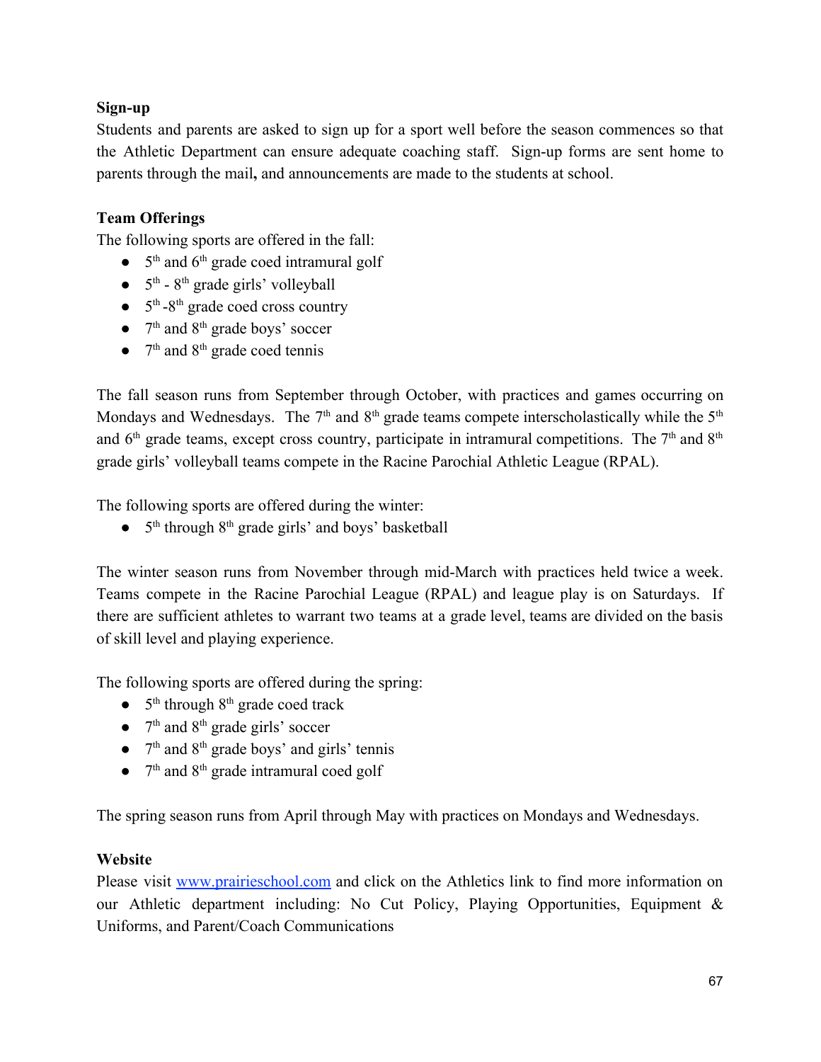**Sign-up**

Students and parents are asked to sign up for a sport well before the season commences so that the Athletic Department can ensure adequate coaching staff. Sign-up forms are sent home to parents through the mail**,** and announcements are made to the students at school.

**Team Offerings**

The following sports are offered in the fall:

- 5th and 6th grade coed intramural golf
- 5th - 8th grade girls' volleyball
- 5th -8th grade coed cross country
- 7th and 8th grade boys' soccer
- 7th and 8th grade coed tennis

The fall season runs from September through October, with practices and games occurring on Mondays and Wednesdays. The 7th and 8th grade teams compete interscholastically while the 5th and 6th grade teams, except cross country, participate in intramural competitions. The 7th and 8th grade girls' volleyball teams compete in the Racine Parochial Athletic League (RPAL).

The following sports are offered during the winter:

- 5th through 8th grade girls' and boys' basketball

The winter season runs from November through mid-March with practices held twice a week. Teams compete in the Racine Parochial League (RPAL) and league play is on Saturdays. If there are sufficient athletes to warrant two teams at a grade level, teams are divided on the basis of skill level and playing experience.

The following sports are offered during the spring:

- 5th through 8th grade coed track
- 7th and 8th grade girls' soccer
- 7th and 8th grade boys' and girls' tennis
- 7th and 8th grade intramural coed golf

The spring season runs from April through May with practices on Mondays and Wednesdays.

**Website**

Please visit [www.prairieschool.com](http://www.prairieschool.com) and click on the Athletics link to find more information on our Athletic department including: No Cut Policy, Playing Opportunities, Equipment & Uniforms, and Parent/Coach Communications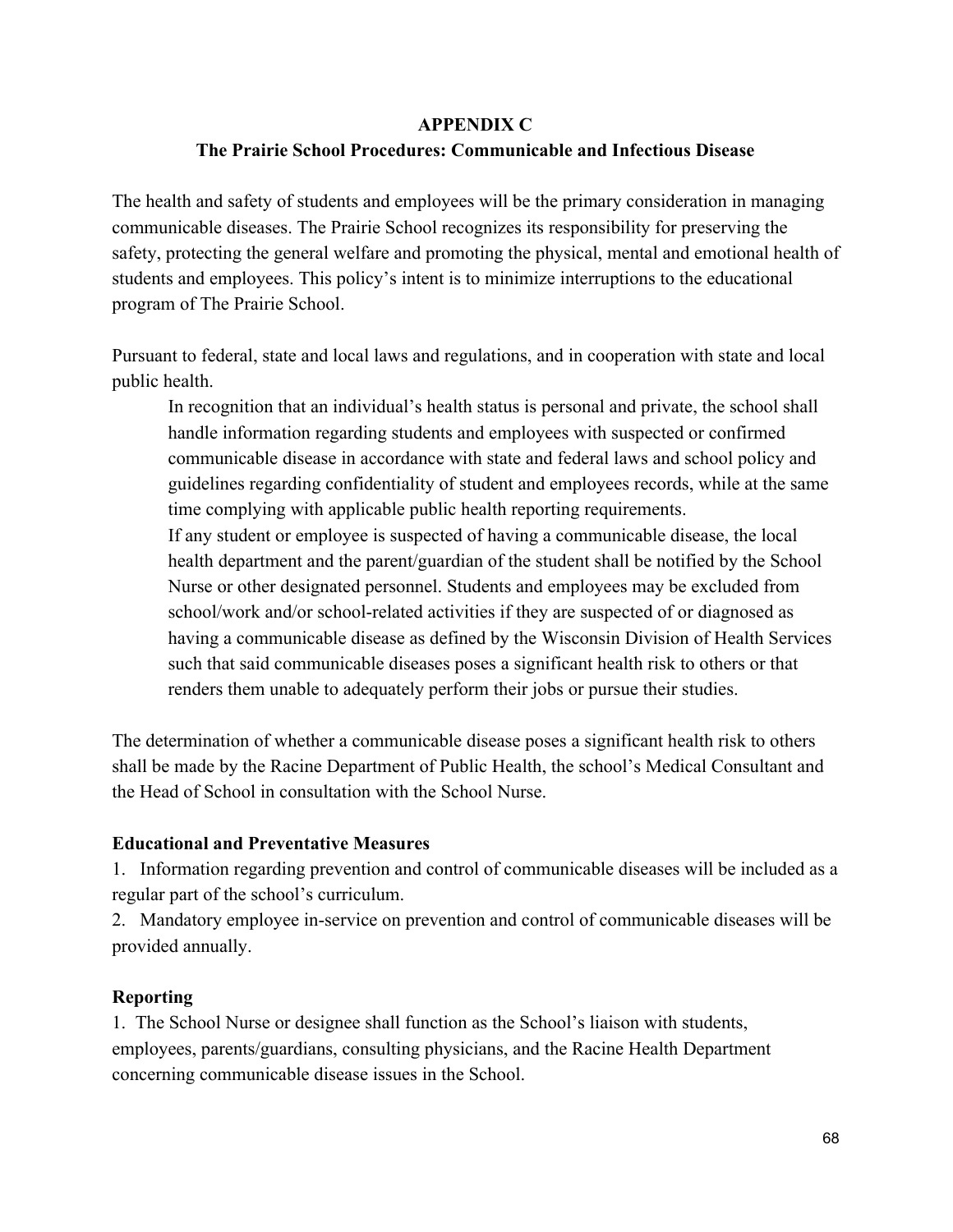**APPENDIX C**

**The Prairie School Procedures: Communicable and Infectious Disease**

The health and safety of students and employees will be the primary consideration in managing communicable diseases. The Prairie School recognizes its responsibility for preserving the safety, protecting the general welfare and promoting the physical, mental and emotional health of students and employees. This policy's intent is to minimize interruptions to the educational program of The Prairie School.

Pursuant to federal, state and local laws and regulations, and in cooperation with state and local public health.

> In recognition that an individual's health status is personal and private, the school shall handle information regarding students and employees with suspected or confirmed communicable disease in accordance with state and federal laws and school policy and guidelines regarding confidentiality of student and employees records, while at the same time complying with applicable public health reporting requirements.
>
> If any student or employee is suspected of having a communicable disease, the local health department and the parent/guardian of the student shall be notified by the School Nurse or other designated personnel. Students and employees may be excluded from school/work and/or school-related activities if they are suspected of or diagnosed as having a communicable disease as defined by the Wisconsin Division of Health Services such that said communicable diseases poses a significant health risk to others or that renders them unable to adequately perform their jobs or pursue their studies.

The determination of whether a communicable disease poses a significant health risk to others shall be made by the Racine Department of Public Health, the school's Medical Consultant and the Head of School in consultation with the School Nurse.

**Educational and Preventative Measures**

1. Information regarding prevention and control of communicable diseases will be included as a regular part of the school's curriculum.
2. Mandatory employee in-service on prevention and control of communicable diseases will be provided annually.

**Reporting**

1. The School Nurse or designee shall function as the School's liaison with students, employees, parents/guardians, consulting physicians, and the Racine Health Department concerning communicable disease issues in the School.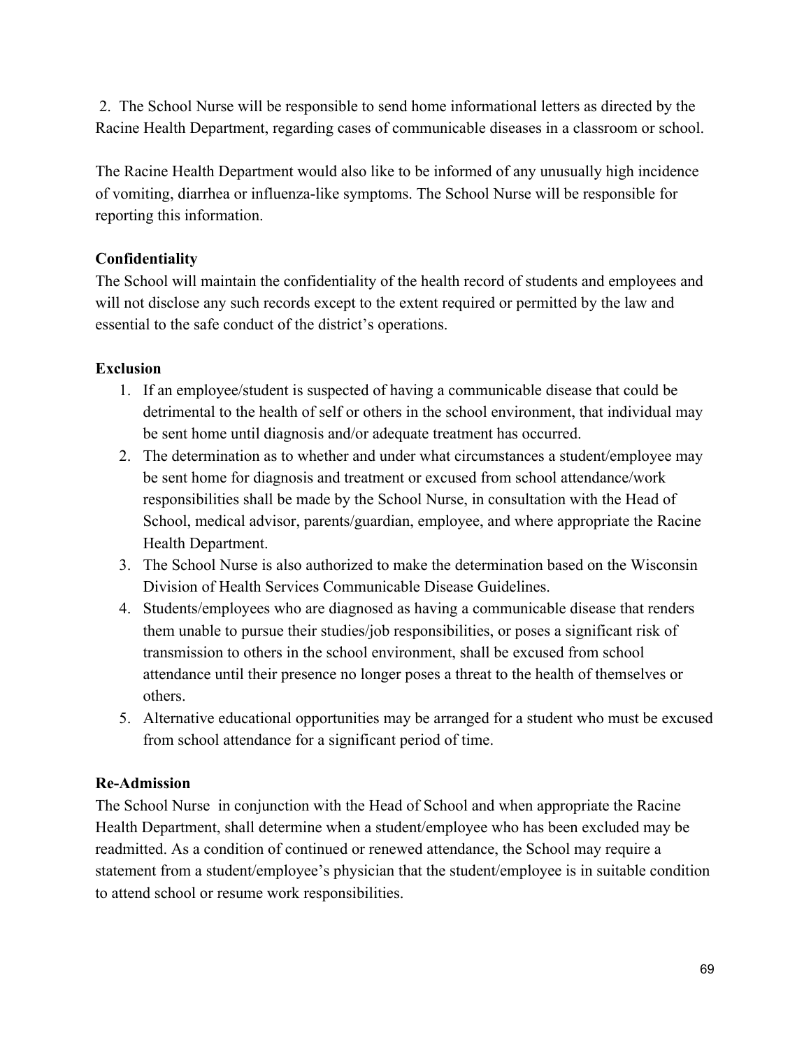2. The School Nurse will be responsible to send home informational letters as directed by the Racine Health Department, regarding cases of communicable diseases in a classroom or school.

The Racine Health Department would also like to be informed of any unusually high incidence of vomiting, diarrhea or influenza-like symptoms. The School Nurse will be responsible for reporting this information.

**Confidentiality**

The School will maintain the confidentiality of the health record of students and employees and will not disclose any such records except to the extent required or permitted by the law and essential to the safe conduct of the district's operations.

**Exclusion**

1. If an employee/student is suspected of having a communicable disease that could be detrimental to the health of self or others in the school environment, that individual may be sent home until diagnosis and/or adequate treatment has occurred.
2. The determination as to whether and under what circumstances a student/employee may be sent home for diagnosis and treatment or excused from school attendance/work responsibilities shall be made by the School Nurse, in consultation with the Head of School, medical advisor, parents/guardian, employee, and where appropriate the Racine Health Department.
3. The School Nurse is also authorized to make the determination based on the Wisconsin Division of Health Services Communicable Disease Guidelines.
4. Students/employees who are diagnosed as having a communicable disease that renders them unable to pursue their studies/job responsibilities, or poses a significant risk of transmission to others in the school environment, shall be excused from school attendance until their presence no longer poses a threat to the health of themselves or others.
5. Alternative educational opportunities may be arranged for a student who must be excused from school attendance for a significant period of time.

**Re-Admission**

The School Nurse in conjunction with the Head of School and when appropriate the Racine Health Department, shall determine when a student/employee who has been excluded may be readmitted. As a condition of continued or renewed attendance, the School may require a statement from a student/employee's physician that the student/employee is in suitable condition to attend school or resume work responsibilities.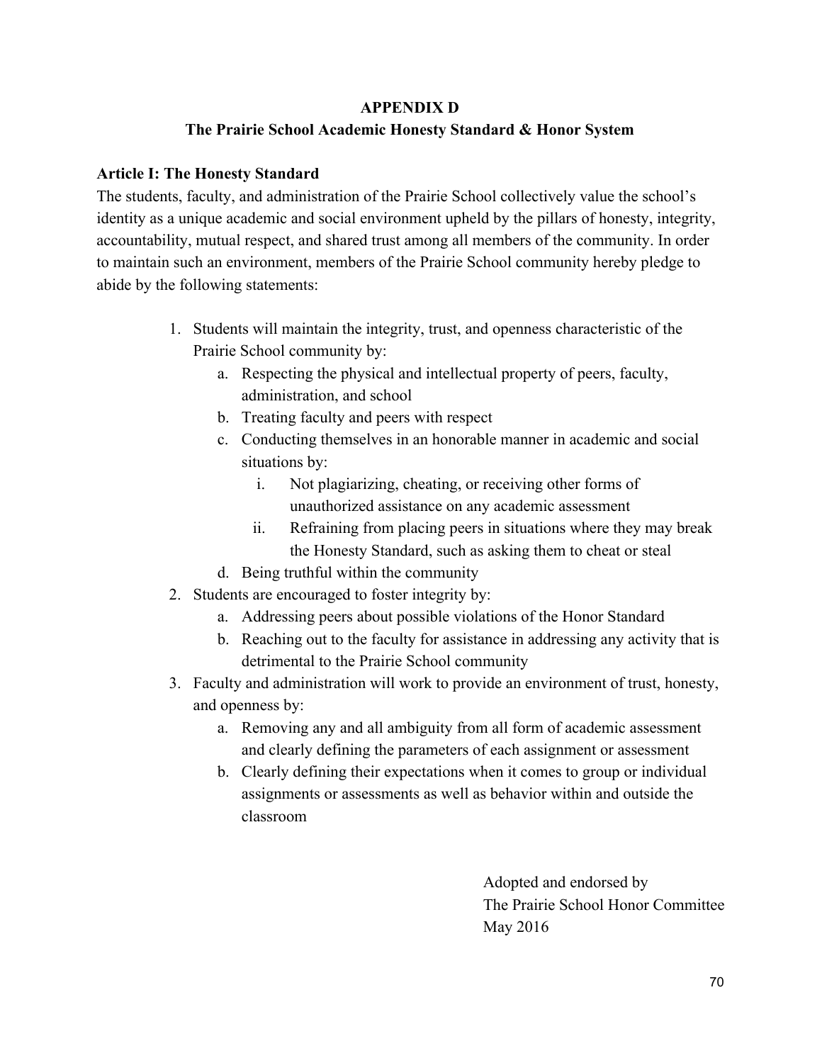# APPENDIX D

## The Prairie School Academic Honesty Standard & Honor System

### Article I: The Honesty Standard

The students, faculty, and administration of the Prairie School collectively value the school's identity as a unique academic and social environment upheld by the pillars of honesty, integrity, accountability, mutual respect, and shared trust among all members of the community. In order to maintain such an environment, members of the Prairie School community hereby pledge to abide by the following statements:

1. Students will maintain the integrity, trust, and openness characteristic of the Prairie School community by:
   a. Respecting the physical and intellectual property of peers, faculty, administration, and school
   b. Treating faculty and peers with respect
   c. Conducting themselves in an honorable manner in academic and social situations by:
      i. Not plagiarizing, cheating, or receiving other forms of unauthorized assistance on any academic assessment
      ii. Refraining from placing peers in situations where they may break the Honesty Standard, such as asking them to cheat or steal
   d. Being truthful within the community
2. Students are encouraged to foster integrity by:
   a. Addressing peers about possible violations of the Honor Standard
   b. Reaching out to the faculty for assistance in addressing any activity that is detrimental to the Prairie School community
3. Faculty and administration will work to provide an environment of trust, honesty, and openness by:
   a. Removing any and all ambiguity from all form of academic assessment and clearly defining the parameters of each assignment or assessment
   b. Clearly defining their expectations when it comes to group or individual assignments or assessments as well as behavior within and outside the classroom

Adopted and endorsed by
The Prairie School Honor Committee
May 2016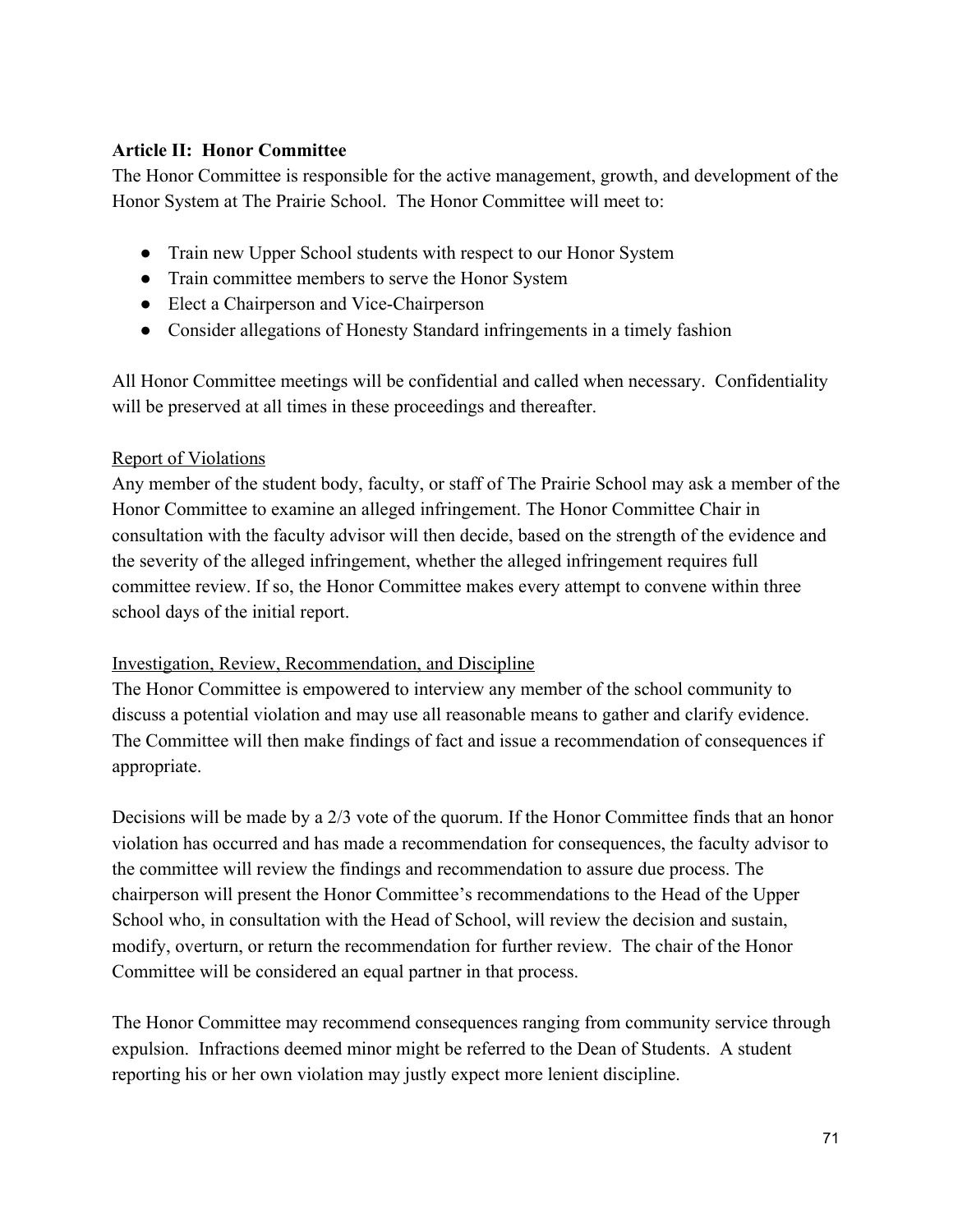**Article II: Honor Committee**

The Honor Committee is responsible for the active management, growth, and development of the Honor System at The Prairie School. The Honor Committee will meet to:

- Train new Upper School students with respect to our Honor System
- Train committee members to serve the Honor System
- Elect a Chairperson and Vice-Chairperson
- Consider allegations of Honesty Standard infringements in a timely fashion

All Honor Committee meetings will be confidential and called when necessary. Confidentiality will be preserved at all times in these proceedings and thereafter.

<u>Report of Violations</u>

Any member of the student body, faculty, or staff of The Prairie School may ask a member of the Honor Committee to examine an alleged infringement. The Honor Committee Chair in consultation with the faculty advisor will then decide, based on the strength of the evidence and the severity of the alleged infringement, whether the alleged infringement requires full committee review. If so, the Honor Committee makes every attempt to convene within three school days of the initial report.

<u>Investigation, Review, Recommendation, and Discipline</u>

The Honor Committee is empowered to interview any member of the school community to discuss a potential violation and may use all reasonable means to gather and clarify evidence. The Committee will then make findings of fact and issue a recommendation of consequences if appropriate.

Decisions will be made by a 2/3 vote of the quorum. If the Honor Committee finds that an honor violation has occurred and has made a recommendation for consequences, the faculty advisor to the committee will review the findings and recommendation to assure due process. The chairperson will present the Honor Committee's recommendations to the Head of the Upper School who, in consultation with the Head of School, will review the decision and sustain, modify, overturn, or return the recommendation for further review. The chair of the Honor Committee will be considered an equal partner in that process.

The Honor Committee may recommend consequences ranging from community service through expulsion. Infractions deemed minor might be referred to the Dean of Students. A student reporting his or her own violation may justly expect more lenient discipline.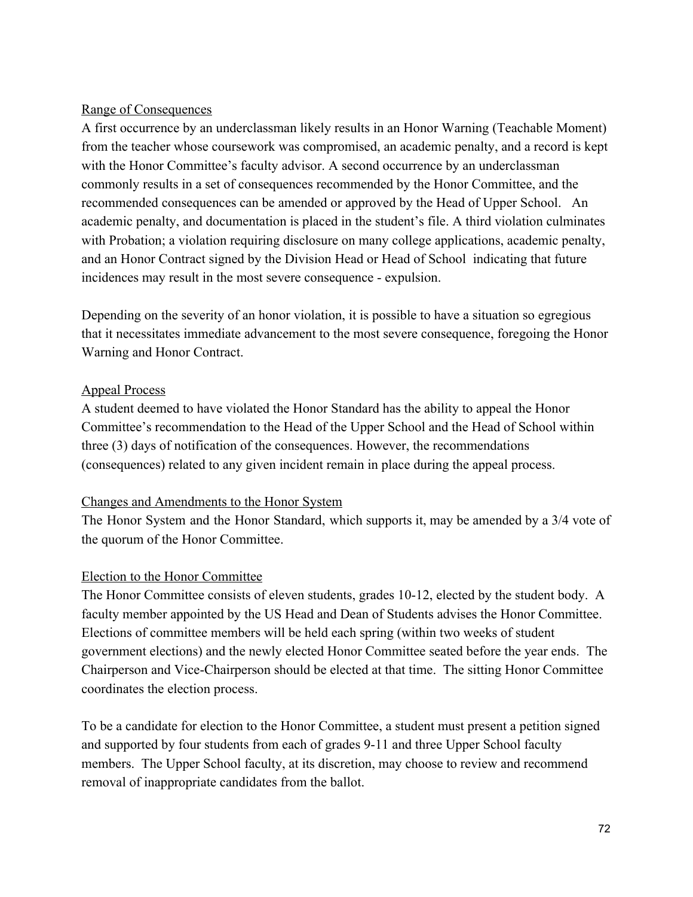Range of Consequences

A first occurrence by an underclassman likely results in an Honor Warning (Teachable Moment) from the teacher whose coursework was compromised, an academic penalty, and a record is kept with the Honor Committee's faculty advisor. A second occurrence by an underclassman commonly results in a set of consequences recommended by the Honor Committee, and the recommended consequences can be amended or approved by the Head of Upper School. An academic penalty, and documentation is placed in the student's file. A third violation culminates with Probation; a violation requiring disclosure on many college applications, academic penalty, and an Honor Contract signed by the Division Head or Head of School indicating that future incidences may result in the most severe consequence - expulsion.

Depending on the severity of an honor violation, it is possible to have a situation so egregious that it necessitates immediate advancement to the most severe consequence, foregoing the Honor Warning and Honor Contract.

Appeal Process

A student deemed to have violated the Honor Standard has the ability to appeal the Honor Committee's recommendation to the Head of the Upper School and the Head of School within three (3) days of notification of the consequences. However, the recommendations (consequences) related to any given incident remain in place during the appeal process.

Changes and Amendments to the Honor System

The Honor System and the Honor Standard, which supports it, may be amended by a 3/4 vote of the quorum of the Honor Committee.

Election to the Honor Committee

The Honor Committee consists of eleven students, grades 10-12, elected by the student body. A faculty member appointed by the US Head and Dean of Students advises the Honor Committee. Elections of committee members will be held each spring (within two weeks of student government elections) and the newly elected Honor Committee seated before the year ends. The Chairperson and Vice-Chairperson should be elected at that time. The sitting Honor Committee coordinates the election process.

To be a candidate for election to the Honor Committee, a student must present a petition signed and supported by four students from each of grades 9-11 and three Upper School faculty members. The Upper School faculty, at its discretion, may choose to review and recommend removal of inappropriate candidates from the ballot.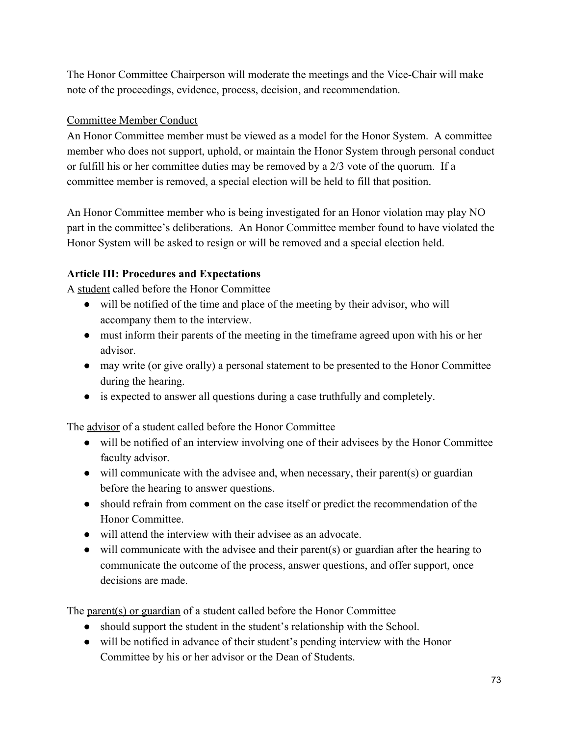The Honor Committee Chairperson will moderate the meetings and the Vice-Chair will make note of the proceedings, evidence, process, decision, and recommendation.

<u>Committee Member Conduct</u>

An Honor Committee member must be viewed as a model for the Honor System. A committee member who does not support, uphold, or maintain the Honor System through personal conduct or fulfill his or her committee duties may be removed by a 2/3 vote of the quorum. If a committee member is removed, a special election will be held to fill that position.

An Honor Committee member who is being investigated for an Honor violation may play NO part in the committee's deliberations. An Honor Committee member found to have violated the Honor System will be asked to resign or will be removed and a special election held.

**Article III: Procedures and Expectations**

A <u>student</u> called before the Honor Committee

- will be notified of the time and place of the meeting by their advisor, who will accompany them to the interview.
- must inform their parents of the meeting in the timeframe agreed upon with his or her advisor.
- may write (or give orally) a personal statement to be presented to the Honor Committee during the hearing.
- is expected to answer all questions during a case truthfully and completely.

The <u>advisor</u> of a student called before the Honor Committee

- will be notified of an interview involving one of their advisees by the Honor Committee faculty advisor.
- will communicate with the advisee and, when necessary, their parent(s) or guardian before the hearing to answer questions.
- should refrain from comment on the case itself or predict the recommendation of the Honor Committee.
- will attend the interview with their advisee as an advocate.
- will communicate with the advisee and their parent(s) or guardian after the hearing to communicate the outcome of the process, answer questions, and offer support, once decisions are made.

The <u>parent(s) or guardian</u> of a student called before the Honor Committee

- should support the student in the student's relationship with the School.
- will be notified in advance of their student's pending interview with the Honor Committee by his or her advisor or the Dean of Students.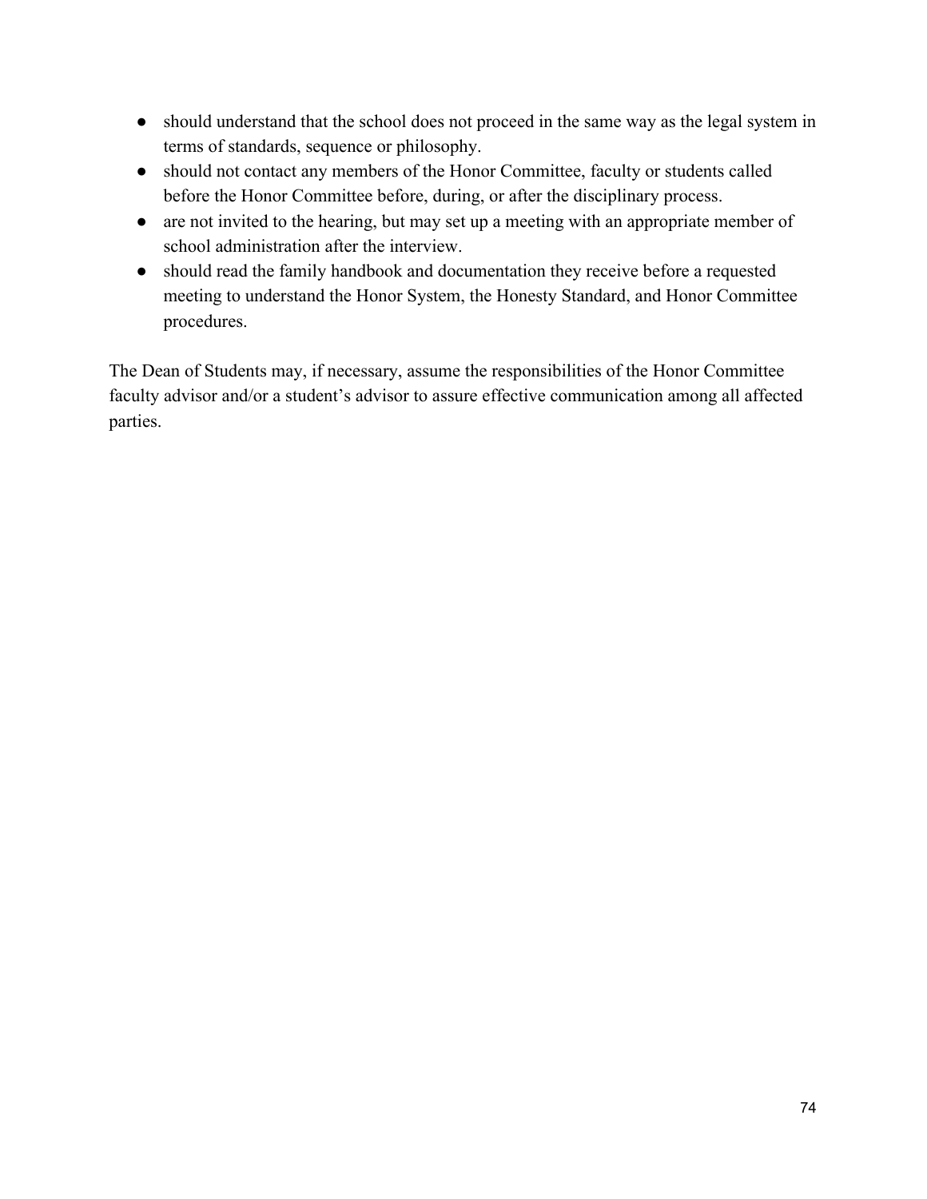- should understand that the school does not proceed in the same way as the legal system in terms of standards, sequence or philosophy.
- should not contact any members of the Honor Committee, faculty or students called before the Honor Committee before, during, or after the disciplinary process.
- are not invited to the hearing, but may set up a meeting with an appropriate member of school administration after the interview.
- should read the family handbook and documentation they receive before a requested meeting to understand the Honor System, the Honesty Standard, and Honor Committee procedures.

The Dean of Students may, if necessary, assume the responsibilities of the Honor Committee faculty advisor and/or a student's advisor to assure effective communication among all affected parties.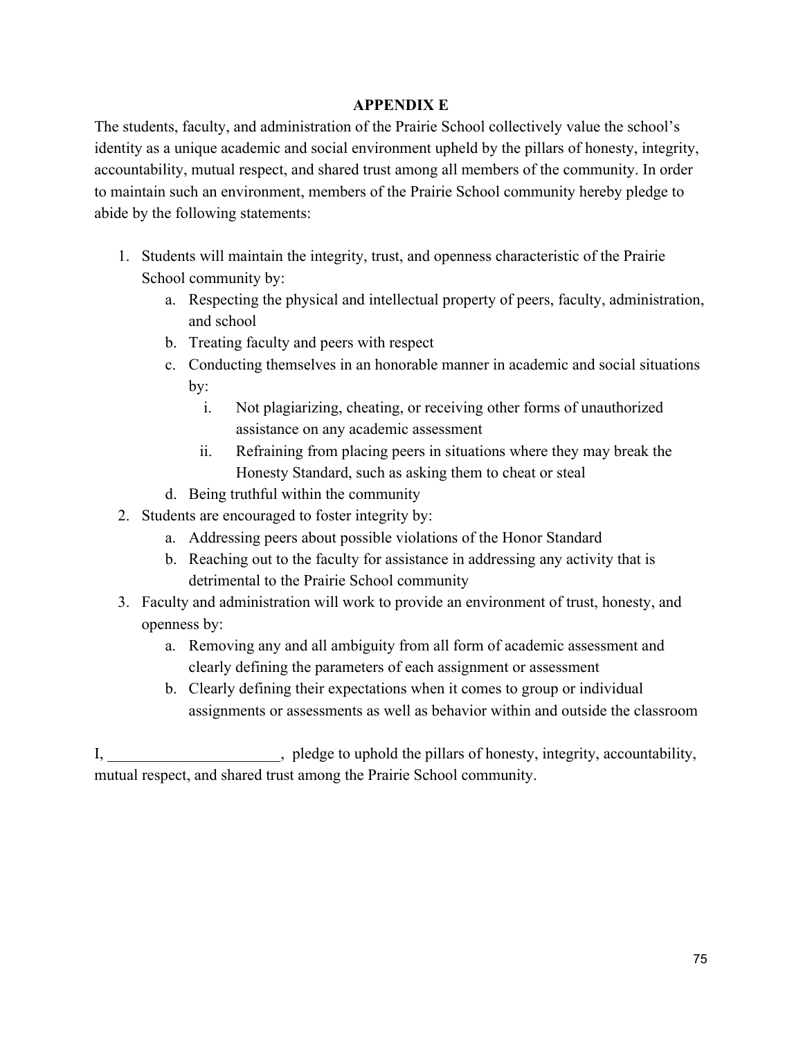**APPENDIX E**

The students, faculty, and administration of the Prairie School collectively value the school's identity as a unique academic and social environment upheld by the pillars of honesty, integrity, accountability, mutual respect, and shared trust among all members of the community. In order to maintain such an environment, members of the Prairie School community hereby pledge to abide by the following statements:

1. Students will maintain the integrity, trust, and openness characteristic of the Prairie School community by:
    a. Respecting the physical and intellectual property of peers, faculty, administration, and school
    b. Treating faculty and peers with respect
    c. Conducting themselves in an honorable manner in academic and social situations by:
        i. Not plagiarizing, cheating, or receiving other forms of unauthorized assistance on any academic assessment
        ii. Refraining from placing peers in situations where they may break the Honesty Standard, such as asking them to cheat or steal
    d. Being truthful within the community
2. Students are encouraged to foster integrity by:
    a. Addressing peers about possible violations of the Honor Standard
    b. Reaching out to the faculty for assistance in addressing any activity that is detrimental to the Prairie School community
3. Faculty and administration will work to provide an environment of trust, honesty, and openness by:
    a. Removing any and all ambiguity from all form of academic assessment and clearly defining the parameters of each assignment or assessment
    b. Clearly defining their expectations when it comes to group or individual assignments or assessments as well as behavior within and outside the classroom

I, ______________________, pledge to uphold the pillars of honesty, integrity, accountability, mutual respect, and shared trust among the Prairie School community.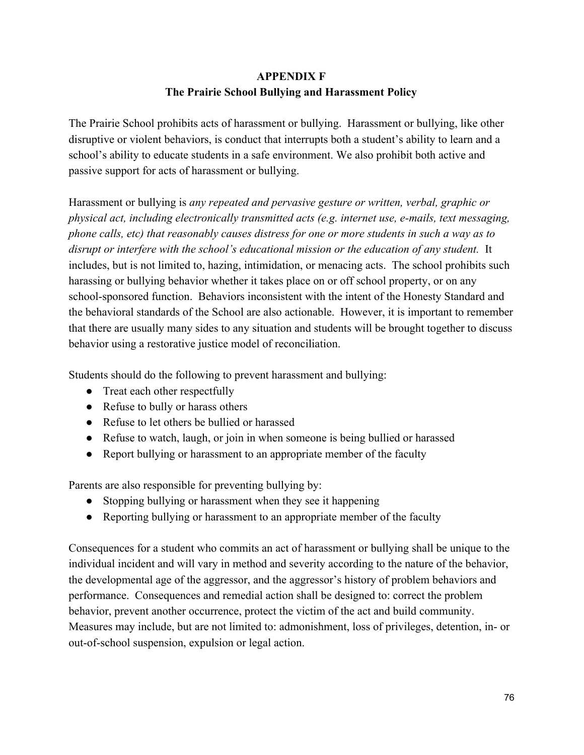## APPENDIX F
## The Prairie School Bullying and Harassment Policy

The Prairie School prohibits acts of harassment or bullying. Harassment or bullying, like other disruptive or violent behaviors, is conduct that interrupts both a student's ability to learn and a school's ability to educate students in a safe environment. We also prohibit both active and passive support for acts of harassment or bullying.

Harassment or bullying is *any repeated and pervasive gesture or written, verbal, graphic or physical act, including electronically transmitted acts (e.g. internet use, e-mails, text messaging, phone calls, etc) that reasonably causes distress for one or more students in such a way as to disrupt or interfere with the school's educational mission or the education of any student.* It includes, but is not limited to, hazing, intimidation, or menacing acts. The school prohibits such harassing or bullying behavior whether it takes place on or off school property, or on any school-sponsored function. Behaviors inconsistent with the intent of the Honesty Standard and the behavioral standards of the School are also actionable. However, it is important to remember that there are usually many sides to any situation and students will be brought together to discuss behavior using a restorative justice model of reconciliation.

Students should do the following to prevent harassment and bullying:

- Treat each other respectfully
- Refuse to bully or harass others
- Refuse to let others be bullied or harassed
- Refuse to watch, laugh, or join in when someone is being bullied or harassed
- Report bullying or harassment to an appropriate member of the faculty

Parents are also responsible for preventing bullying by:

- Stopping bullying or harassment when they see it happening
- Reporting bullying or harassment to an appropriate member of the faculty

Consequences for a student who commits an act of harassment or bullying shall be unique to the individual incident and will vary in method and severity according to the nature of the behavior, the developmental age of the aggressor, and the aggressor's history of problem behaviors and performance. Consequences and remedial action shall be designed to: correct the problem behavior, prevent another occurrence, protect the victim of the act and build community. Measures may include, but are not limited to: admonishment, loss of privileges, detention, in- or out-of-school suspension, expulsion or legal action.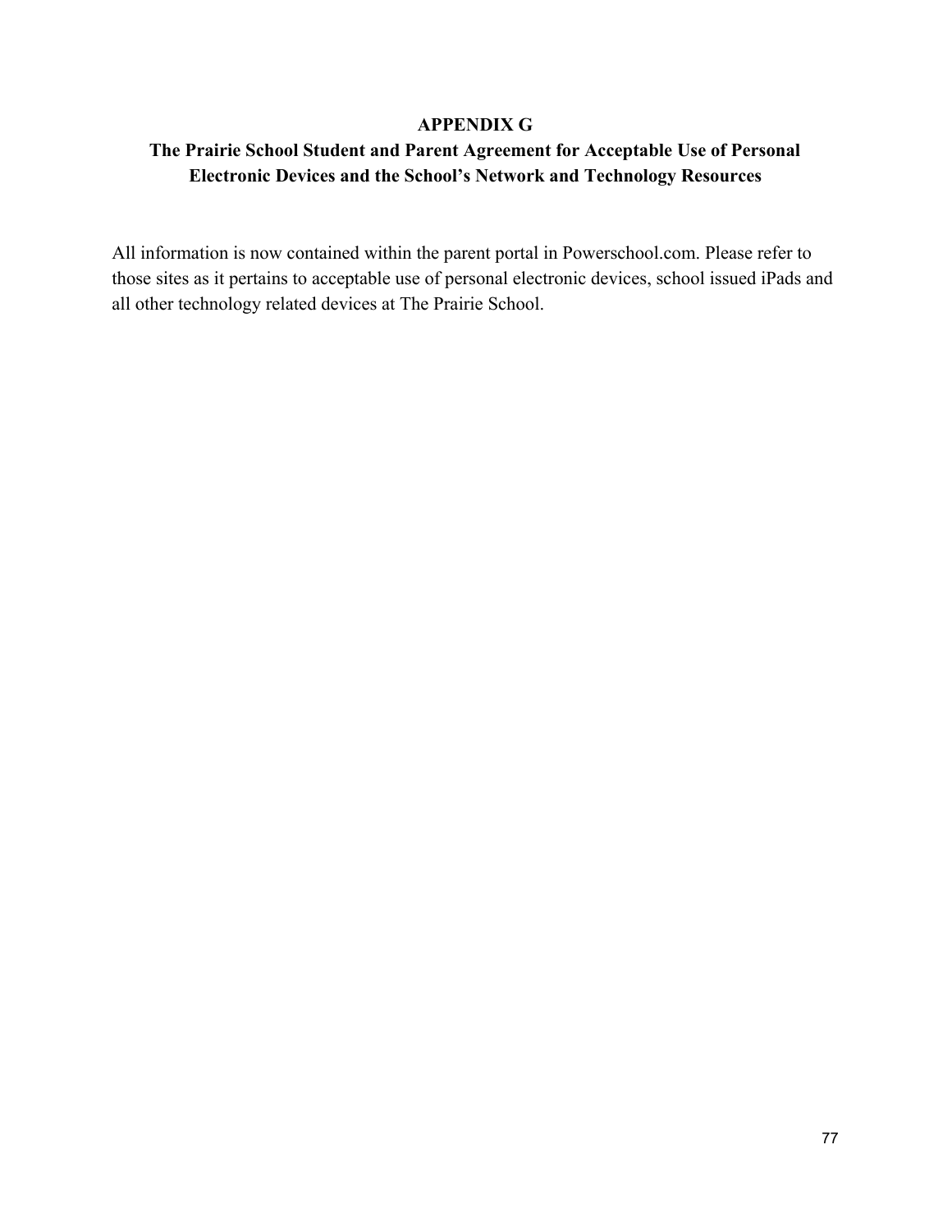# APPENDIX G

## The Prairie School Student and Parent Agreement for Acceptable Use of Personal Electronic Devices and the School's Network and Technology Resources

All information is now contained within the parent portal in Powerschool.com. Please refer to those sites as it pertains to acceptable use of personal electronic devices, school issued iPads and all other technology related devices at The Prairie School.